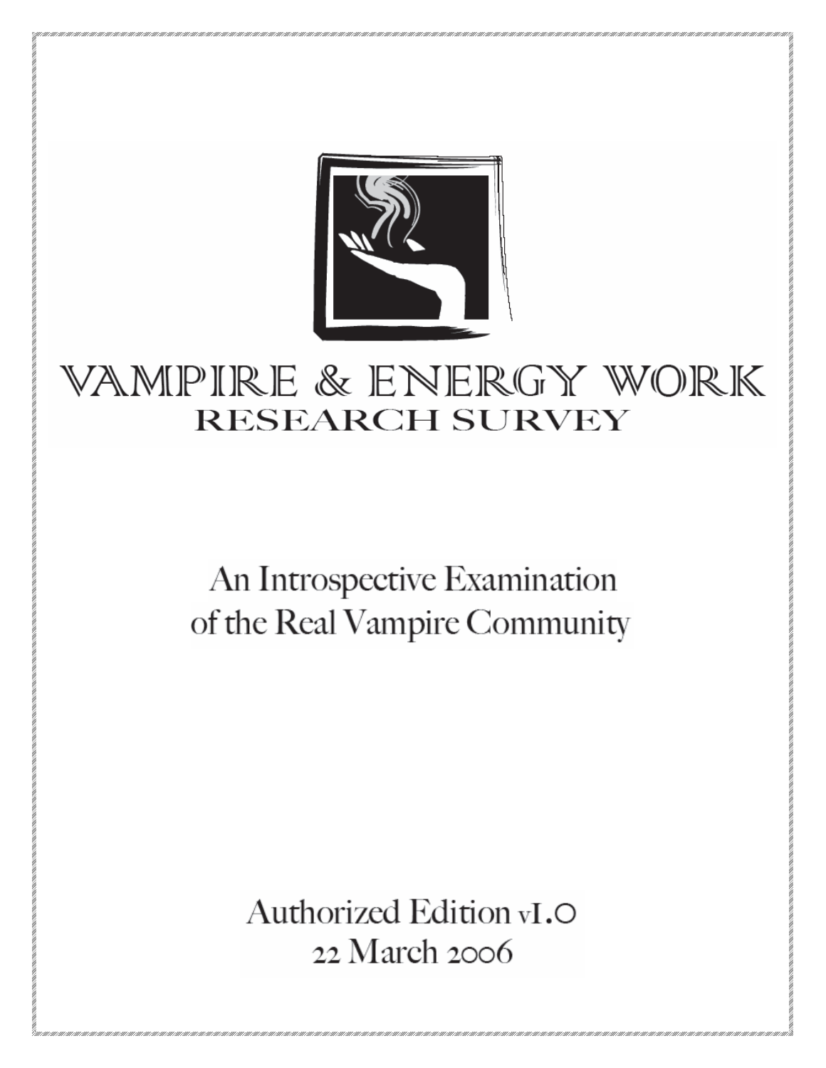# VAMPIRE & ENERGY WORK
## RESEARCH SURVEY

An Introspective Examination of the Real Vampire Community

Authorized Edition v1.0
22 March 2006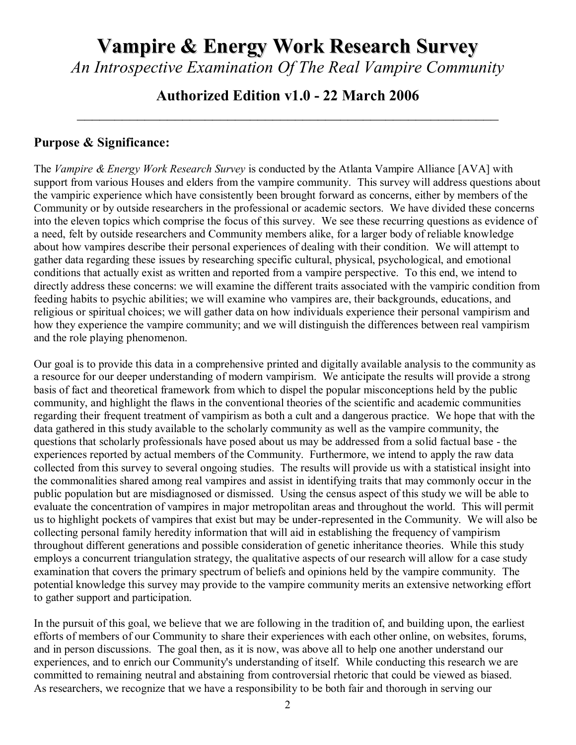# Vampire & Energy Work Research Survey

*An Introspective Examination Of The Real Vampire Community*

## Authorized Edition v1.0 - 22 March 2006

---

### Purpose & Significance:

The *Vampire & Energy Work Research Survey* is conducted by the Atlanta Vampire Alliance [AVA] with support from various Houses and elders from the vampire community. This survey will address questions about the vampiric experience which have consistently been brought forward as concerns, either by members of the Community or by outside researchers in the professional or academic sectors. We have divided these concerns into the eleven topics which comprise the focus of this survey. We see these recurring questions as evidence of a need, felt by outside researchers and Community members alike, for a larger body of reliable knowledge about how vampires describe their personal experiences of dealing with their condition. We will attempt to gather data regarding these issues by researching specific cultural, physical, psychological, and emotional conditions that actually exist as written and reported from a vampire perspective. To this end, we intend to directly address these concerns: we will examine the different traits associated with the vampiric condition from feeding habits to psychic abilities; we will examine who vampires are, their backgrounds, educations, and religious or spiritual choices; we will gather data on how individuals experience their personal vampirism and how they experience the vampire community; and we will distinguish the differences between real vampirism and the role playing phenomenon.

Our goal is to provide this data in a comprehensive printed and digitally available analysis to the community as a resource for our deeper understanding of modern vampirism. We anticipate the results will provide a strong basis of fact and theoretical framework from which to dispel the popular misconceptions held by the public community, and highlight the flaws in the conventional theories of the scientific and academic communities regarding their frequent treatment of vampirism as both a cult and a dangerous practice. We hope that with the data gathered in this study available to the scholarly community as well as the vampire community, the questions that scholarly professionals have posed about us may be addressed from a solid factual base - the experiences reported by actual members of the Community. Furthermore, we intend to apply the raw data collected from this survey to several ongoing studies. The results will provide us with a statistical insight into the commonalities shared among real vampires and assist in identifying traits that may commonly occur in the public population but are misdiagnosed or dismissed. Using the census aspect of this study we will be able to evaluate the concentration of vampires in major metropolitan areas and throughout the world. This will permit us to highlight pockets of vampires that exist but may be under-represented in the Community. We will also be collecting personal family heredity information that will aid in establishing the frequency of vampirism throughout different generations and possible consideration of genetic inheritance theories. While this study employs a concurrent triangulation strategy, the qualitative aspects of our research will allow for a case study examination that covers the primary spectrum of beliefs and opinions held by the vampire community. The potential knowledge this survey may provide to the vampire community merits an extensive networking effort to gather support and participation.

In the pursuit of this goal, we believe that we are following in the tradition of, and building upon, the earliest efforts of members of our Community to share their experiences with each other online, on websites, forums, and in person discussions. The goal then, as it is now, was above all to help one another understand our experiences, and to enrich our Community's understanding of itself. While conducting this research we are committed to remaining neutral and abstaining from controversial rhetoric that could be viewed as biased. As researchers, we recognize that we have a responsibility to be both fair and thorough in serving our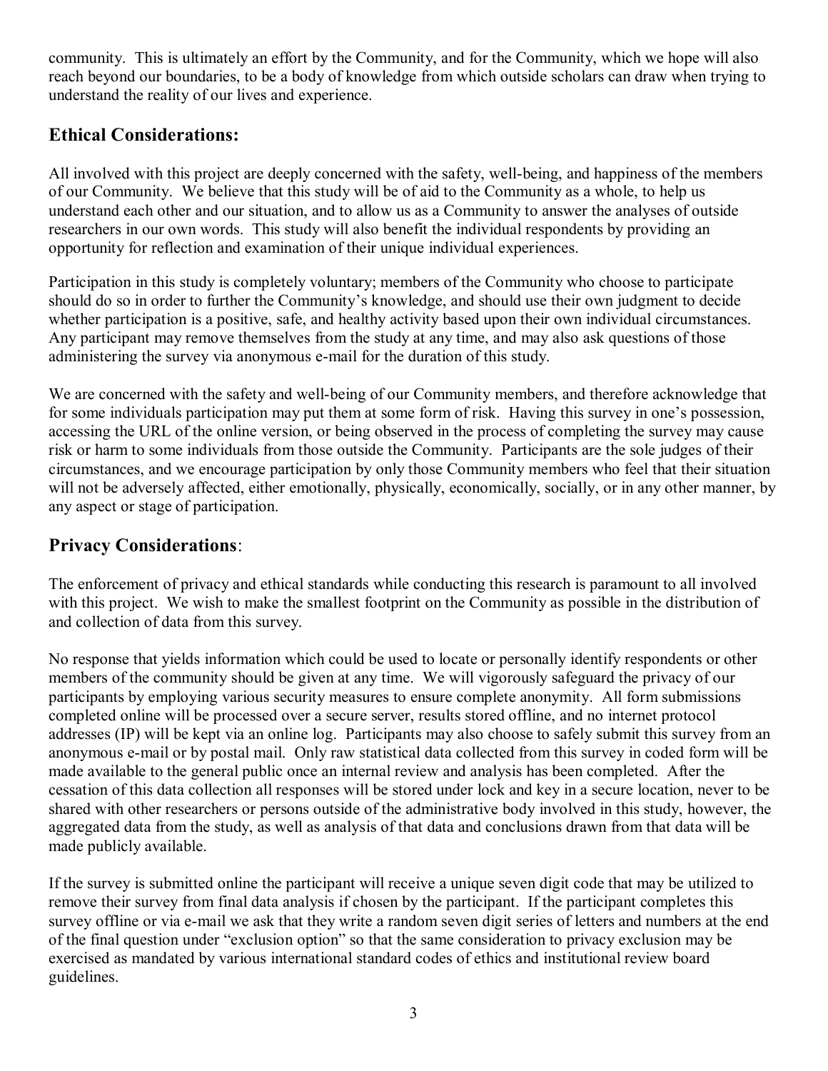community. This is ultimately an effort by the Community, and for the Community, which we hope will also reach beyond our boundaries, to be a body of knowledge from which outside scholars can draw when trying to understand the reality of our lives and experience.

## Ethical Considerations:

All involved with this project are deeply concerned with the safety, well-being, and happiness of the members of our Community. We believe that this study will be of aid to the Community as a whole, to help us understand each other and our situation, and to allow us as a Community to answer the analyses of outside researchers in our own words. This study will also benefit the individual respondents by providing an opportunity for reflection and examination of their unique individual experiences.

Participation in this study is completely voluntary; members of the Community who choose to participate should do so in order to further the Community's knowledge, and should use their own judgment to decide whether participation is a positive, safe, and healthy activity based upon their own individual circumstances. Any participant may remove themselves from the study at any time, and may also ask questions of those administering the survey via anonymous e-mail for the duration of this study.

We are concerned with the safety and well-being of our Community members, and therefore acknowledge that for some individuals participation may put them at some form of risk. Having this survey in one's possession, accessing the URL of the online version, or being observed in the process of completing the survey may cause risk or harm to some individuals from those outside the Community. Participants are the sole judges of their circumstances, and we encourage participation by only those Community members who feel that their situation will not be adversely affected, either emotionally, physically, economically, socially, or in any other manner, by any aspect or stage of participation.

## Privacy Considerations:

The enforcement of privacy and ethical standards while conducting this research is paramount to all involved with this project. We wish to make the smallest footprint on the Community as possible in the distribution of and collection of data from this survey.

No response that yields information which could be used to locate or personally identify respondents or other members of the community should be given at any time. We will vigorously safeguard the privacy of our participants by employing various security measures to ensure complete anonymity. All form submissions completed online will be processed over a secure server, results stored offline, and no internet protocol addresses (IP) will be kept via an online log. Participants may also choose to safely submit this survey from an anonymous e-mail or by postal mail. Only raw statistical data collected from this survey in coded form will be made available to the general public once an internal review and analysis has been completed. After the cessation of this data collection all responses will be stored under lock and key in a secure location, never to be shared with other researchers or persons outside of the administrative body involved in this study, however, the aggregated data from the study, as well as analysis of that data and conclusions drawn from that data will be made publicly available.

If the survey is submitted online the participant will receive a unique seven digit code that may be utilized to remove their survey from final data analysis if chosen by the participant. If the participant completes this survey offline or via e-mail we ask that they write a random seven digit series of letters and numbers at the end of the final question under "exclusion option" so that the same consideration to privacy exclusion may be exercised as mandated by various international standard codes of ethics and institutional review board guidelines.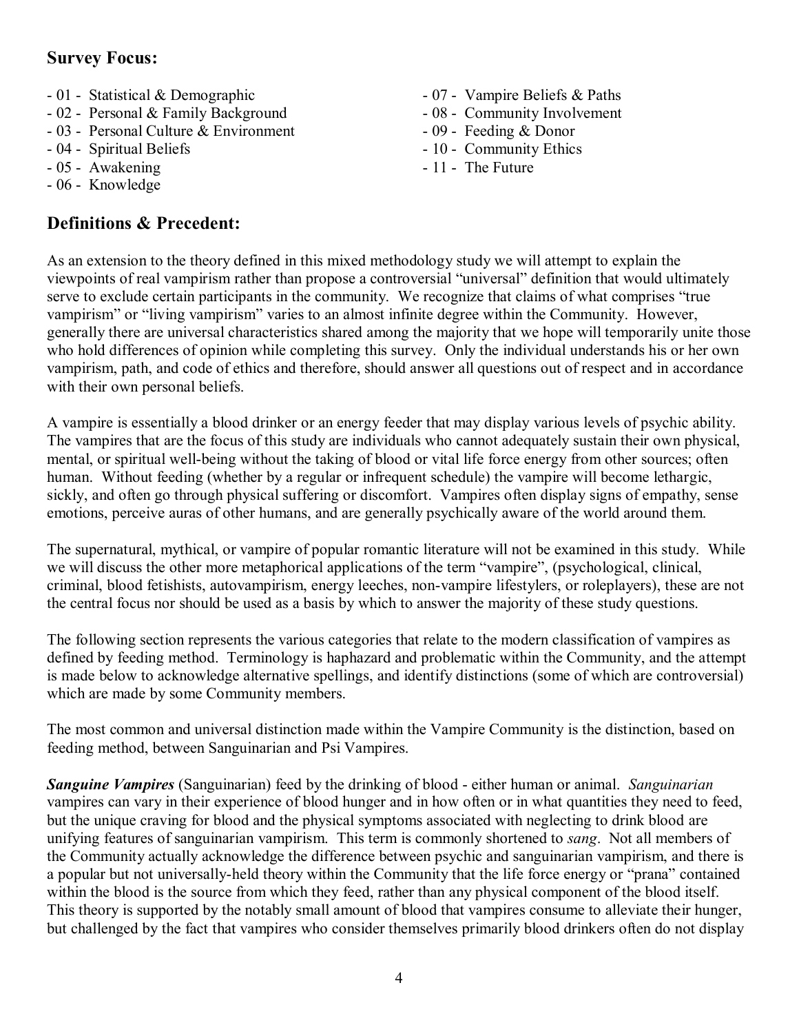## Survey Focus:

- 01 - Statistical & Demographic
- 02 - Personal & Family Background
- 03 - Personal Culture & Environment
- 04 - Spiritual Beliefs
- 05 - Awakening
- 06 - Knowledge
- 07 - Vampire Beliefs & Paths
- 08 - Community Involvement
- 09 - Feeding & Donor
- 10 - Community Ethics
- 11 - The Future

## Definitions & Precedent:

As an extension to the theory defined in this mixed methodology study we will attempt to explain the viewpoints of real vampirism rather than propose a controversial "universal" definition that would ultimately serve to exclude certain participants in the community. We recognize that claims of what comprises "true vampirism" or "living vampirism" varies to an almost infinite degree within the Community. However, generally there are universal characteristics shared among the majority that we hope will temporarily unite those who hold differences of opinion while completing this survey. Only the individual understands his or her own vampirism, path, and code of ethics and therefore, should answer all questions out of respect and in accordance with their own personal beliefs.

A vampire is essentially a blood drinker or an energy feeder that may display various levels of psychic ability. The vampires that are the focus of this study are individuals who cannot adequately sustain their own physical, mental, or spiritual well-being without the taking of blood or vital life force energy from other sources; often human. Without feeding (whether by a regular or infrequent schedule) the vampire will become lethargic, sickly, and often go through physical suffering or discomfort. Vampires often display signs of empathy, sense emotions, perceive auras of other humans, and are generally psychically aware of the world around them.

The supernatural, mythical, or vampire of popular romantic literature will not be examined in this study. While we will discuss the other more metaphorical applications of the term "vampire", (psychological, clinical, criminal, blood fetishists, autovampirism, energy leeches, non-vampire lifestylers, or roleplayers), these are not the central focus nor should be used as a basis by which to answer the majority of these study questions.

The following section represents the various categories that relate to the modern classification of vampires as defined by feeding method. Terminology is haphazard and problematic within the Community, and the attempt is made below to acknowledge alternative spellings, and identify distinctions (some of which are controversial) which are made by some Community members.

The most common and universal distinction made within the Vampire Community is the distinction, based on feeding method, between Sanguinarian and Psi Vampires.

***Sanguine Vampires*** (Sanguinarian) feed by the drinking of blood - either human or animal. *Sanguinarian* vampires can vary in their experience of blood hunger and in how often or in what quantities they need to feed, but the unique craving for blood and the physical symptoms associated with neglecting to drink blood are unifying features of sanguinarian vampirism. This term is commonly shortened to *sang*. Not all members of the Community actually acknowledge the difference between psychic and sanguinarian vampirism, and there is a popular but not universally-held theory within the Community that the life force energy or "prana" contained within the blood is the source from which they feed, rather than any physical component of the blood itself. This theory is supported by the notably small amount of blood that vampires consume to alleviate their hunger, but challenged by the fact that vampires who consider themselves primarily blood drinkers often do not display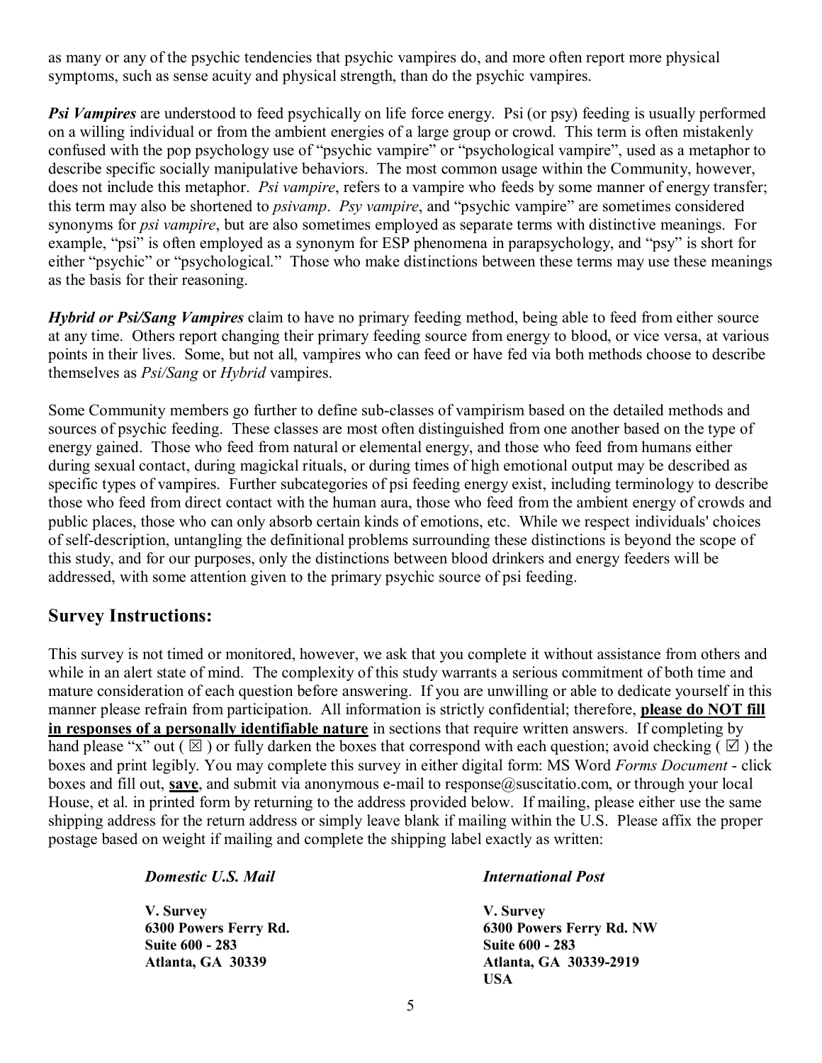as many or any of the psychic tendencies that psychic vampires do, and more often report more physical symptoms, such as sense acuity and physical strength, than do the psychic vampires.

***Psi Vampires*** are understood to feed psychically on life force energy. Psi (or psy) feeding is usually performed on a willing individual or from the ambient energies of a large group or crowd. This term is often mistakenly confused with the pop psychology use of "psychic vampire" or "psychological vampire", used as a metaphor to describe specific socially manipulative behaviors. The most common usage within the Community, however, does not include this metaphor. *Psi vampire*, refers to a vampire who feeds by some manner of energy transfer; this term may also be shortened to *psivamp*. *Psy vampire*, and "psychic vampire" are sometimes considered synonyms for *psi vampire*, but are also sometimes employed as separate terms with distinctive meanings. For example, "psi" is often employed as a synonym for ESP phenomena in parapsychology, and "psy" is short for either "psychic" or "psychological." Those who make distinctions between these terms may use these meanings as the basis for their reasoning.

***Hybrid or Psi/Sang Vampires*** claim to have no primary feeding method, being able to feed from either source at any time. Others report changing their primary feeding source from energy to blood, or vice versa, at various points in their lives. Some, but not all, vampires who can feed or have fed via both methods choose to describe themselves as *Psi/Sang* or *Hybrid* vampires.

Some Community members go further to define sub-classes of vampirism based on the detailed methods and sources of psychic feeding. These classes are most often distinguished from one another based on the type of energy gained. Those who feed from natural or elemental energy, and those who feed from humans either during sexual contact, during magickal rituals, or during times of high emotional output may be described as specific types of vampires. Further subcategories of psi feeding energy exist, including terminology to describe those who feed from direct contact with the human aura, those who feed from the ambient energy of crowds and public places, those who can only absorb certain kinds of emotions, etc. While we respect individuals' choices of self-description, untangling the definitional problems surrounding these distinctions is beyond the scope of this study, and for our purposes, only the distinctions between blood drinkers and energy feeders will be addressed, with some attention given to the primary psychic source of psi feeding.

## Survey Instructions:

This survey is not timed or monitored, however, we ask that you complete it without assistance from others and while in an alert state of mind. The complexity of this study warrants a serious commitment of both time and mature consideration of each question before answering. If you are unwilling or able to dedicate yourself in this manner please refrain from participation. All information is strictly confidential; therefore, **please do NOT fill in responses of a personally identifiable nature** in sections that require written answers. If completing by hand please "x" out ( ☒ ) or fully darken the boxes that correspond with each question; avoid checking ( ☑ ) the boxes and print legibly. You may complete this survey in either digital form: MS Word *Forms Document* - click boxes and fill out, **save**, and submit via anonymous e-mail to response@suscitatio.com, or through your local House, et al. in printed form by returning to the address provided below. If mailing, please either use the same shipping address for the return address or simply leave blank if mailing within the U.S. Please affix the proper postage based on weight if mailing and complete the shipping label exactly as written:

***Domestic U.S. Mail***

**V. Survey**
**6300 Powers Ferry Rd.**
**Suite 600 - 283**
**Atlanta, GA 30339**

***International Post***

**V. Survey**
**6300 Powers Ferry Rd. NW**
**Suite 600 - 283**
**Atlanta, GA 30339-2919**
**USA**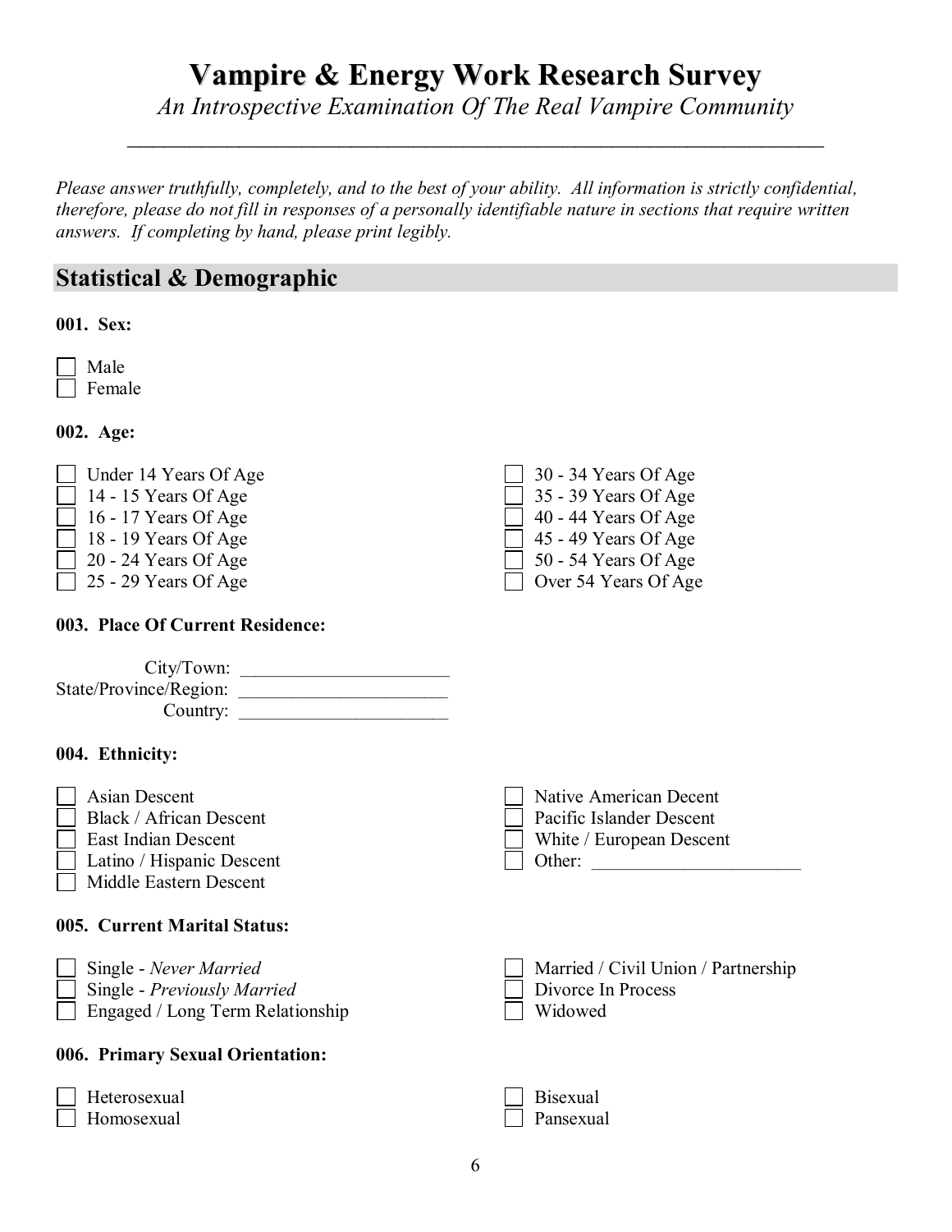# Vampire & Energy Work Research Survey

*An Introspective Examination Of The Real Vampire Community*

---

*Please answer truthfully, completely, and to the best of your ability. All information is strictly confidential, therefore, please do not fill in responses of a personally identifiable nature in sections that require written answers. If completing by hand, please print legibly.*

## Statistical & Demographic

**001. Sex:**

- ☐ Male
- ☐ Female

**002. Age:**

- ☐ Under 14 Years Of Age
- ☐ 14 - 15 Years Of Age
- ☐ 16 - 17 Years Of Age
- ☐ 18 - 19 Years Of Age
- ☐ 20 - 24 Years Of Age
- ☐ 25 - 29 Years Of Age
- ☐ 30 - 34 Years Of Age
- ☐ 35 - 39 Years Of Age
- ☐ 40 - 44 Years Of Age
- ☐ 45 - 49 Years Of Age
- ☐ 50 - 54 Years Of Age
- ☐ Over 54 Years Of Age

**003. Place Of Current Residence:**

City/Town: ______________________
State/Province/Region: ______________________
Country: ______________________

**004. Ethnicity:**

- ☐ Asian Descent
- ☐ Black / African Descent
- ☐ East Indian Descent
- ☐ Latino / Hispanic Descent
- ☐ Middle Eastern Descent
- ☐ Native American Decent
- ☐ Pacific Islander Descent
- ☐ White / European Descent
- ☐ Other: ______________________

**005. Current Marital Status:**

- ☐ Single - *Never Married*
- ☐ Single - *Previously Married*
- ☐ Engaged / Long Term Relationship
- ☐ Married / Civil Union / Partnership
- ☐ Divorce In Process
- ☐ Widowed

**006. Primary Sexual Orientation:**

- ☐ Heterosexual
- ☐ Homosexual
- ☐ Bisexual
- ☐ Pansexual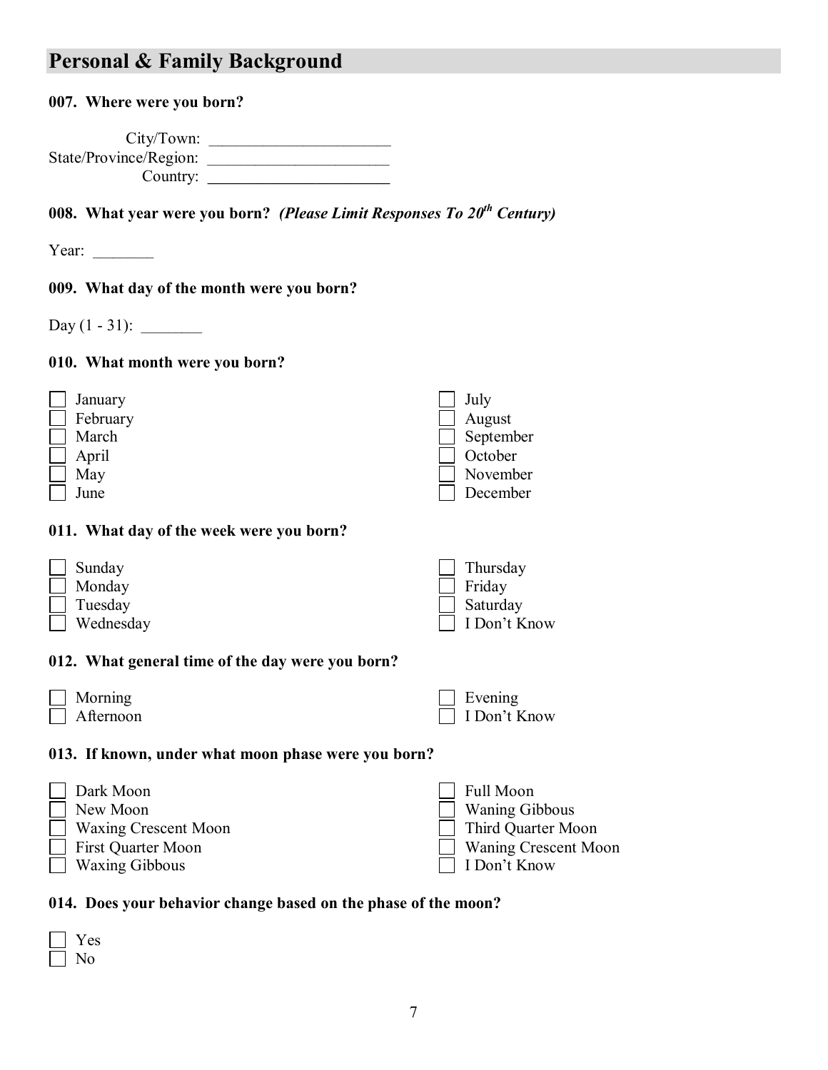## Personal & Family Background

**007. Where were you born?**

City/Town: ______________________
State/Province/Region: ______________________
Country: ______________________

**008. What year were you born?** ***(Please Limit Responses To 20th Century)***

Year: _______

**009. What day of the month were you born?**

Day (1 - 31): _______

**010. What month were you born?**

- ☐ January
- ☐ February
- ☐ March
- ☐ April
- ☐ May
- ☐ June
- ☐ July
- ☐ August
- ☐ September
- ☐ October
- ☐ November
- ☐ December

**011. What day of the week were you born?**

- ☐ Sunday
- ☐ Monday
- ☐ Tuesday
- ☐ Wednesday
- ☐ Thursday
- ☐ Friday
- ☐ Saturday
- ☐ I Don't Know

**012. What general time of the day were you born?**

- ☐ Morning
- ☐ Afternoon
- ☐ Evening
- ☐ I Don't Know

**013. If known, under what moon phase were you born?**

- ☐ Dark Moon
- ☐ New Moon
- ☐ Waxing Crescent Moon
- ☐ First Quarter Moon
- ☐ Waxing Gibbous
- ☐ Full Moon
- ☐ Waning Gibbous
- ☐ Third Quarter Moon
- ☐ Waning Crescent Moon
- ☐ I Don't Know

**014. Does your behavior change based on the phase of the moon?**

- ☐ Yes
- ☐ No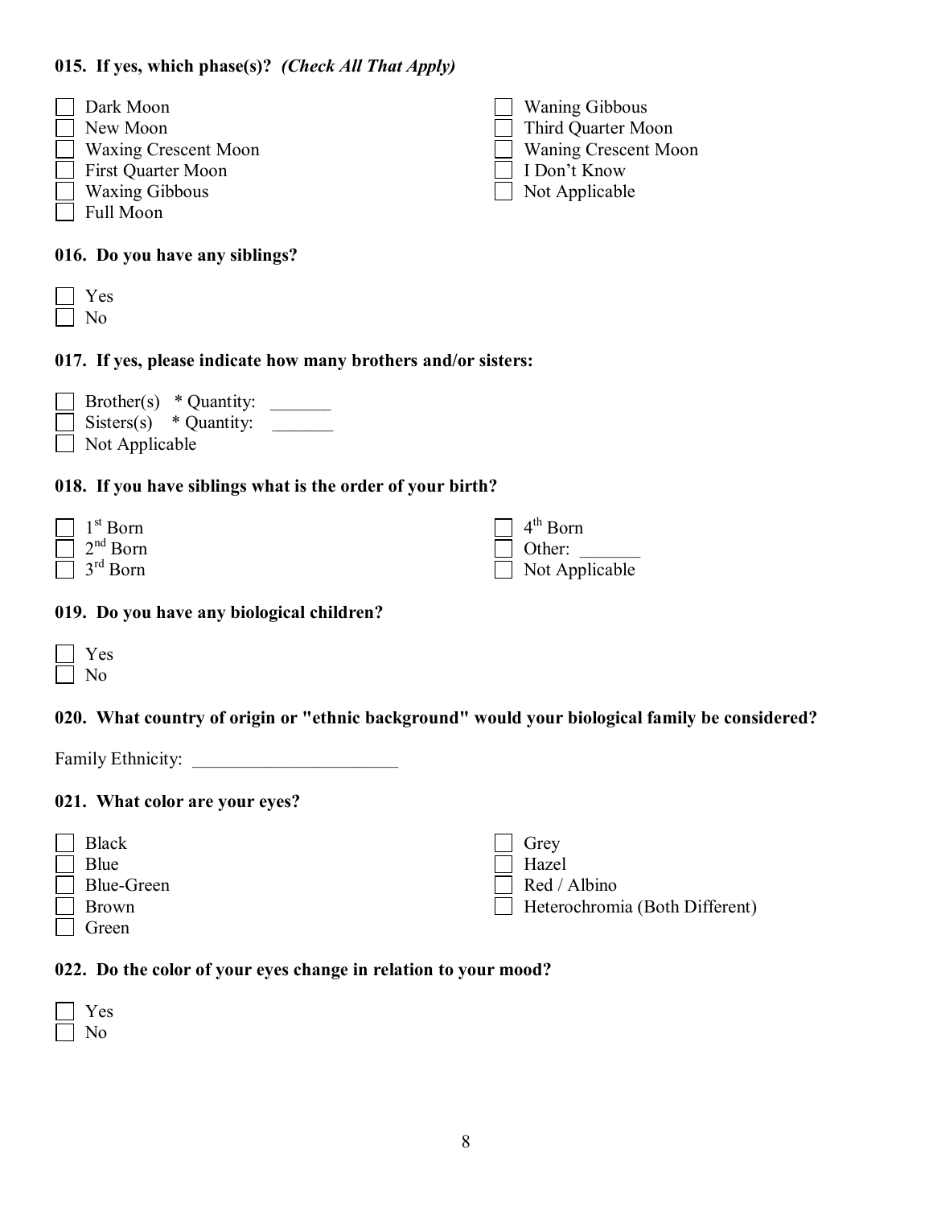**015. If yes, which phase(s)?** ***(Check All That Apply)***

- ☐ Dark Moon
- ☐ New Moon
- ☐ Waxing Crescent Moon
- ☐ First Quarter Moon
- ☐ Waxing Gibbous
- ☐ Full Moon
- ☐ Waning Gibbous
- ☐ Third Quarter Moon
- ☐ Waning Crescent Moon
- ☐ I Don't Know
- ☐ Not Applicable

**016. Do you have any siblings?**

- ☐ Yes
- ☐ No

**017. If yes, please indicate how many brothers and/or sisters:**

- ☐ Brother(s) * Quantity: _______
- ☐ Sisters(s) * Quantity: _______
- ☐ Not Applicable

**018. If you have siblings what is the order of your birth?**

- ☐ 1st Born
- ☐ 2nd Born
- ☐ 3rd Born
- ☐ 4th Born
- ☐ Other: _______
- ☐ Not Applicable

**019. Do you have any biological children?**

- ☐ Yes
- ☐ No

**020. What country of origin or "ethnic background" would your biological family be considered?**

Family Ethnicity: _______________________

**021. What color are your eyes?**

- ☐ Black
- ☐ Blue
- ☐ Blue-Green
- ☐ Brown
- ☐ Green
- ☐ Grey
- ☐ Hazel
- ☐ Red / Albino
- ☐ Heterochromia (Both Different)

**022. Do the color of your eyes change in relation to your mood?**

- ☐ Yes
- ☐ No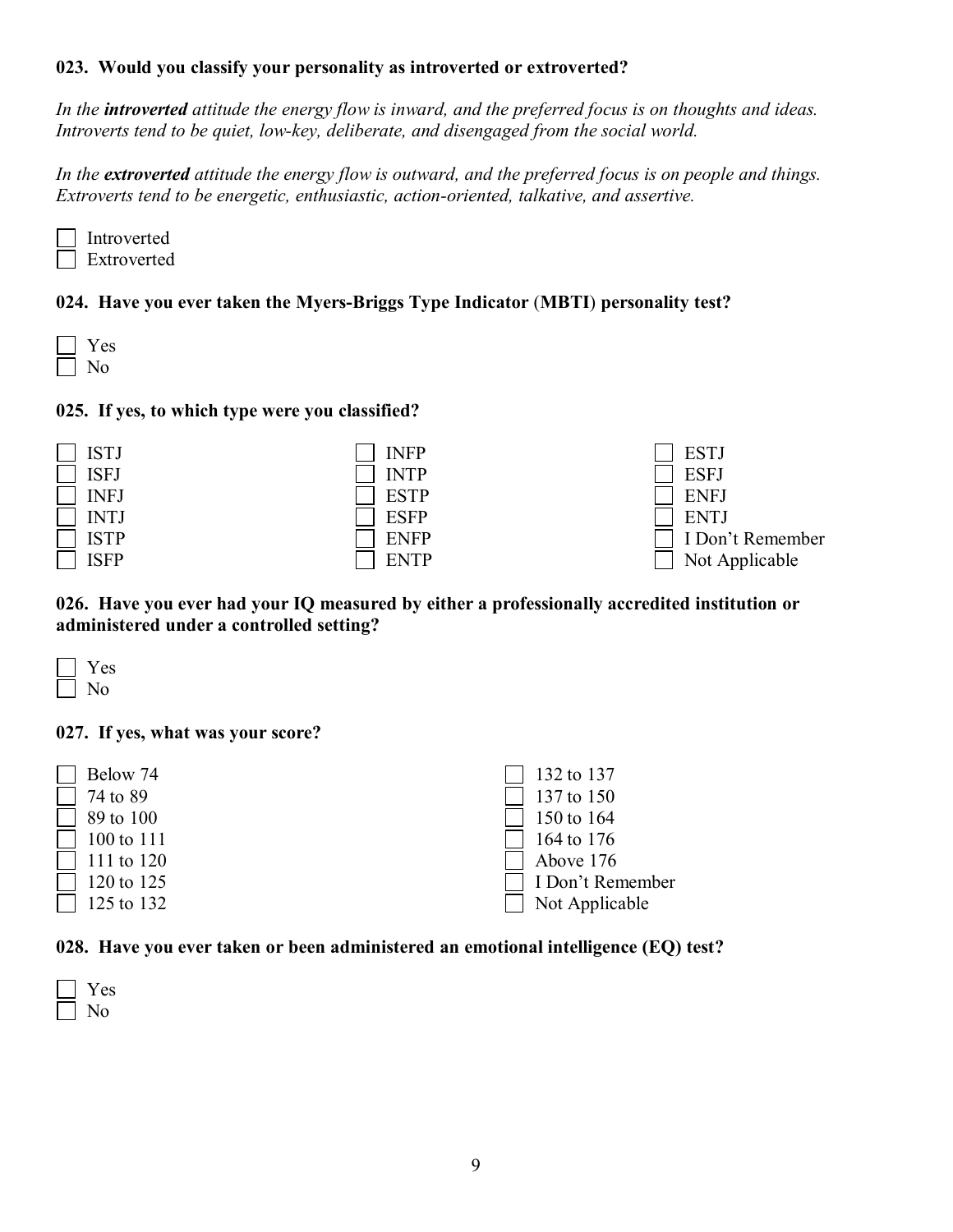**023. Would you classify your personality as introverted or extroverted?**

*In the **introverted** attitude the energy flow is inward, and the preferred focus is on thoughts and ideas. Introverts tend to be quiet, low-key, deliberate, and disengaged from the social world.*

*In the **extroverted** attitude the energy flow is outward, and the preferred focus is on people and things. Extroverts tend to be energetic, enthusiastic, action-oriented, talkative, and assertive.*

- [ ] Introverted
- [ ] Extroverted

**024. Have you ever taken the Myers-Briggs Type Indicator (MBTI) personality test?**

- [ ] Yes
- [ ] No

**025. If yes, to which type were you classified?**

- [ ] ISTJ
- [ ] ISFJ
- [ ] INFJ
- [ ] INTJ
- [ ] ISTP
- [ ] ISFP
- [ ] INFP
- [ ] INTP
- [ ] ESTP
- [ ] ESFP
- [ ] ENFP
- [ ] ENTP
- [ ] ESTJ
- [ ] ESFJ
- [ ] ENFJ
- [ ] ENTJ
- [ ] I Don't Remember
- [ ] Not Applicable

**026. Have you ever had your IQ measured by either a professionally accredited institution or administered under a controlled setting?**

- [ ] Yes
- [ ] No

**027. If yes, what was your score?**

- [ ] Below 74
- [ ] 74 to 89
- [ ] 89 to 100
- [ ] 100 to 111
- [ ] 111 to 120
- [ ] 120 to 125
- [ ] 125 to 132
- [ ] 132 to 137
- [ ] 137 to 150
- [ ] 150 to 164
- [ ] 164 to 176
- [ ] Above 176
- [ ] I Don't Remember
- [ ] Not Applicable

**028. Have you ever taken or been administered an emotional intelligence (EQ) test?**

- [ ] Yes
- [ ] No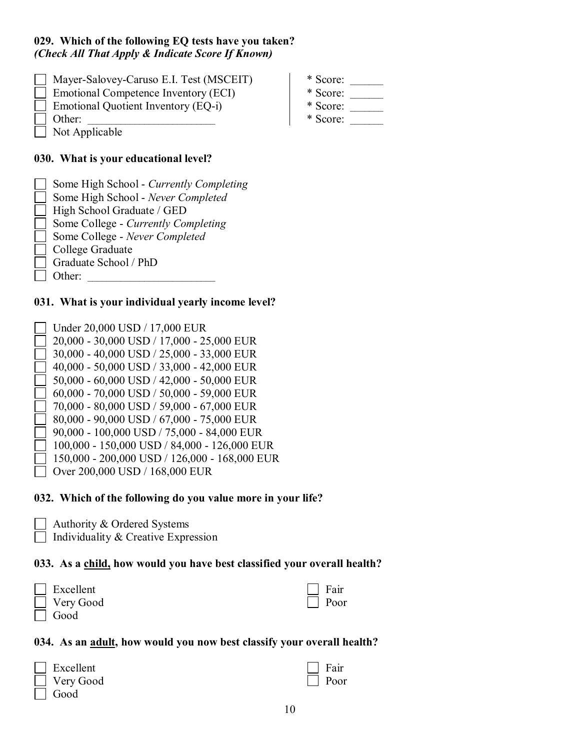**029. Which of the following EQ tests have you taken?**
***(Check All That Apply & Indicate Score If Known)***

- [ ] Mayer-Salovey-Caruso E.I. Test (MSCEIT) — * Score: ______
- [ ] Emotional Competence Inventory (ECI) — * Score: ______
- [ ] Emotional Quotient Inventory (EQ-i) — * Score: ______
- [ ] Other: ______________________ — * Score: ______
- [ ] Not Applicable

**030. What is your educational level?**

- [ ] Some High School - *Currently Completing*
- [ ] Some High School - *Never Completed*
- [ ] High School Graduate / GED
- [ ] Some College - *Currently Completing*
- [ ] Some College - *Never Completed*
- [ ] College Graduate
- [ ] Graduate School / PhD
- [ ] Other: ______________________

**031. What is your individual yearly income level?**

- [ ] Under 20,000 USD / 17,000 EUR
- [ ] 20,000 - 30,000 USD / 17,000 - 25,000 EUR
- [ ] 30,000 - 40,000 USD / 25,000 - 33,000 EUR
- [ ] 40,000 - 50,000 USD / 33,000 - 42,000 EUR
- [ ] 50,000 - 60,000 USD / 42,000 - 50,000 EUR
- [ ] 60,000 - 70,000 USD / 50,000 - 59,000 EUR
- [ ] 70,000 - 80,000 USD / 59,000 - 67,000 EUR
- [ ] 80,000 - 90,000 USD / 67,000 - 75,000 EUR
- [ ] 90,000 - 100,000 USD / 75,000 - 84,000 EUR
- [ ] 100,000 - 150,000 USD / 84,000 - 126,000 EUR
- [ ] 150,000 - 200,000 USD / 126,000 - 168,000 EUR
- [ ] Over 200,000 USD / 168,000 EUR

**032. Which of the following do you value more in your life?**

- [ ] Authority & Ordered Systems
- [ ] Individuality & Creative Expression

**033. As a <u>child,</u> how would you have best classified your overall health?**

- [ ] Excellent
- [ ] Very Good
- [ ] Good
- [ ] Fair
- [ ] Poor

**034. As an <u>adult,</u> how would you now best classify your overall health?**

- [ ] Excellent
- [ ] Very Good
- [ ] Good
- [ ] Fair
- [ ] Poor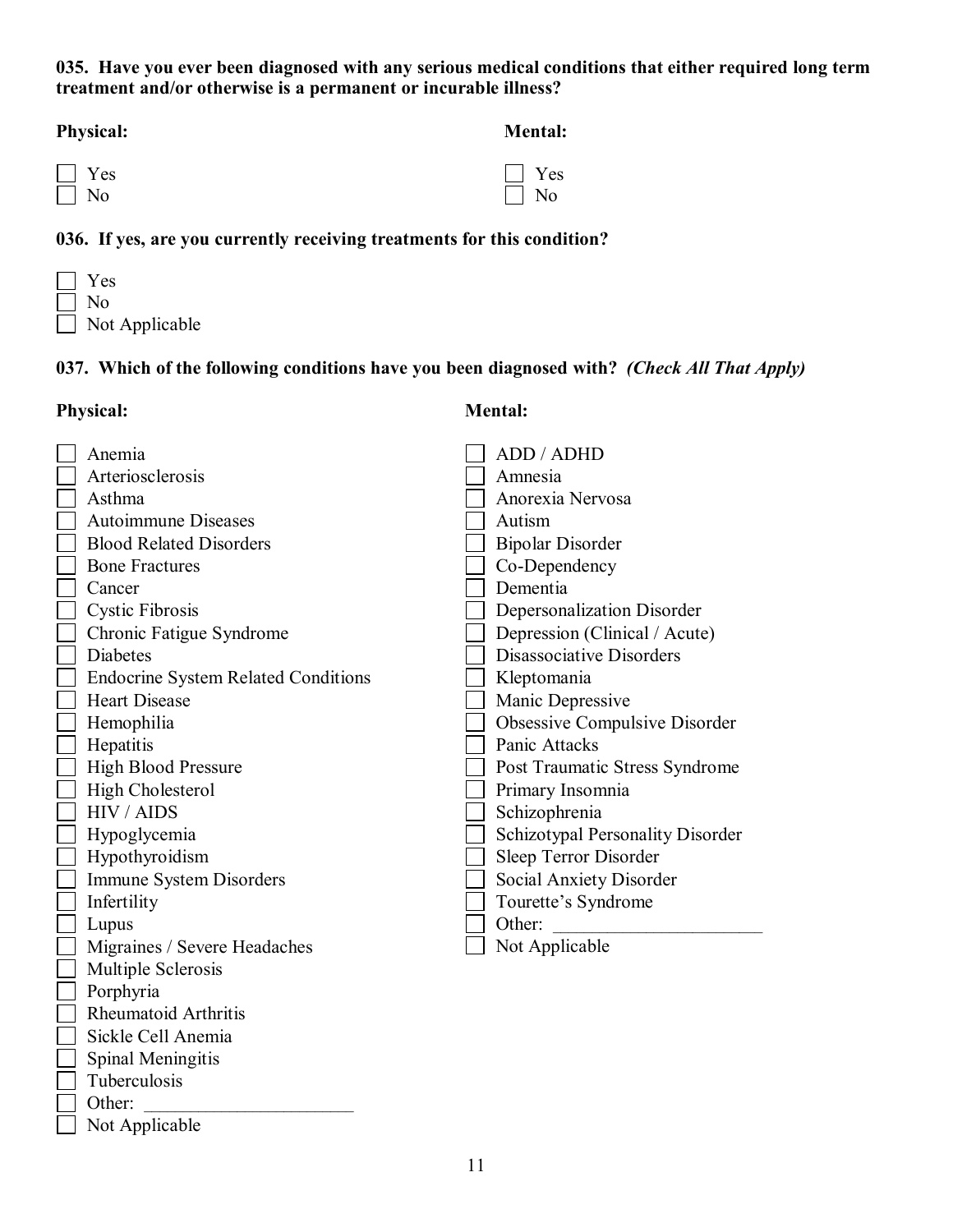**035. Have you ever been diagnosed with any serious medical conditions that either required long term treatment and/or otherwise is a permanent or incurable illness?**

**Physical:**

- [ ] Yes
- [ ] No

**Mental:**

- [ ] Yes
- [ ] No

**036. If yes, are you currently receiving treatments for this condition?**

- [ ] Yes
- [ ] No
- [ ] Not Applicable

**037. Which of the following conditions have you been diagnosed with?** ***(Check All That Apply)***

**Physical:**

- [ ] Anemia
- [ ] Arteriosclerosis
- [ ] Asthma
- [ ] Autoimmune Diseases
- [ ] Blood Related Disorders
- [ ] Bone Fractures
- [ ] Cancer
- [ ] Cystic Fibrosis
- [ ] Chronic Fatigue Syndrome
- [ ] Diabetes
- [ ] Endocrine System Related Conditions
- [ ] Heart Disease
- [ ] Hemophilia
- [ ] Hepatitis
- [ ] High Blood Pressure
- [ ] High Cholesterol
- [ ] HIV / AIDS
- [ ] Hypoglycemia
- [ ] Hypothyroidism
- [ ] Immune System Disorders
- [ ] Infertility
- [ ] Lupus
- [ ] Migraines / Severe Headaches
- [ ] Multiple Sclerosis
- [ ] Porphyria
- [ ] Rheumatoid Arthritis
- [ ] Sickle Cell Anemia
- [ ] Spinal Meningitis
- [ ] Tuberculosis
- [ ] Other: ______________________
- [ ] Not Applicable

**Mental:**

- [ ] ADD / ADHD
- [ ] Amnesia
- [ ] Anorexia Nervosa
- [ ] Autism
- [ ] Bipolar Disorder
- [ ] Co-Dependency
- [ ] Dementia
- [ ] Depersonalization Disorder
- [ ] Depression (Clinical / Acute)
- [ ] Disassociative Disorders
- [ ] Kleptomania
- [ ] Manic Depressive
- [ ] Obsessive Compulsive Disorder
- [ ] Panic Attacks
- [ ] Post Traumatic Stress Syndrome
- [ ] Primary Insomnia
- [ ] Schizophrenia
- [ ] Schizotypal Personality Disorder
- [ ] Sleep Terror Disorder
- [ ] Social Anxiety Disorder
- [ ] Tourette's Syndrome
- [ ] Other: ______________________
- [ ] Not Applicable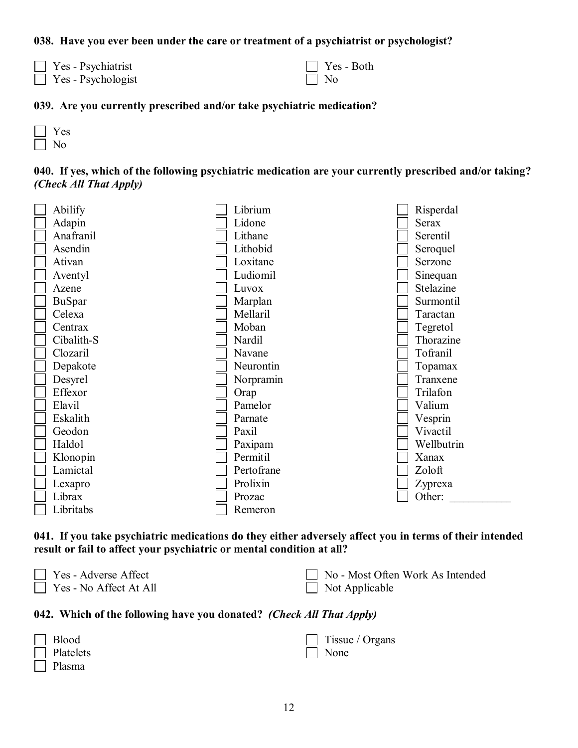**038. Have you ever been under the care or treatment of a psychiatrist or psychologist?**

- [ ] Yes - Psychiatrist
- [ ] Yes - Psychologist
- [ ] Yes - Both
- [ ] No

**039. Are you currently prescribed and/or take psychiatric medication?**

- [ ] Yes
- [ ] No

**040. If yes, which of the following psychiatric medication are your currently prescribed and/or taking? *(Check All That Apply)***

- [ ] Abilify
- [ ] Adapin
- [ ] Anafranil
- [ ] Asendin
- [ ] Ativan
- [ ] Aventyl
- [ ] Azene
- [ ] BuSpar
- [ ] Celexa
- [ ] Centrax
- [ ] Cibalith-S
- [ ] Clozaril
- [ ] Depakote
- [ ] Desyrel
- [ ] Effexor
- [ ] Elavil
- [ ] Eskalith
- [ ] Geodon
- [ ] Haldol
- [ ] Klonopin
- [ ] Lamictal
- [ ] Lexapro
- [ ] Librax
- [ ] Libritabs
- [ ] Librium
- [ ] Lidone
- [ ] Lithane
- [ ] Lithobid
- [ ] Loxitane
- [ ] Ludiomil
- [ ] Luvox
- [ ] Marplan
- [ ] Mellaril
- [ ] Moban
- [ ] Nardil
- [ ] Navane
- [ ] Neurontin
- [ ] Norpramin
- [ ] Orap
- [ ] Pamelor
- [ ] Parnate
- [ ] Paxil
- [ ] Paxipam
- [ ] Permitil
- [ ] Pertofrane
- [ ] Prolixin
- [ ] Prozac
- [ ] Remeron
- [ ] Risperdal
- [ ] Serax
- [ ] Serentil
- [ ] Seroquel
- [ ] Serzone
- [ ] Sinequan
- [ ] Stelazine
- [ ] Surmontil
- [ ] Taractan
- [ ] Tegretol
- [ ] Thorazine
- [ ] Tofranil
- [ ] Topamax
- [ ] Tranxene
- [ ] Trilafon
- [ ] Valium
- [ ] Vesprin
- [ ] Vivactil
- [ ] Wellbutrin
- [ ] Xanax
- [ ] Zoloft
- [ ] Zyprexa
- [ ] Other: ___________

**041. If you take psychiatric medications do they either adversely affect you in terms of their intended result or fail to affect your psychiatric or mental condition at all?**

- [ ] Yes - Adverse Affect
- [ ] Yes - No Affect At All
- [ ] No - Most Often Work As Intended
- [ ] Not Applicable

**042. Which of the following have you donated? *(Check All That Apply)***

- [ ] Blood
- [ ] Platelets
- [ ] Plasma
- [ ] Tissue / Organs
- [ ] None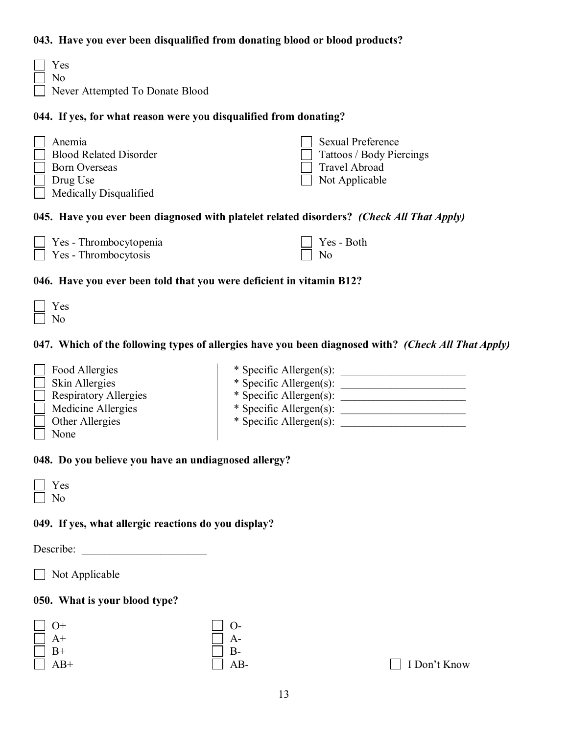**043. Have you ever been disqualified from donating blood or blood products?**

- [ ] Yes
- [ ] No
- [ ] Never Attempted To Donate Blood

**044. If yes, for what reason were you disqualified from donating?**

- [ ] Anemia
- [ ] Blood Related Disorder
- [ ] Born Overseas
- [ ] Drug Use
- [ ] Medically Disqualified
- [ ] Sexual Preference
- [ ] Tattoos / Body Piercings
- [ ] Travel Abroad
- [ ] Not Applicable

**045. Have you ever been diagnosed with platelet related disorders?** ***(Check All That Apply)***

- [ ] Yes - Thrombocytopenia
- [ ] Yes - Thrombocytosis
- [ ] Yes - Both
- [ ] No

**046. Have you ever been told that you were deficient in vitamin B12?**

- [ ] Yes
- [ ] No

**047. Which of the following types of allergies have you been diagnosed with?** ***(Check All That Apply)***

- [ ] Food Allergies — * Specific Allergen(s): ______________________
- [ ] Skin Allergies — * Specific Allergen(s): ______________________
- [ ] Respiratory Allergies — * Specific Allergen(s): ______________________
- [ ] Medicine Allergies — * Specific Allergen(s): ______________________
- [ ] Other Allergies — * Specific Allergen(s): ______________________
- [ ] None

**048. Do you believe you have an undiagnosed allergy?**

- [ ] Yes
- [ ] No

**049. If yes, what allergic reactions do you display?**

Describe: ______________________

- [ ] Not Applicable

**050. What is your blood type?**

- [ ] O+
- [ ] A+
- [ ] B+
- [ ] AB+
- [ ] O-
- [ ] A-
- [ ] B-
- [ ] AB-
- [ ] I Don't Know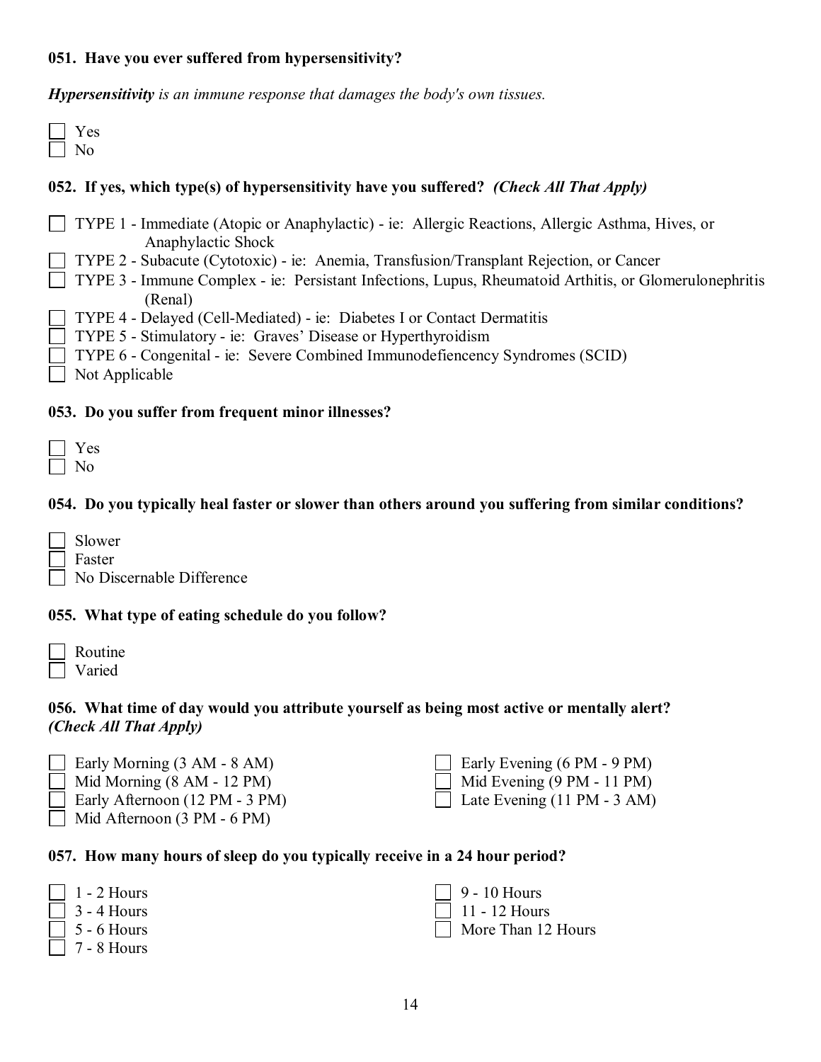**051. Have you ever suffered from hypersensitivity?**

***Hypersensitivity** is an immune response that damages the body's own tissues.*

- [ ] Yes
- [ ] No

**052. If yes, which type(s) of hypersensitivity have you suffered?** ***(Check All That Apply)***

- [ ] TYPE 1 - Immediate (Atopic or Anaphylactic) - ie: Allergic Reactions, Allergic Asthma, Hives, or Anaphylactic Shock
- [ ] TYPE 2 - Subacute (Cytotoxic) - ie: Anemia, Transfusion/Transplant Rejection, or Cancer
- [ ] TYPE 3 - Immune Complex - ie: Persistant Infections, Lupus, Rheumatoid Arthitis, or Glomerulonephritis (Renal)
- [ ] TYPE 4 - Delayed (Cell-Mediated) - ie: Diabetes I or Contact Dermatitis
- [ ] TYPE 5 - Stimulatory - ie: Graves' Disease or Hyperthyroidism
- [ ] TYPE 6 - Congenital - ie: Severe Combined Immunodefiencency Syndromes (SCID)
- [ ] Not Applicable

**053. Do you suffer from frequent minor illnesses?**

- [ ] Yes
- [ ] No

**054. Do you typically heal faster or slower than others around you suffering from similar conditions?**

- [ ] Slower
- [ ] Faster
- [ ] No Discernable Difference

**055. What type of eating schedule do you follow?**

- [ ] Routine
- [ ] Varied

**056. What time of day would you attribute yourself as being most active or mentally alert?** ***(Check All That Apply)***

- [ ] Early Morning (3 AM - 8 AM)
- [ ] Mid Morning (8 AM - 12 PM)
- [ ] Early Afternoon (12 PM - 3 PM)
- [ ] Mid Afternoon (3 PM - 6 PM)
- [ ] Early Evening (6 PM - 9 PM)
- [ ] Mid Evening (9 PM - 11 PM)
- [ ] Late Evening (11 PM - 3 AM)

**057. How many hours of sleep do you typically receive in a 24 hour period?**

- [ ] 1 - 2 Hours
- [ ] 3 - 4 Hours
- [ ] 5 - 6 Hours
- [ ] 7 - 8 Hours
- [ ] 9 - 10 Hours
- [ ] 11 - 12 Hours
- [ ] More Than 12 Hours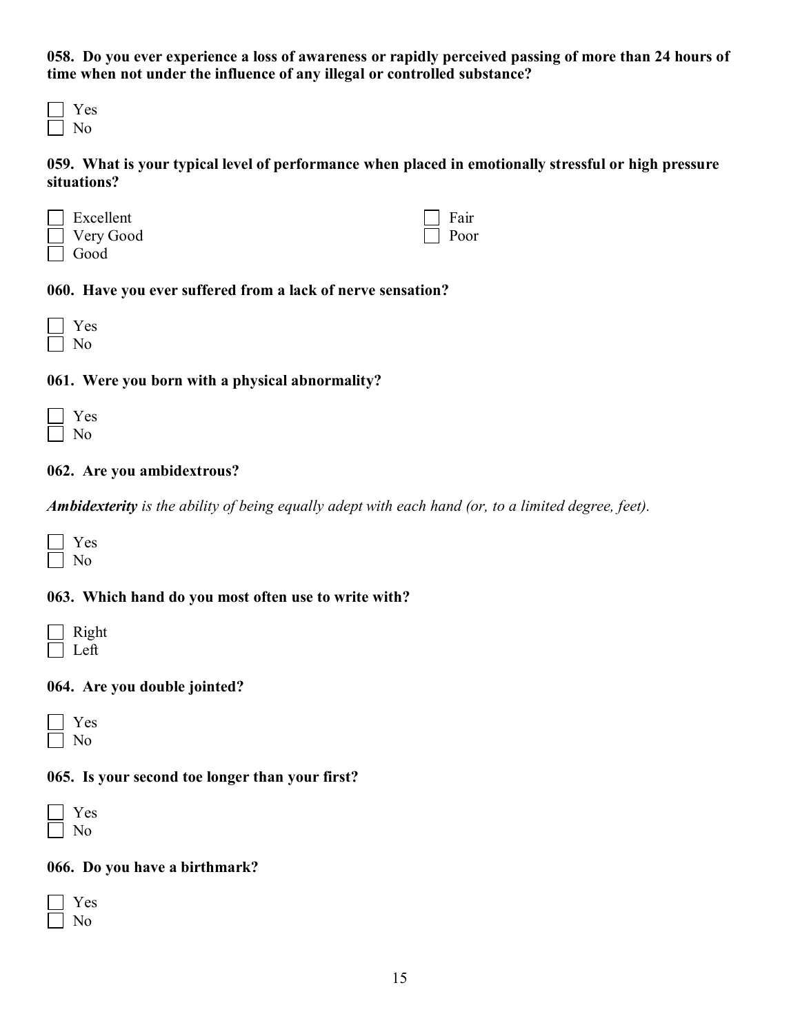**058. Do you ever experience a loss of awareness or rapidly perceived passing of more than 24 hours of time when not under the influence of any illegal or controlled substance?**

- [ ] Yes
- [ ] No

**059. What is your typical level of performance when placed in emotionally stressful or high pressure situations?**

- [ ] Excellent
- [ ] Very Good
- [ ] Good
- [ ] Fair
- [ ] Poor

**060. Have you ever suffered from a lack of nerve sensation?**

- [ ] Yes
- [ ] No

**061. Were you born with a physical abnormality?**

- [ ] Yes
- [ ] No

**062. Are you ambidextrous?**

***Ambidexterity*** *is the ability of being equally adept with each hand (or, to a limited degree, feet).*

- [ ] Yes
- [ ] No

**063. Which hand do you most often use to write with?**

- [ ] Right
- [ ] Left

**064. Are you double jointed?**

- [ ] Yes
- [ ] No

**065. Is your second toe longer than your first?**

- [ ] Yes
- [ ] No

**066. Do you have a birthmark?**

- [ ] Yes
- [ ] No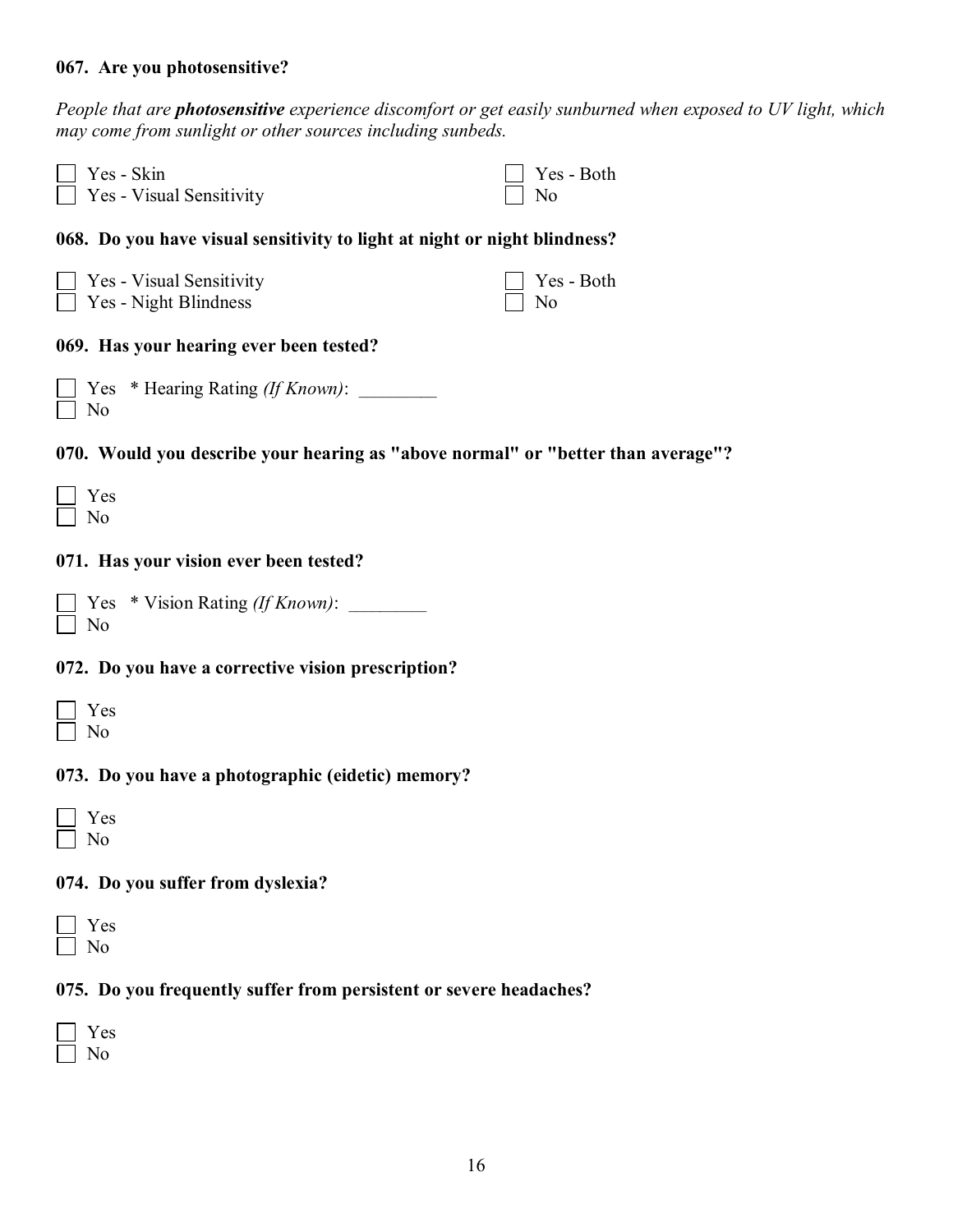**067. Are you photosensitive?**

*People that are **photosensitive** experience discomfort or get easily sunburned when exposed to UV light, which may come from sunlight or other sources including sunbeds.*

- [ ] Yes - Skin
- [ ] Yes - Visual Sensitivity
- [ ] Yes - Both
- [ ] No

**068. Do you have visual sensitivity to light at night or night blindness?**

- [ ] Yes - Visual Sensitivity
- [ ] Yes - Night Blindness
- [ ] Yes - Both
- [ ] No

**069. Has your hearing ever been tested?**

- [ ] Yes * Hearing Rating *(If Known)*: ________
- [ ] No

**070. Would you describe your hearing as "above normal" or "better than average"?**

- [ ] Yes
- [ ] No

**071. Has your vision ever been tested?**

- [ ] Yes * Vision Rating *(If Known)*: ________
- [ ] No

**072. Do you have a corrective vision prescription?**

- [ ] Yes
- [ ] No

**073. Do you have a photographic (eidetic) memory?**

- [ ] Yes
- [ ] No

**074. Do you suffer from dyslexia?**

- [ ] Yes
- [ ] No

**075. Do you frequently suffer from persistent or severe headaches?**

- [ ] Yes
- [ ] No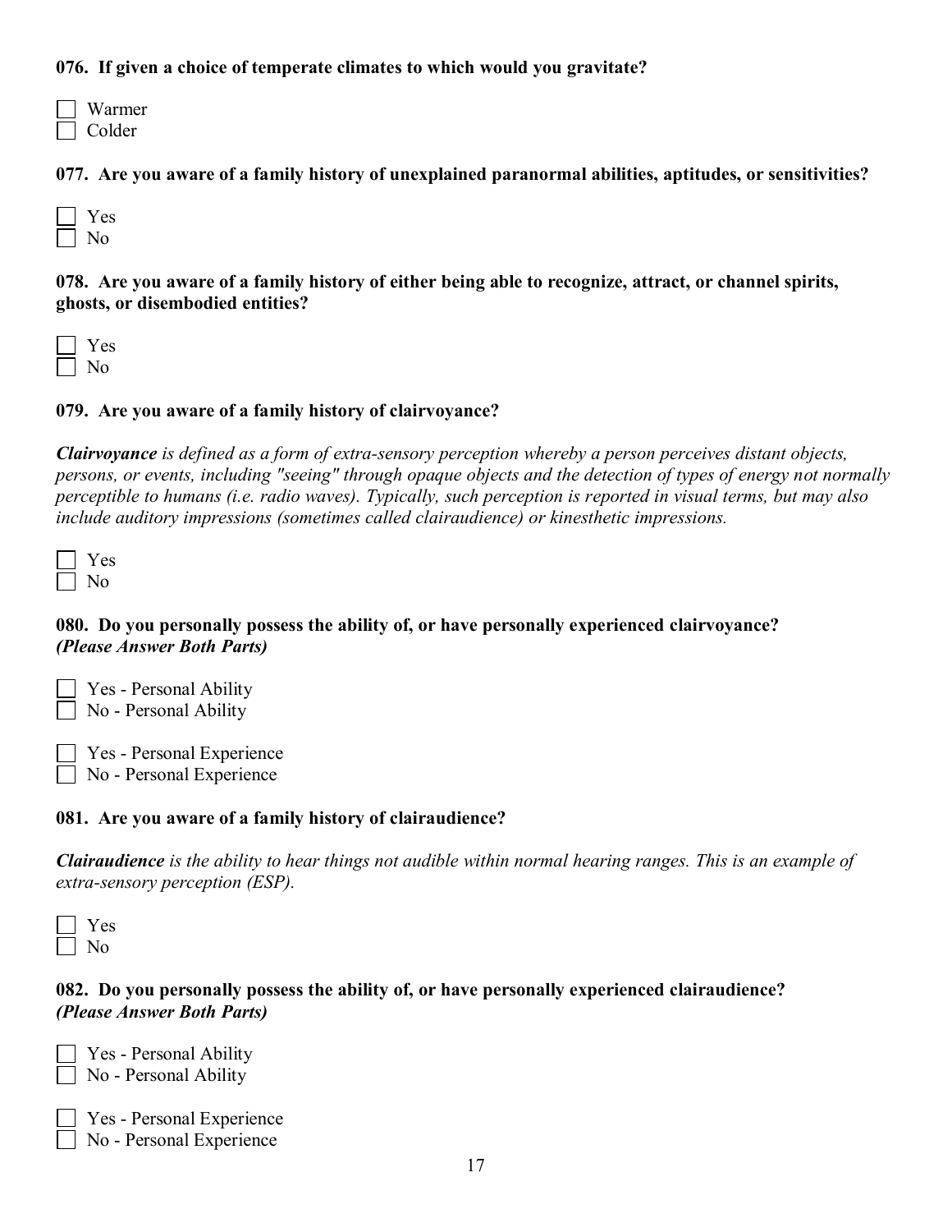**076. If given a choice of temperate climates to which would you gravitate?**

- [ ] Warmer
- [ ] Colder

**077. Are you aware of a family history of unexplained paranormal abilities, aptitudes, or sensitivities?**

- [ ] Yes
- [ ] No

**078. Are you aware of a family history of either being able to recognize, attract, or channel spirits, ghosts, or disembodied entities?**

- [ ] Yes
- [ ] No

**079. Are you aware of a family history of clairvoyance?**

***Clairvoyance*** *is defined as a form of extra-sensory perception whereby a person perceives distant objects, persons, or events, including "seeing" through opaque objects and the detection of types of energy not normally perceptible to humans (i.e. radio waves). Typically, such perception is reported in visual terms, but may also include auditory impressions (sometimes called clairaudience) or kinesthetic impressions.*

- [ ] Yes
- [ ] No

**080. Do you personally possess the ability of, or have personally experienced clairvoyance?**
***(Please Answer Both Parts)***

- [ ] Yes - Personal Ability
- [ ] No - Personal Ability

- [ ] Yes - Personal Experience
- [ ] No - Personal Experience

**081. Are you aware of a family history of clairaudience?**

***Clairaudience*** *is the ability to hear things not audible within normal hearing ranges. This is an example of extra-sensory perception (ESP).*

- [ ] Yes
- [ ] No

**082. Do you personally possess the ability of, or have personally experienced clairaudience?**
***(Please Answer Both Parts)***

- [ ] Yes - Personal Ability
- [ ] No - Personal Ability

- [ ] Yes - Personal Experience
- [ ] No - Personal Experience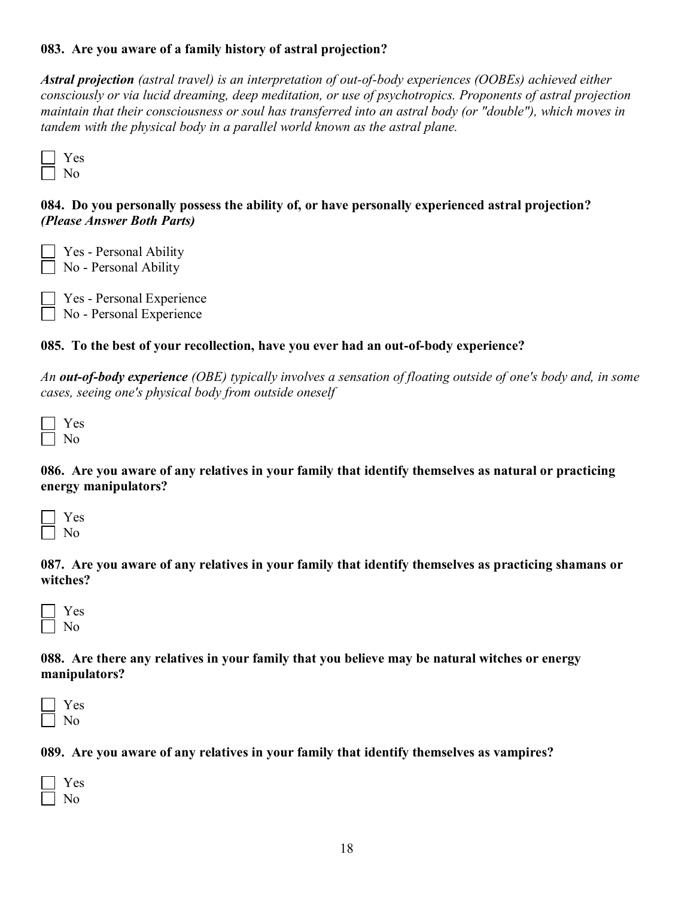**083. Are you aware of a family history of astral projection?**

***Astral projection*** *(astral travel) is an interpretation of out-of-body experiences (OOBEs) achieved either consciously or via lucid dreaming, deep meditation, or use of psychotropics. Proponents of astral projection maintain that their consciousness or soul has transferred into an astral body (or "double"), which moves in tandem with the physical body in a parallel world known as the astral plane.*

- [ ] Yes
- [ ] No

**084. Do you personally possess the ability of, or have personally experienced astral projection? *(Please Answer Both Parts)***

- [ ] Yes - Personal Ability
- [ ] No - Personal Ability

- [ ] Yes - Personal Experience
- [ ] No - Personal Experience

**085. To the best of your recollection, have you ever had an out-of-body experience?**

*An* ***out-of-body experience*** *(OBE) typically involves a sensation of floating outside of one's body and, in some cases, seeing one's physical body from outside oneself*

- [ ] Yes
- [ ] No

**086. Are you aware of any relatives in your family that identify themselves as natural or practicing energy manipulators?**

- [ ] Yes
- [ ] No

**087. Are you aware of any relatives in your family that identify themselves as practicing shamans or witches?**

- [ ] Yes
- [ ] No

**088. Are there any relatives in your family that you believe may be natural witches or energy manipulators?**

- [ ] Yes
- [ ] No

**089. Are you aware of any relatives in your family that identify themselves as vampires?**

- [ ] Yes
- [ ] No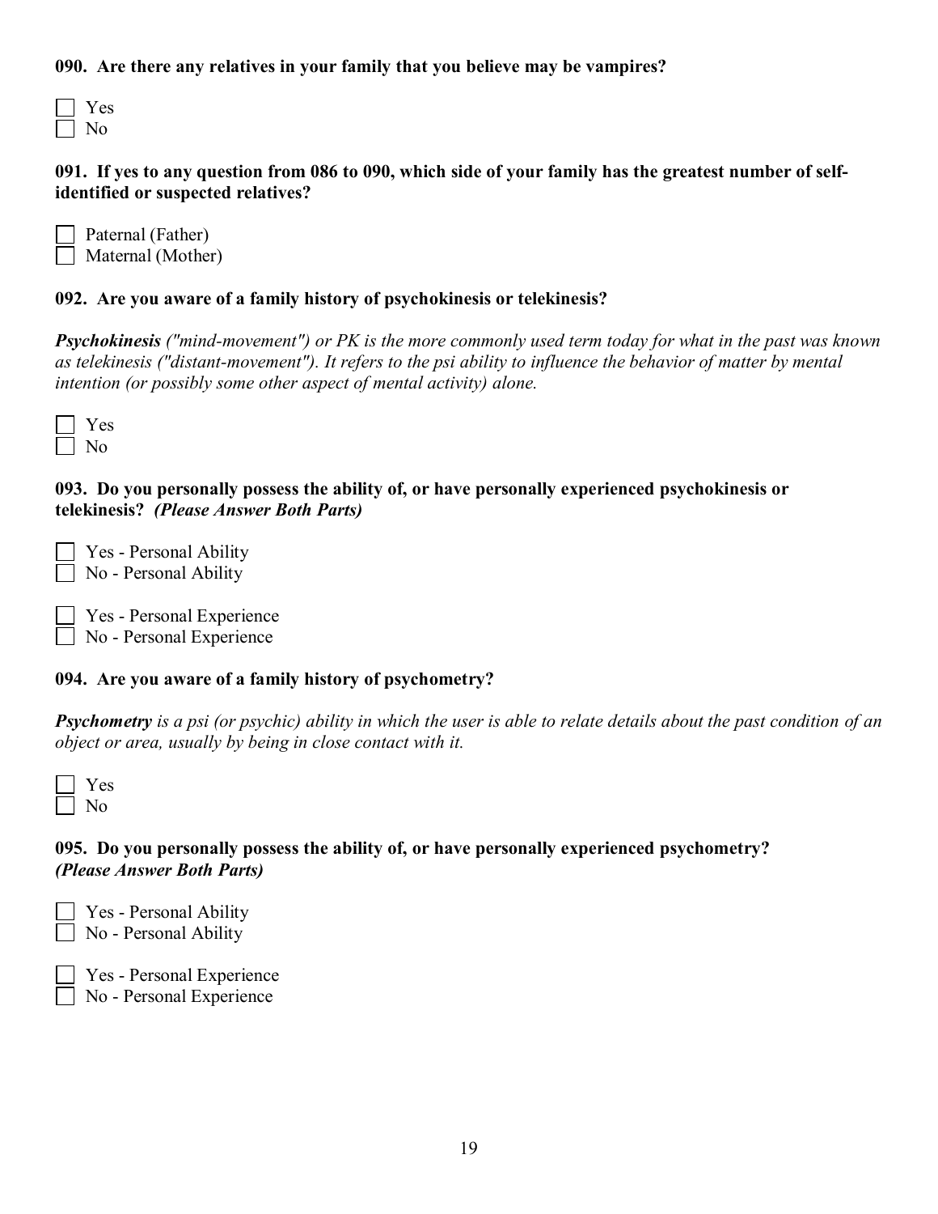**090. Are there any relatives in your family that you believe may be vampires?**

- [ ] Yes
- [ ] No

**091. If yes to any question from 086 to 090, which side of your family has the greatest number of self-identified or suspected relatives?**

- [ ] Paternal (Father)
- [ ] Maternal (Mother)

**092. Are you aware of a family history of psychokinesis or telekinesis?**

***Psychokinesis*** *("mind-movement") or PK is the more commonly used term today for what in the past was known as telekinesis ("distant-movement"). It refers to the psi ability to influence the behavior of matter by mental intention (or possibly some other aspect of mental activity) alone.*

- [ ] Yes
- [ ] No

**093. Do you personally possess the ability of, or have personally experienced psychokinesis or telekinesis? *(Please Answer Both Parts)***

- [ ] Yes - Personal Ability
- [ ] No - Personal Ability

- [ ] Yes - Personal Experience
- [ ] No - Personal Experience

**094. Are you aware of a family history of psychometry?**

***Psychometry*** *is a psi (or psychic) ability in which the user is able to relate details about the past condition of an object or area, usually by being in close contact with it.*

- [ ] Yes
- [ ] No

**095. Do you personally possess the ability of, or have personally experienced psychometry? *(Please Answer Both Parts)***

- [ ] Yes - Personal Ability
- [ ] No - Personal Ability

- [ ] Yes - Personal Experience
- [ ] No - Personal Experience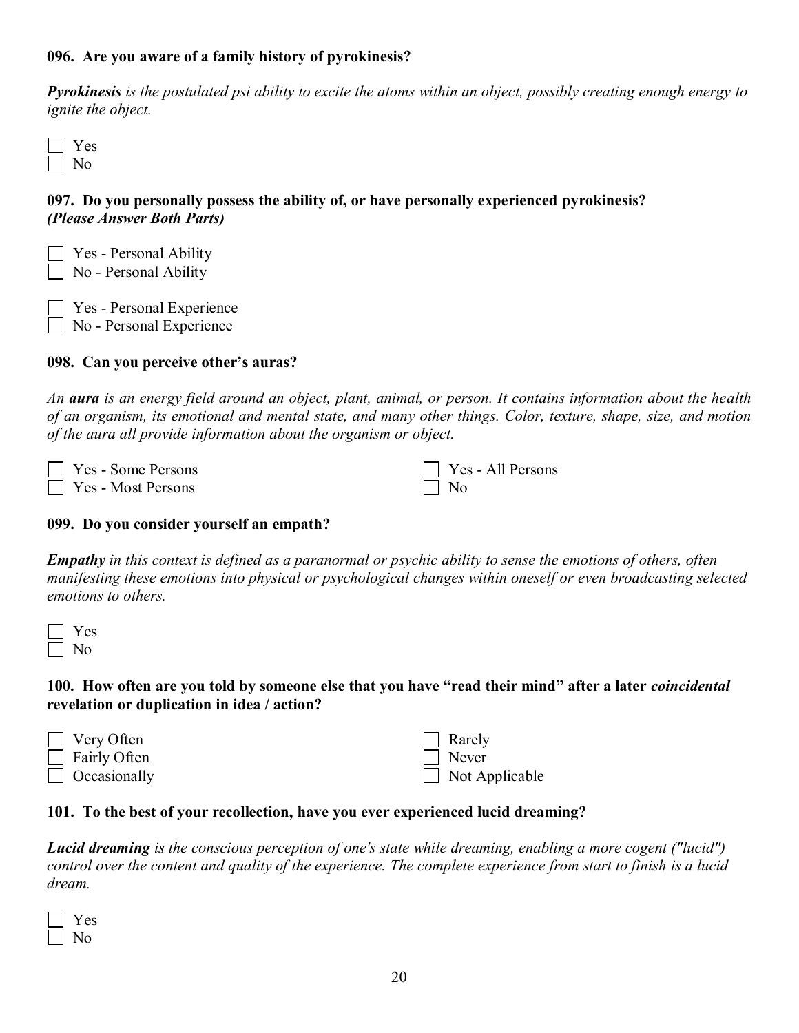**096. Are you aware of a family history of pyrokinesis?**

***Pyrokinesis*** *is the postulated psi ability to excite the atoms within an object, possibly creating enough energy to ignite the object.*

- ☐ Yes
- ☐ No

**097. Do you personally possess the ability of, or have personally experienced pyrokinesis?**
***(Please Answer Both Parts)***

- ☐ Yes - Personal Ability
- ☐ No - Personal Ability

- ☐ Yes - Personal Experience
- ☐ No - Personal Experience

**098. Can you perceive other's auras?**

*An* ***aura*** *is an energy field around an object, plant, animal, or person. It contains information about the health of an organism, its emotional and mental state, and many other things. Color, texture, shape, size, and motion of the aura all provide information about the organism or object.*

- ☐ Yes - Some Persons
- ☐ Yes - Most Persons
- ☐ Yes - All Persons
- ☐ No

**099. Do you consider yourself an empath?**

***Empathy*** *in this context is defined as a paranormal or psychic ability to sense the emotions of others, often manifesting these emotions into physical or psychological changes within oneself or even broadcasting selected emotions to others.*

- ☐ Yes
- ☐ No

**100. How often are you told by someone else that you have "read their mind" after a later *coincidental* revelation or duplication in idea / action?**

- ☐ Very Often
- ☐ Fairly Often
- ☐ Occasionally
- ☐ Rarely
- ☐ Never
- ☐ Not Applicable

**101. To the best of your recollection, have you ever experienced lucid dreaming?**

***Lucid dreaming*** *is the conscious perception of one's state while dreaming, enabling a more cogent ("lucid") control over the content and quality of the experience. The complete experience from start to finish is a lucid dream.*

- ☐ Yes
- ☐ No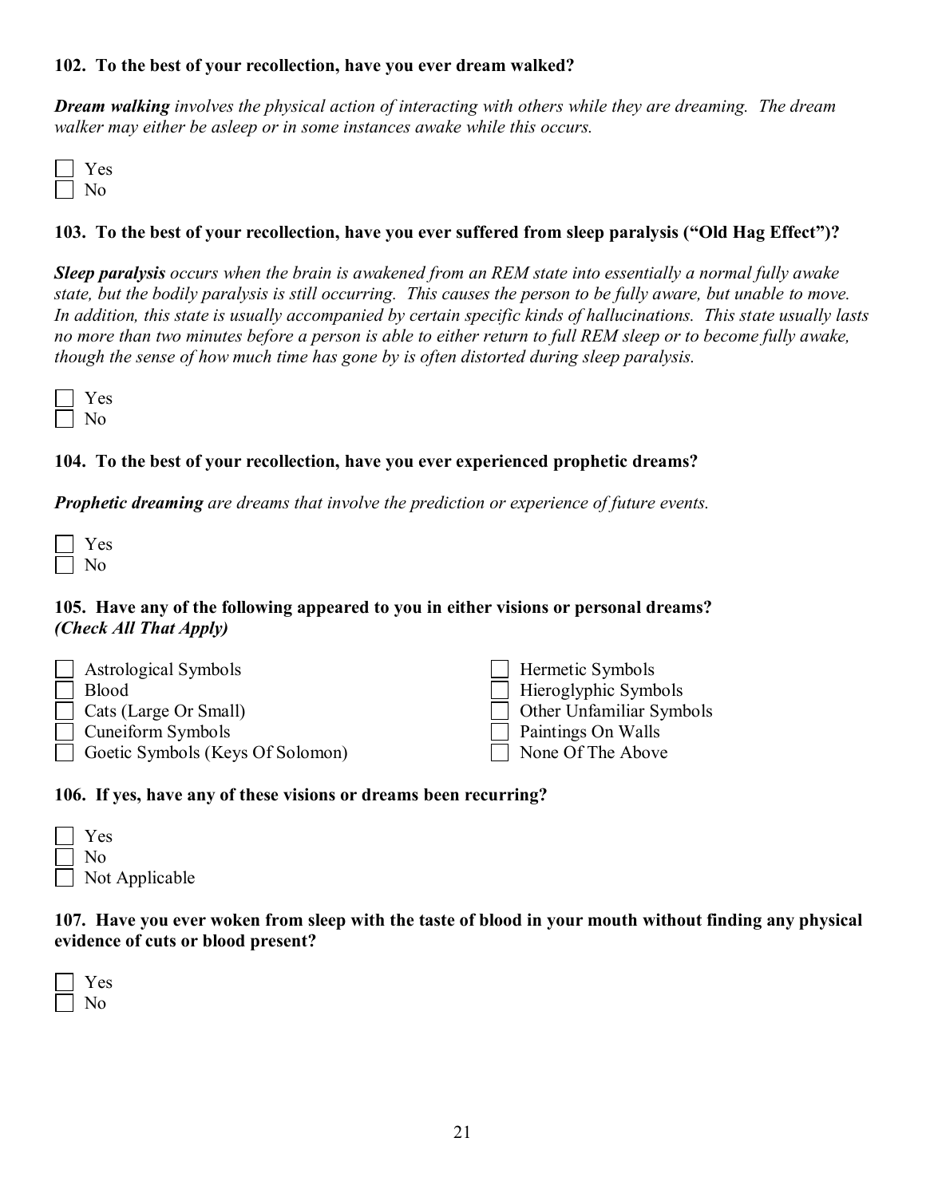**102. To the best of your recollection, have you ever dream walked?**

***Dream walking*** *involves the physical action of interacting with others while they are dreaming. The dream walker may either be asleep or in some instances awake while this occurs.*

- [ ] Yes
- [ ] No

**103. To the best of your recollection, have you ever suffered from sleep paralysis ("Old Hag Effect")?**

***Sleep paralysis*** *occurs when the brain is awakened from an REM state into essentially a normal fully awake state, but the bodily paralysis is still occurring. This causes the person to be fully aware, but unable to move. In addition, this state is usually accompanied by certain specific kinds of hallucinations. This state usually lasts no more than two minutes before a person is able to either return to full REM sleep or to become fully awake, though the sense of how much time has gone by is often distorted during sleep paralysis.*

- [ ] Yes
- [ ] No

**104. To the best of your recollection, have you ever experienced prophetic dreams?**

***Prophetic dreaming*** *are dreams that involve the prediction or experience of future events.*

- [ ] Yes
- [ ] No

**105. Have any of the following appeared to you in either visions or personal dreams?** ***(Check All That Apply)***

- [ ] Astrological Symbols
- [ ] Blood
- [ ] Cats (Large Or Small)
- [ ] Cuneiform Symbols
- [ ] Goetic Symbols (Keys Of Solomon)
- [ ] Hermetic Symbols
- [ ] Hieroglyphic Symbols
- [ ] Other Unfamiliar Symbols
- [ ] Paintings On Walls
- [ ] None Of The Above

**106. If yes, have any of these visions or dreams been recurring?**

- [ ] Yes
- [ ] No
- [ ] Not Applicable

**107. Have you ever woken from sleep with the taste of blood in your mouth without finding any physical evidence of cuts or blood present?**

- [ ] Yes
- [ ] No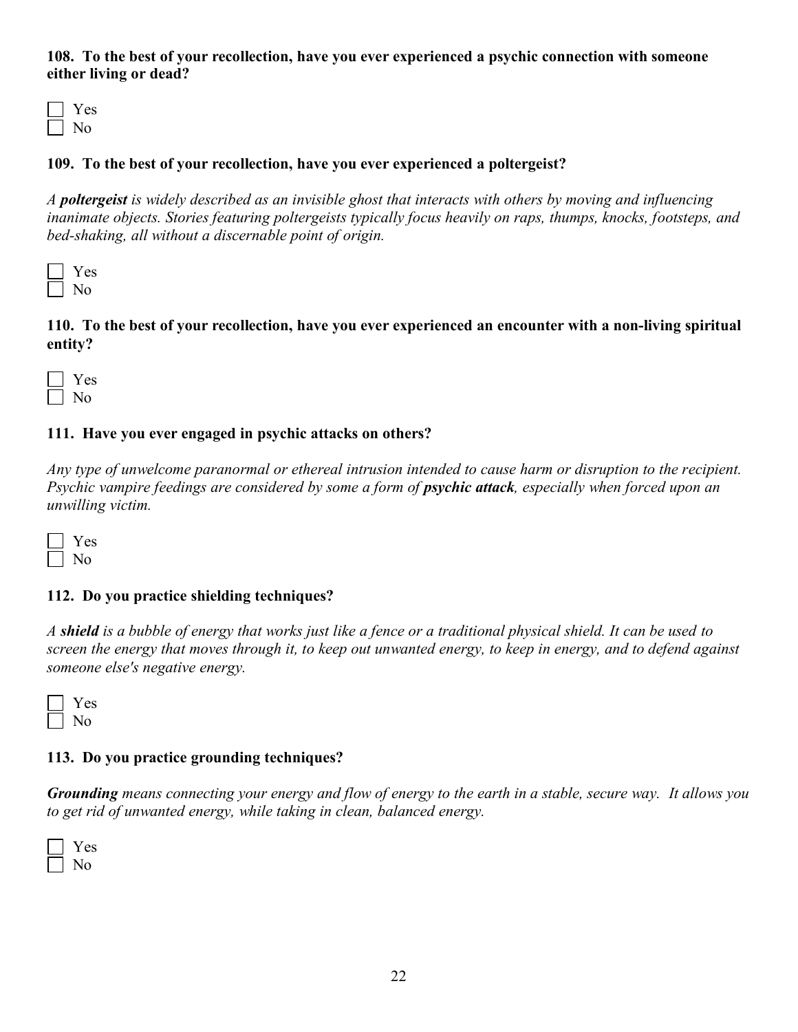**108. To the best of your recollection, have you ever experienced a psychic connection with someone either living or dead?**

- [ ] Yes
- [ ] No

**109. To the best of your recollection, have you ever experienced a poltergeist?**

*A* ***poltergeist*** *is widely described as an invisible ghost that interacts with others by moving and influencing inanimate objects. Stories featuring poltergeists typically focus heavily on raps, thumps, knocks, footsteps, and bed-shaking, all without a discernable point of origin.*

- [ ] Yes
- [ ] No

**110. To the best of your recollection, have you ever experienced an encounter with a non-living spiritual entity?**

- [ ] Yes
- [ ] No

**111. Have you ever engaged in psychic attacks on others?**

*Any type of unwelcome paranormal or ethereal intrusion intended to cause harm or disruption to the recipient. Psychic vampire feedings are considered by some a form of* ***psychic attack****, especially when forced upon an unwilling victim.*

- [ ] Yes
- [ ] No

**112. Do you practice shielding techniques?**

*A* ***shield*** *is a bubble of energy that works just like a fence or a traditional physical shield. It can be used to screen the energy that moves through it, to keep out unwanted energy, to keep in energy, and to defend against someone else's negative energy.*

- [ ] Yes
- [ ] No

**113. Do you practice grounding techniques?**

***Grounding*** *means connecting your energy and flow of energy to the earth in a stable, secure way. It allows you to get rid of unwanted energy, while taking in clean, balanced energy.*

- [ ] Yes
- [ ] No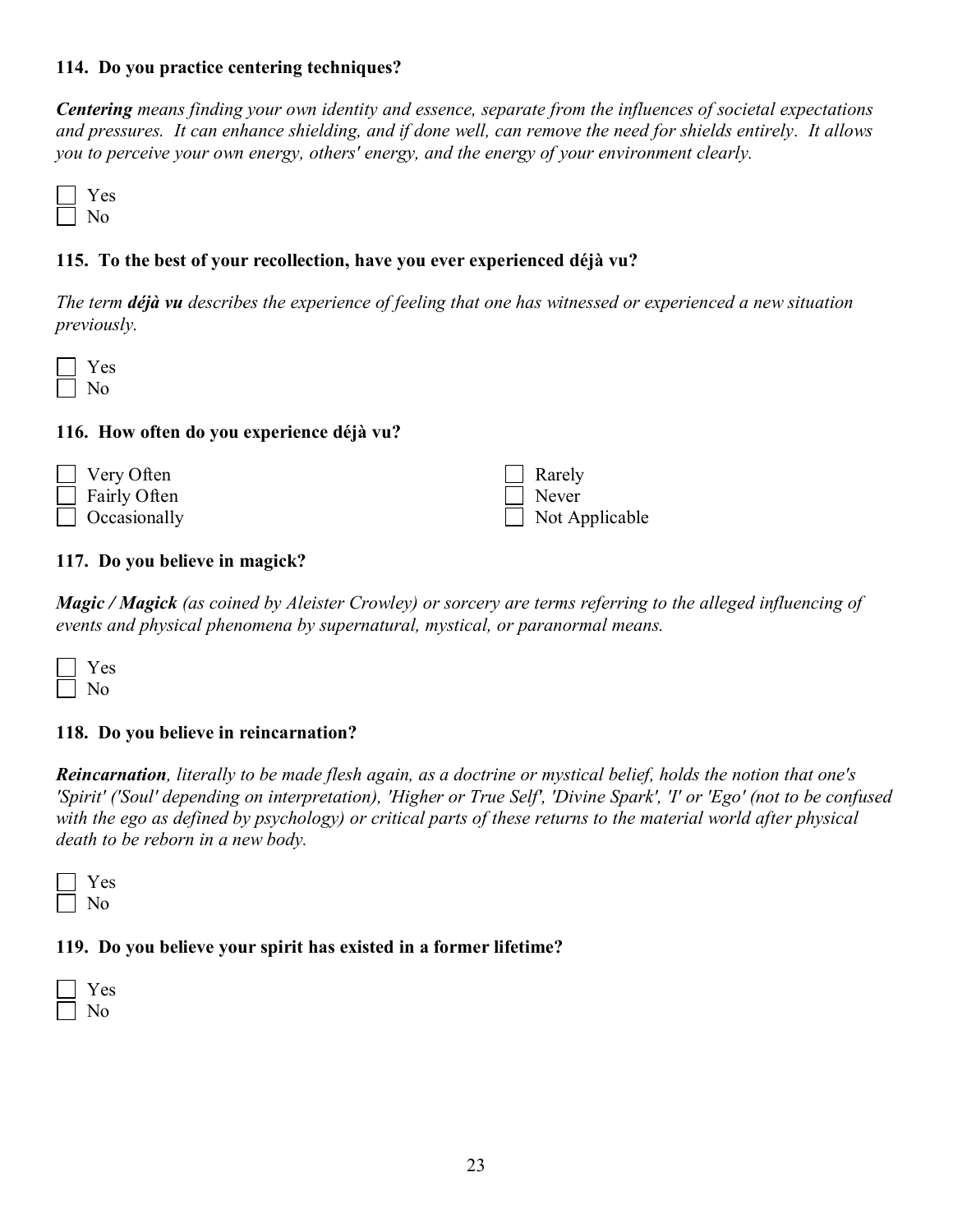**114. Do you practice centering techniques?**

***Centering** means finding your own identity and essence, separate from the influences of societal expectations and pressures. It can enhance shielding, and if done well, can remove the need for shields entirely. It allows you to perceive your own energy, others' energy, and the energy of your environment clearly.*

- [ ] Yes
- [ ] No

**115. To the best of your recollection, have you ever experienced déjà vu?**

*The term **déjà vu** describes the experience of feeling that one has witnessed or experienced a new situation previously.*

- [ ] Yes
- [ ] No

**116. How often do you experience déjà vu?**

- [ ] Very Often
- [ ] Fairly Often
- [ ] Occasionally
- [ ] Rarely
- [ ] Never
- [ ] Not Applicable

**117. Do you believe in magick?**

***Magic / Magick** (as coined by Aleister Crowley) or sorcery are terms referring to the alleged influencing of events and physical phenomena by supernatural, mystical, or paranormal means.*

- [ ] Yes
- [ ] No

**118. Do you believe in reincarnation?**

***Reincarnation**, literally to be made flesh again, as a doctrine or mystical belief, holds the notion that one's 'Spirit' ('Soul' depending on interpretation), 'Higher or True Self', 'Divine Spark', 'I' or 'Ego' (not to be confused with the ego as defined by psychology) or critical parts of these returns to the material world after physical death to be reborn in a new body.*

- [ ] Yes
- [ ] No

**119. Do you believe your spirit has existed in a former lifetime?**

- [ ] Yes
- [ ] No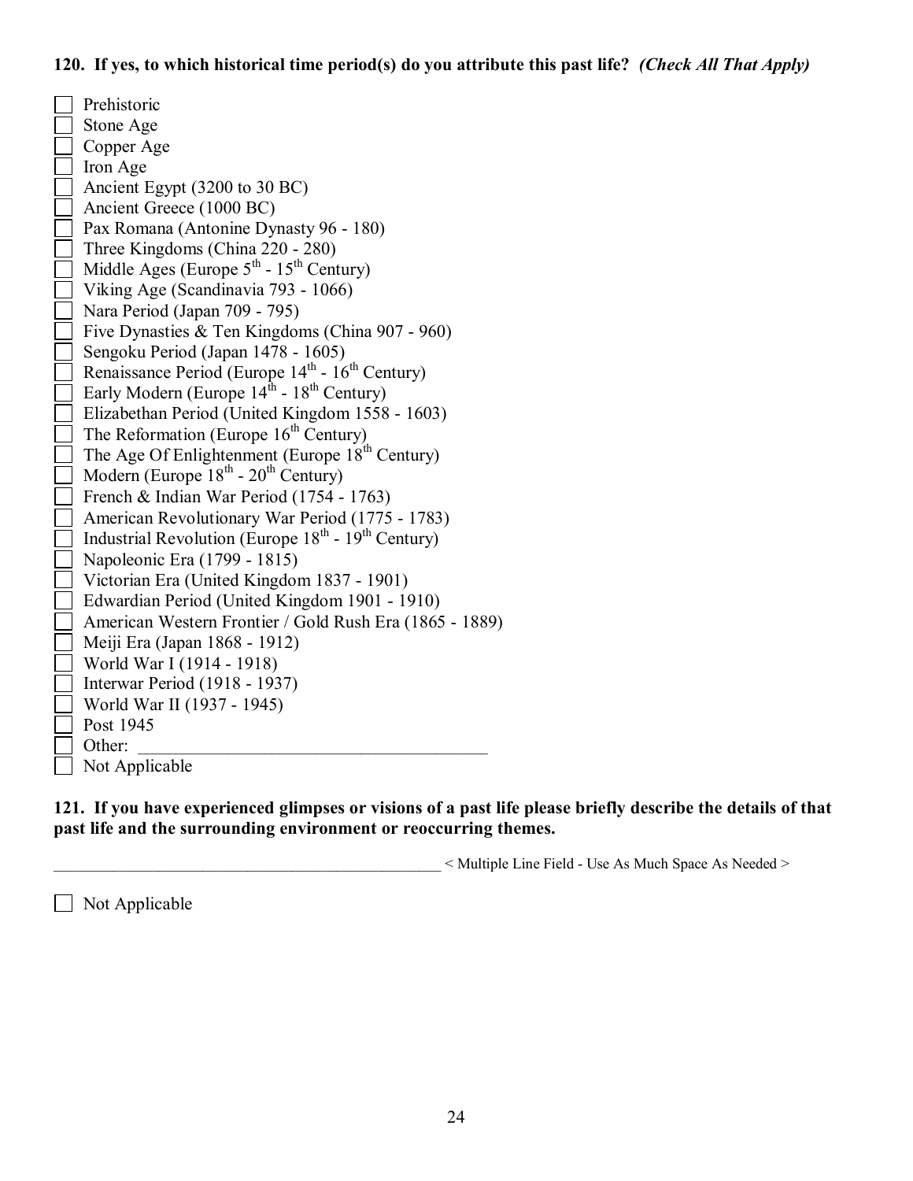**120. If yes, to which historical time period(s) do you attribute this past life?** ***(Check All That Apply)***

- [ ] Prehistoric
- [ ] Stone Age
- [ ] Copper Age
- [ ] Iron Age
- [ ] Ancient Egypt (3200 to 30 BC)
- [ ] Ancient Greece (1000 BC)
- [ ] Pax Romana (Antonine Dynasty 96 - 180)
- [ ] Three Kingdoms (China 220 - 280)
- [ ] Middle Ages (Europe 5th - 15th Century)
- [ ] Viking Age (Scandinavia 793 - 1066)
- [ ] Nara Period (Japan 709 - 795)
- [ ] Five Dynasties & Ten Kingdoms (China 907 - 960)
- [ ] Sengoku Period (Japan 1478 - 1605)
- [ ] Renaissance Period (Europe 14th - 16th Century)
- [ ] Early Modern (Europe 14th - 18th Century)
- [ ] Elizabethan Period (United Kingdom 1558 - 1603)
- [ ] The Reformation (Europe 16th Century)
- [ ] The Age Of Enlightenment (Europe 18th Century)
- [ ] Modern (Europe 18th - 20th Century)
- [ ] French & Indian War Period (1754 - 1763)
- [ ] American Revolutionary War Period (1775 - 1783)
- [ ] Industrial Revolution (Europe 18th - 19th Century)
- [ ] Napoleonic Era (1799 - 1815)
- [ ] Victorian Era (United Kingdom 1837 - 1901)
- [ ] Edwardian Period (United Kingdom 1901 - 1910)
- [ ] American Western Frontier / Gold Rush Era (1865 - 1889)
- [ ] Meiji Era (Japan 1868 - 1912)
- [ ] World War I (1914 - 1918)
- [ ] Interwar Period (1918 - 1937)
- [ ] World War II (1937 - 1945)
- [ ] Post 1945
- [ ] Other: ________________________________________
- [ ] Not Applicable

**121. If you have experienced glimpses or visions of a past life please briefly describe the details of that past life and the surrounding environment or reoccurring themes.**

__________________________________________________ < Multiple Line Field - Use As Much Space As Needed >

- [ ] Not Applicable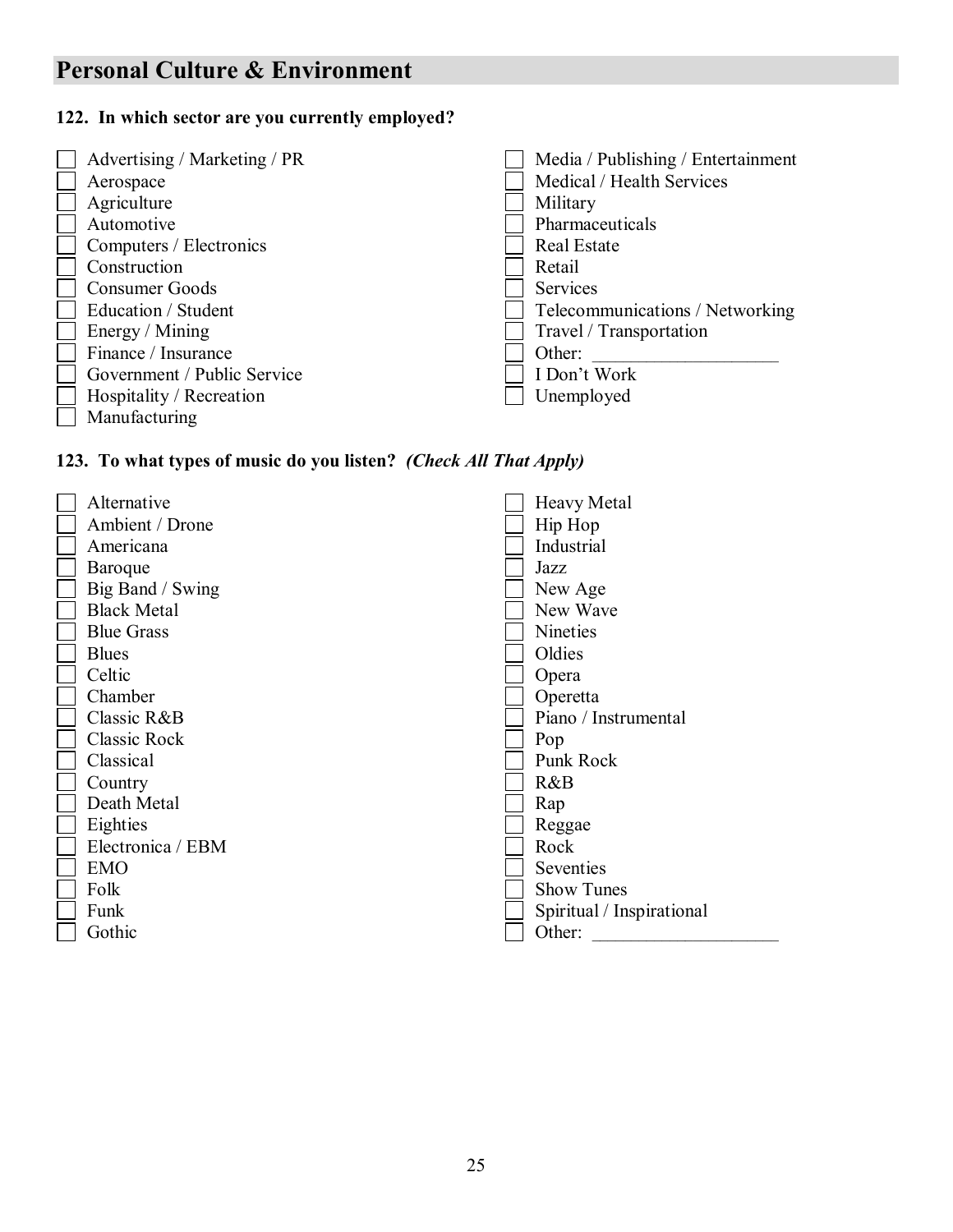## Personal Culture & Environment

**122. In which sector are you currently employed?**

- [ ] Advertising / Marketing / PR
- [ ] Aerospace
- [ ] Agriculture
- [ ] Automotive
- [ ] Computers / Electronics
- [ ] Construction
- [ ] Consumer Goods
- [ ] Education / Student
- [ ] Energy / Mining
- [ ] Finance / Insurance
- [ ] Government / Public Service
- [ ] Hospitality / Recreation
- [ ] Manufacturing
- [ ] Media / Publishing / Entertainment
- [ ] Medical / Health Services
- [ ] Military
- [ ] Pharmaceuticals
- [ ] Real Estate
- [ ] Retail
- [ ] Services
- [ ] Telecommunications / Networking
- [ ] Travel / Transportation
- [ ] Other: ____________________
- [ ] I Don't Work
- [ ] Unemployed

**123. To what types of music do you listen?** ***(Check All That Apply)***

- [ ] Alternative
- [ ] Ambient / Drone
- [ ] Americana
- [ ] Baroque
- [ ] Big Band / Swing
- [ ] Black Metal
- [ ] Blue Grass
- [ ] Blues
- [ ] Celtic
- [ ] Chamber
- [ ] Classic R&B
- [ ] Classic Rock
- [ ] Classical
- [ ] Country
- [ ] Death Metal
- [ ] Eighties
- [ ] Electronica / EBM
- [ ] EMO
- [ ] Folk
- [ ] Funk
- [ ] Gothic
- [ ] Heavy Metal
- [ ] Hip Hop
- [ ] Industrial
- [ ] Jazz
- [ ] New Age
- [ ] New Wave
- [ ] Nineties
- [ ] Oldies
- [ ] Opera
- [ ] Operetta
- [ ] Piano / Instrumental
- [ ] Pop
- [ ] Punk Rock
- [ ] R&B
- [ ] Rap
- [ ] Reggae
- [ ] Rock
- [ ] Seventies
- [ ] Show Tunes
- [ ] Spiritual / Inspirational
- [ ] Other: ____________________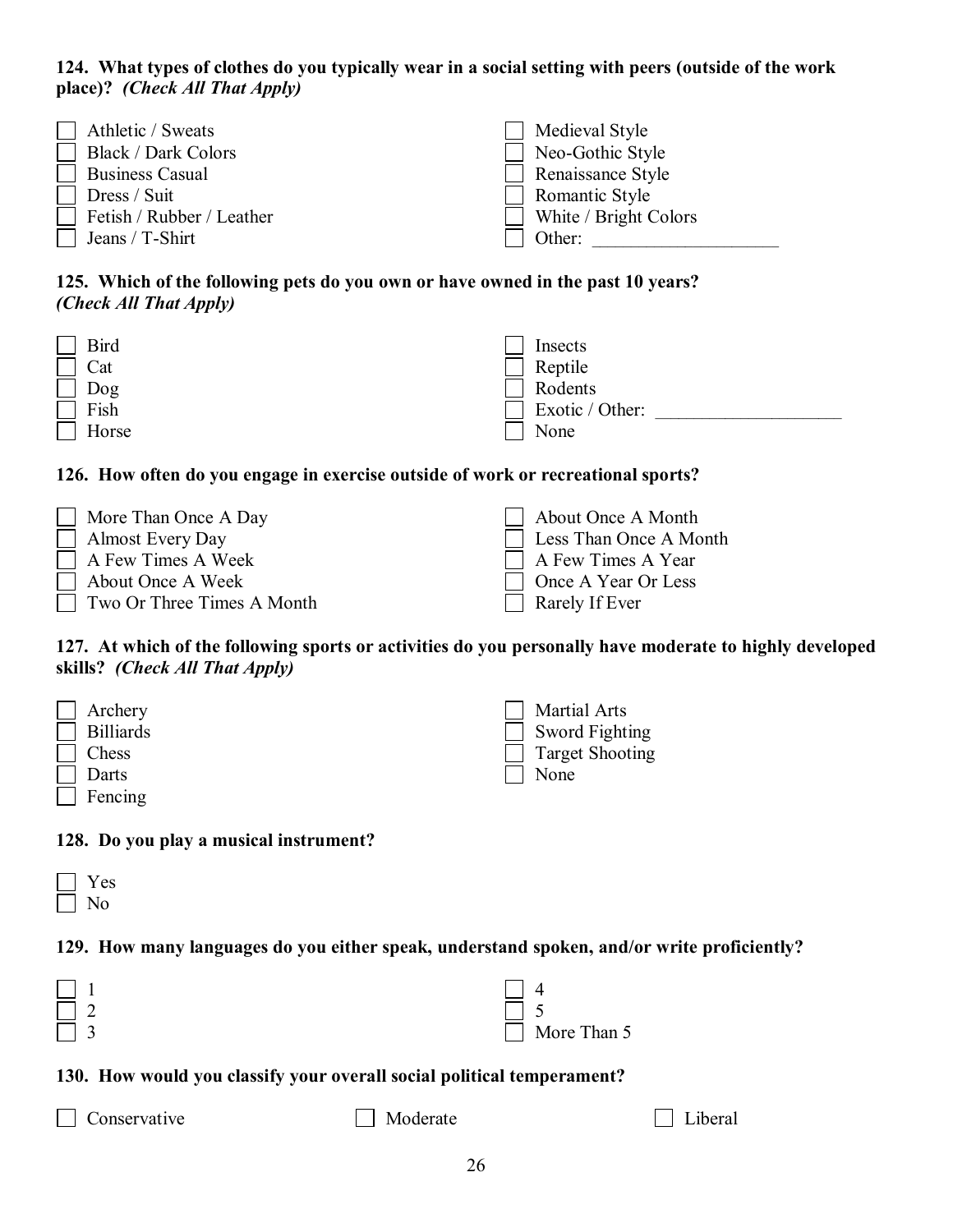**124. What types of clothes do you typically wear in a social setting with peers (outside of the work place)?** ***(Check All That Apply)***

- ☐ Athletic / Sweats
- ☐ Black / Dark Colors
- ☐ Business Casual
- ☐ Dress / Suit
- ☐ Fetish / Rubber / Leather
- ☐ Jeans / T-Shirt
- ☐ Medieval Style
- ☐ Neo-Gothic Style
- ☐ Renaissance Style
- ☐ Romantic Style
- ☐ White / Bright Colors
- ☐ Other: ____________________

**125. Which of the following pets do you own or have owned in the past 10 years?** ***(Check All That Apply)***

- ☐ Bird
- ☐ Cat
- ☐ Dog
- ☐ Fish
- ☐ Horse
- ☐ Insects
- ☐ Reptile
- ☐ Rodents
- ☐ Exotic / Other: ____________________
- ☐ None

**126. How often do you engage in exercise outside of work or recreational sports?**

- ☐ More Than Once A Day
- ☐ Almost Every Day
- ☐ A Few Times A Week
- ☐ About Once A Week
- ☐ Two Or Three Times A Month
- ☐ About Once A Month
- ☐ Less Than Once A Month
- ☐ A Few Times A Year
- ☐ Once A Year Or Less
- ☐ Rarely If Ever

**127. At which of the following sports or activities do you personally have moderate to highly developed skills?** ***(Check All That Apply)***

- ☐ Archery
- ☐ Billiards
- ☐ Chess
- ☐ Darts
- ☐ Fencing
- ☐ Martial Arts
- ☐ Sword Fighting
- ☐ Target Shooting
- ☐ None

**128. Do you play a musical instrument?**

- ☐ Yes
- ☐ No

**129. How many languages do you either speak, understand spoken, and/or write proficiently?**

- ☐ 1
- ☐ 2
- ☐ 3
- ☐ 4
- ☐ 5
- ☐ More Than 5

**130. How would you classify your overall social political temperament?**

- ☐ Conservative
- ☐ Moderate
- ☐ Liberal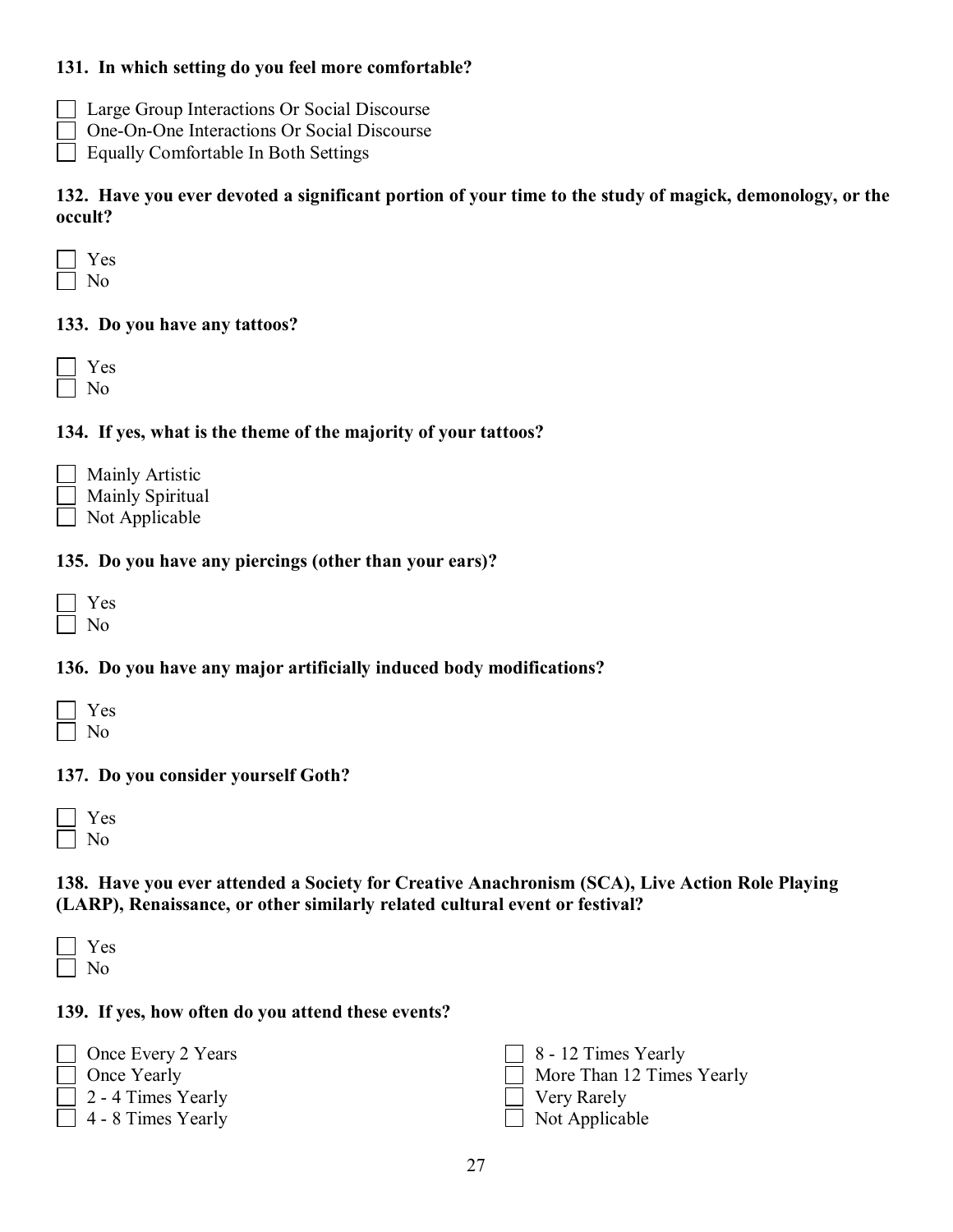**131. In which setting do you feel more comfortable?**

- [ ] Large Group Interactions Or Social Discourse
- [ ] One-On-One Interactions Or Social Discourse
- [ ] Equally Comfortable In Both Settings

**132. Have you ever devoted a significant portion of your time to the study of magick, demonology, or the occult?**

- [ ] Yes
- [ ] No

**133. Do you have any tattoos?**

- [ ] Yes
- [ ] No

**134. If yes, what is the theme of the majority of your tattoos?**

- [ ] Mainly Artistic
- [ ] Mainly Spiritual
- [ ] Not Applicable

**135. Do you have any piercings (other than your ears)?**

- [ ] Yes
- [ ] No

**136. Do you have any major artificially induced body modifications?**

- [ ] Yes
- [ ] No

**137. Do you consider yourself Goth?**

- [ ] Yes
- [ ] No

**138. Have you ever attended a Society for Creative Anachronism (SCA), Live Action Role Playing (LARP), Renaissance, or other similarly related cultural event or festival?**

- [ ] Yes
- [ ] No

**139. If yes, how often do you attend these events?**

- [ ] Once Every 2 Years
- [ ] Once Yearly
- [ ] 2 - 4 Times Yearly
- [ ] 4 - 8 Times Yearly
- [ ] 8 - 12 Times Yearly
- [ ] More Than 12 Times Yearly
- [ ] Very Rarely
- [ ] Not Applicable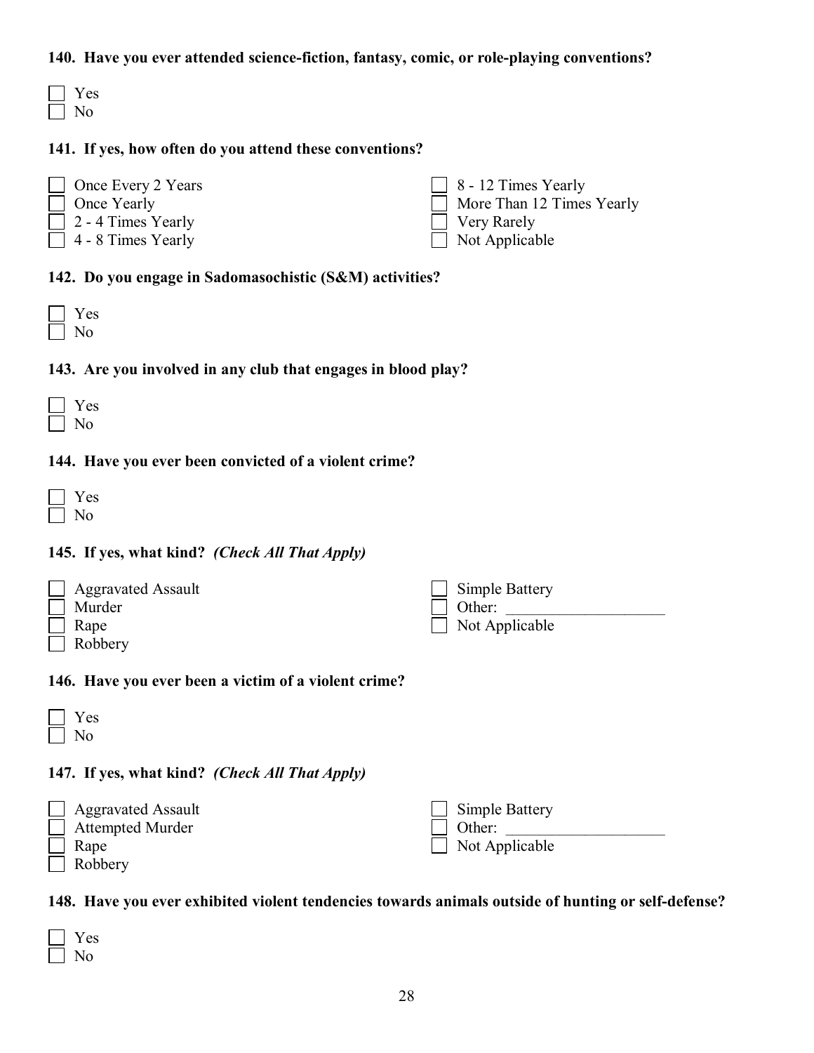**140. Have you ever attended science-fiction, fantasy, comic, or role-playing conventions?**

- [ ] Yes
- [ ] No

**141. If yes, how often do you attend these conventions?**

- [ ] Once Every 2 Years
- [ ] Once Yearly
- [ ] 2 - 4 Times Yearly
- [ ] 4 - 8 Times Yearly
- [ ] 8 - 12 Times Yearly
- [ ] More Than 12 Times Yearly
- [ ] Very Rarely
- [ ] Not Applicable

**142. Do you engage in Sadomasochistic (S&M) activities?**

- [ ] Yes
- [ ] No

**143. Are you involved in any club that engages in blood play?**

- [ ] Yes
- [ ] No

**144. Have you ever been convicted of a violent crime?**

- [ ] Yes
- [ ] No

**145. If yes, what kind?** ***(Check All That Apply)***

- [ ] Aggravated Assault
- [ ] Murder
- [ ] Rape
- [ ] Robbery
- [ ] Simple Battery
- [ ] Other: ____________________
- [ ] Not Applicable

**146. Have you ever been a victim of a violent crime?**

- [ ] Yes
- [ ] No

**147. If yes, what kind?** ***(Check All That Apply)***

- [ ] Aggravated Assault
- [ ] Attempted Murder
- [ ] Rape
- [ ] Robbery
- [ ] Simple Battery
- [ ] Other: ____________________
- [ ] Not Applicable

**148. Have you ever exhibited violent tendencies towards animals outside of hunting or self-defense?**

- [ ] Yes
- [ ] No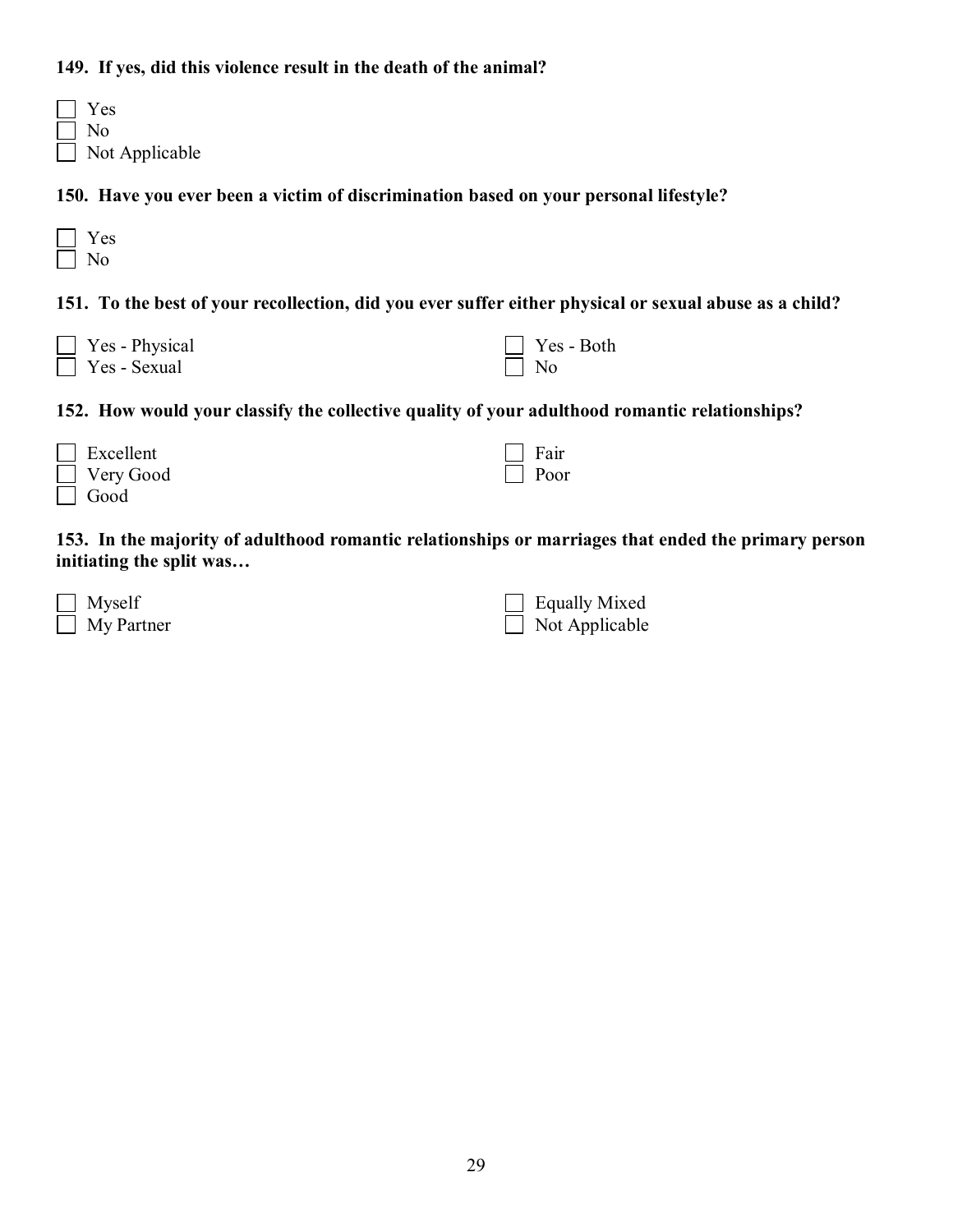**149. If yes, did this violence result in the death of the animal?**

- [ ] Yes
- [ ] No
- [ ] Not Applicable

**150. Have you ever been a victim of discrimination based on your personal lifestyle?**

- [ ] Yes
- [ ] No

**151. To the best of your recollection, did you ever suffer either physical or sexual abuse as a child?**

- [ ] Yes - Physical
- [ ] Yes - Sexual
- [ ] Yes - Both
- [ ] No

**152. How would your classify the collective quality of your adulthood romantic relationships?**

- [ ] Excellent
- [ ] Very Good
- [ ] Good
- [ ] Fair
- [ ] Poor

**153. In the majority of adulthood romantic relationships or marriages that ended the primary person initiating the split was…**

- [ ] Myself
- [ ] My Partner
- [ ] Equally Mixed
- [ ] Not Applicable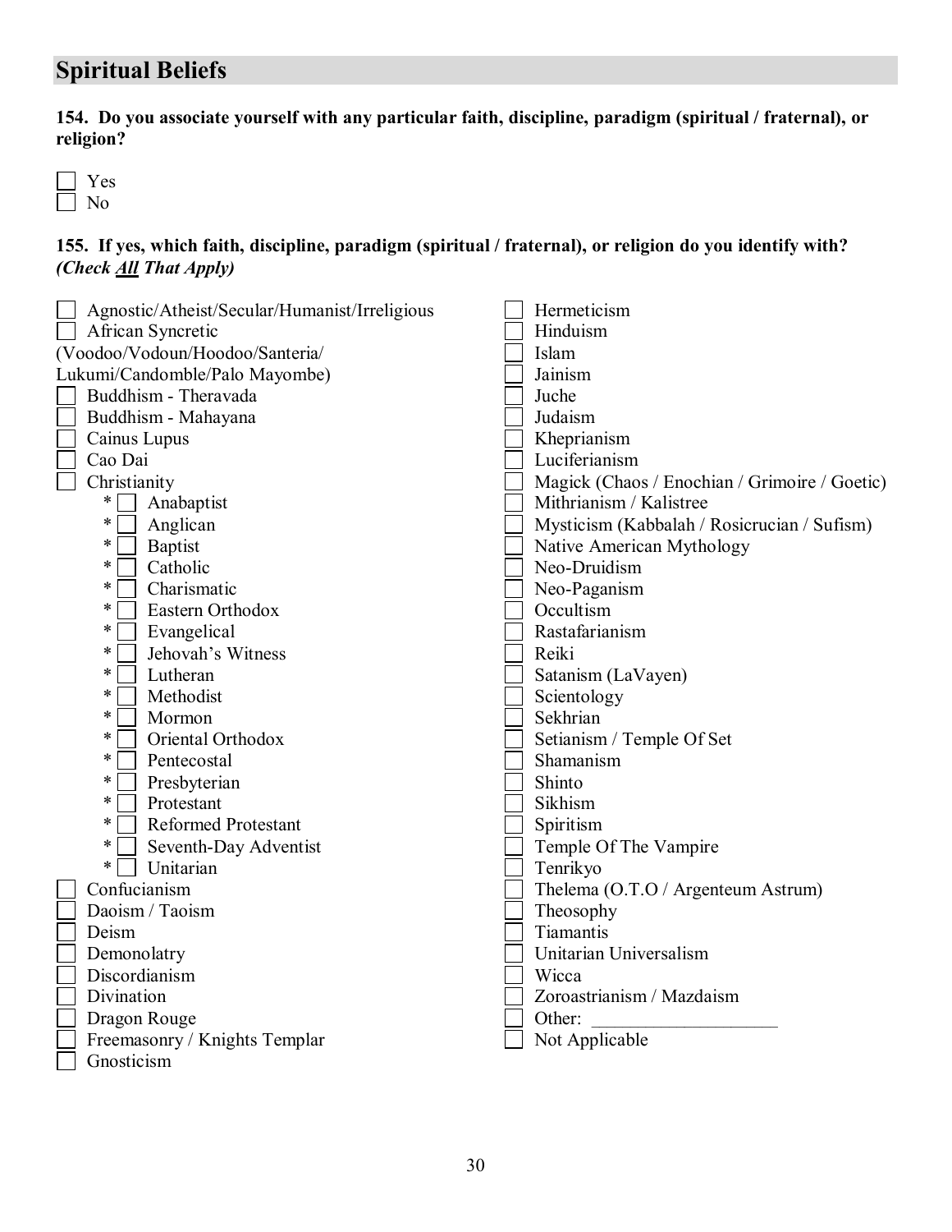## Spiritual Beliefs

**154. Do you associate yourself with any particular faith, discipline, paradigm (spiritual / fraternal), or religion?**

- [ ] Yes
- [ ] No

**155. If yes, which faith, discipline, paradigm (spiritual / fraternal), or religion do you identify with?** ***(Check <u>All</u> That Apply)***

- [ ] Agnostic/Atheist/Secular/Humanist/Irreligious
- [ ] African Syncretic (Voodoo/Vodoun/Hoodoo/Santeria/Lukumi/Candomble/Palo Mayombe)
- [ ] Buddhism - Theravada
- [ ] Buddhism - Mahayana
- [ ] Cainus Lupus
- [ ] Cao Dai
- [ ] Christianity
  - * [ ] Anabaptist
  - * [ ] Anglican
  - * [ ] Baptist
  - * [ ] Catholic
  - * [ ] Charismatic
  - * [ ] Eastern Orthodox
  - * [ ] Evangelical
  - * [ ] Jehovah's Witness
  - * [ ] Lutheran
  - * [ ] Methodist
  - * [ ] Mormon
  - * [ ] Oriental Orthodox
  - * [ ] Pentecostal
  - * [ ] Presbyterian
  - * [ ] Protestant
  - * [ ] Reformed Protestant
  - * [ ] Seventh-Day Adventist
  - * [ ] Unitarian
- [ ] Confucianism
- [ ] Daoism / Taoism
- [ ] Deism
- [ ] Demonolatry
- [ ] Discordianism
- [ ] Divination
- [ ] Dragon Rouge
- [ ] Freemasonry / Knights Templar
- [ ] Gnosticism
- [ ] Hermeticism
- [ ] Hinduism
- [ ] Islam
- [ ] Jainism
- [ ] Juche
- [ ] Judaism
- [ ] Kheprianism
- [ ] Luciferianism
- [ ] Magick (Chaos / Enochian / Grimoire / Goetic)
- [ ] Mithrianism / Kalistree
- [ ] Mysticism (Kabbalah / Rosicrucian / Sufism)
- [ ] Native American Mythology
- [ ] Neo-Druidism
- [ ] Neo-Paganism
- [ ] Occultism
- [ ] Rastafarianism
- [ ] Reiki
- [ ] Satanism (LaVayen)
- [ ] Scientology
- [ ] Sekhrian
- [ ] Setianism / Temple Of Set
- [ ] Shamanism
- [ ] Shinto
- [ ] Sikhism
- [ ] Spiritism
- [ ] Temple Of The Vampire
- [ ] Tenrikyo
- [ ] Thelema (O.T.O / Argenteum Astrum)
- [ ] Theosophy
- [ ] Tiamantis
- [ ] Unitarian Universalism
- [ ] Wicca
- [ ] Zoroastrianism / Mazdaism
- [ ] Other: ____________________
- [ ] Not Applicable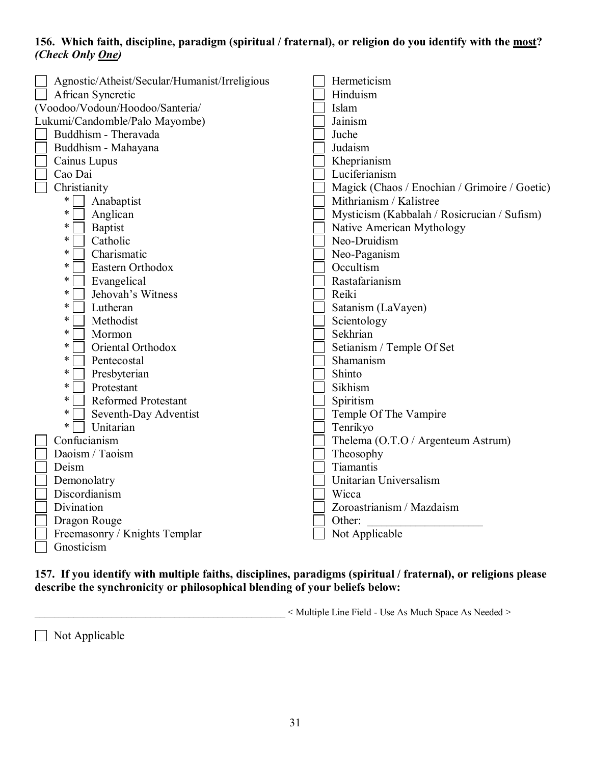**156. Which faith, discipline, paradigm (spiritual / fraternal), or religion do you identify with the <u>most</u>? *(Check Only <u>One</u>)***

- [ ] Agnostic/Atheist/Secular/Humanist/Irreligious
- [ ] African Syncretic (Voodoo/Vodoun/Hoodoo/Santeria/Lukumi/Candomble/Palo Mayombe)
- [ ] Buddhism - Theravada
- [ ] Buddhism - Mahayana
- [ ] Cainus Lupus
- [ ] Cao Dai
- [ ] Christianity
  - * [ ] Anabaptist
  - * [ ] Anglican
  - * [ ] Baptist
  - * [ ] Catholic
  - * [ ] Charismatic
  - * [ ] Eastern Orthodox
  - * [ ] Evangelical
  - * [ ] Jehovah's Witness
  - * [ ] Lutheran
  - * [ ] Methodist
  - * [ ] Mormon
  - * [ ] Oriental Orthodox
  - * [ ] Pentecostal
  - * [ ] Presbyterian
  - * [ ] Protestant
  - * [ ] Reformed Protestant
  - * [ ] Seventh-Day Adventist
  - * [ ] Unitarian
- [ ] Confucianism
- [ ] Daoism / Taoism
- [ ] Deism
- [ ] Demonolatry
- [ ] Discordianism
- [ ] Divination
- [ ] Dragon Rouge
- [ ] Freemasonry / Knights Templar
- [ ] Gnosticism
- [ ] Hermeticism
- [ ] Hinduism
- [ ] Islam
- [ ] Jainism
- [ ] Juche
- [ ] Judaism
- [ ] Kheprianism
- [ ] Luciferianism
- [ ] Magick (Chaos / Enochian / Grimoire / Goetic)
- [ ] Mithrianism / Kalistree
- [ ] Mysticism (Kabbalah / Rosicrucian / Sufism)
- [ ] Native American Mythology
- [ ] Neo-Druidism
- [ ] Neo-Paganism
- [ ] Occultism
- [ ] Rastafarianism
- [ ] Reiki
- [ ] Satanism (LaVayen)
- [ ] Scientology
- [ ] Sekhrian
- [ ] Setianism / Temple Of Set
- [ ] Shamanism
- [ ] Shinto
- [ ] Sikhism
- [ ] Spiritism
- [ ] Temple Of The Vampire
- [ ] Tenrikyo
- [ ] Thelema (O.T.O / Argenteum Astrum)
- [ ] Theosophy
- [ ] Tiamantis
- [ ] Unitarian Universalism
- [ ] Wicca
- [ ] Zoroastrianism / Mazdaism
- [ ] Other: ____________________
- [ ] Not Applicable

**157. If you identify with multiple faiths, disciplines, paradigms (spiritual / fraternal), or religions please describe the synchronicity or philosophical blending of your beliefs below:**

__________________________________________________ < Multiple Line Field - Use As Much Space As Needed >

- [ ] Not Applicable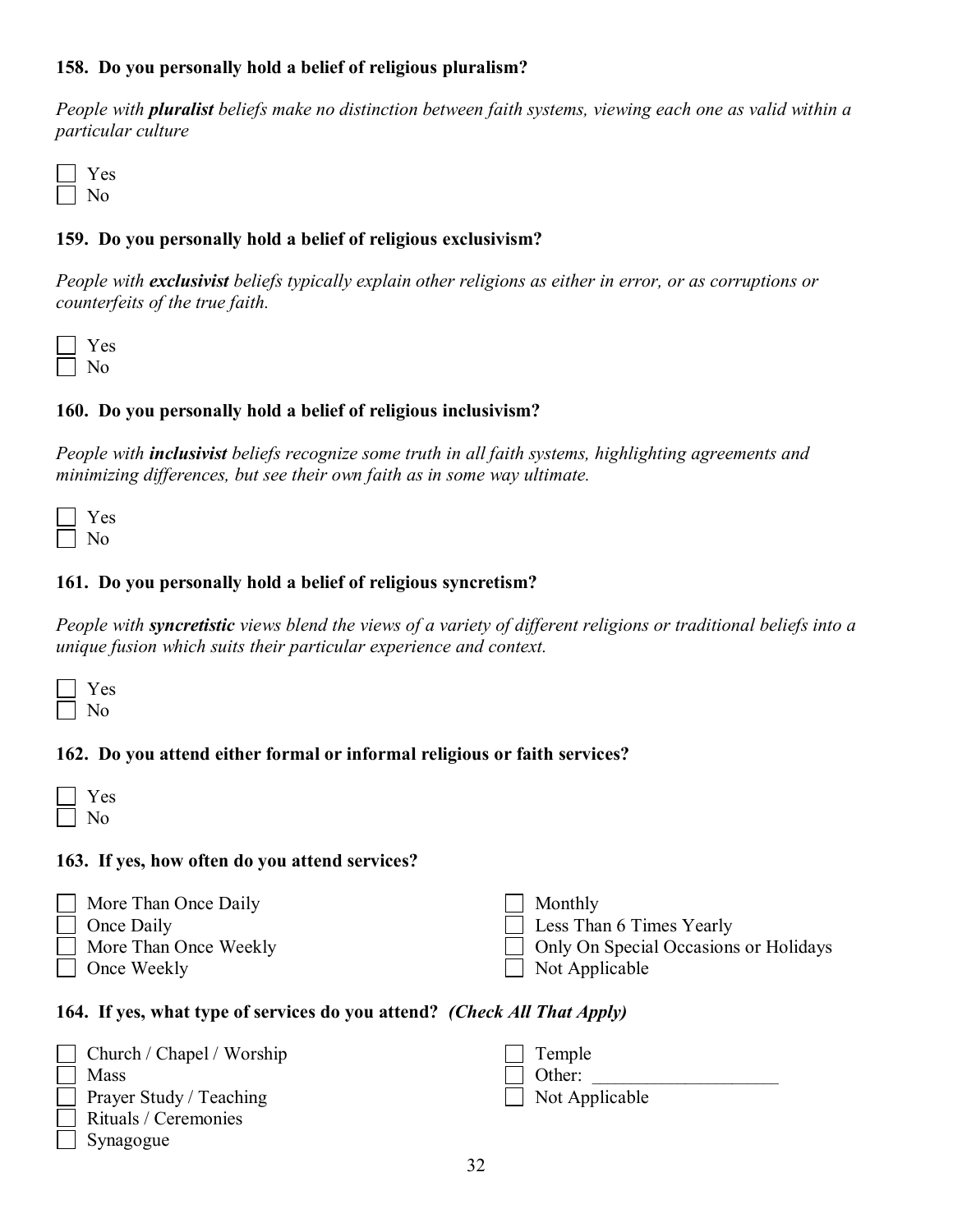**158. Do you personally hold a belief of religious pluralism?**

*People with **pluralist** beliefs make no distinction between faith systems, viewing each one as valid within a particular culture*

- [ ] Yes
- [ ] No

**159. Do you personally hold a belief of religious exclusivism?**

*People with **exclusivist** beliefs typically explain other religions as either in error, or as corruptions or counterfeits of the true faith.*

- [ ] Yes
- [ ] No

**160. Do you personally hold a belief of religious inclusivism?**

*People with **inclusivist** beliefs recognize some truth in all faith systems, highlighting agreements and minimizing differences, but see their own faith as in some way ultimate.*

- [ ] Yes
- [ ] No

**161. Do you personally hold a belief of religious syncretism?**

*People with **syncretistic** views blend the views of a variety of different religions or traditional beliefs into a unique fusion which suits their particular experience and context.*

- [ ] Yes
- [ ] No

**162. Do you attend either formal or informal religious or faith services?**

- [ ] Yes
- [ ] No

**163. If yes, how often do you attend services?**

- [ ] More Than Once Daily
- [ ] Once Daily
- [ ] More Than Once Weekly
- [ ] Once Weekly
- [ ] Monthly
- [ ] Less Than 6 Times Yearly
- [ ] Only On Special Occasions or Holidays
- [ ] Not Applicable

**164. If yes, what type of services do you attend?** ***(Check All That Apply)***

- [ ] Church / Chapel / Worship
- [ ] Mass
- [ ] Prayer Study / Teaching
- [ ] Rituals / Ceremonies
- [ ] Synagogue
- [ ] Temple
- [ ] Other: ____________________
- [ ] Not Applicable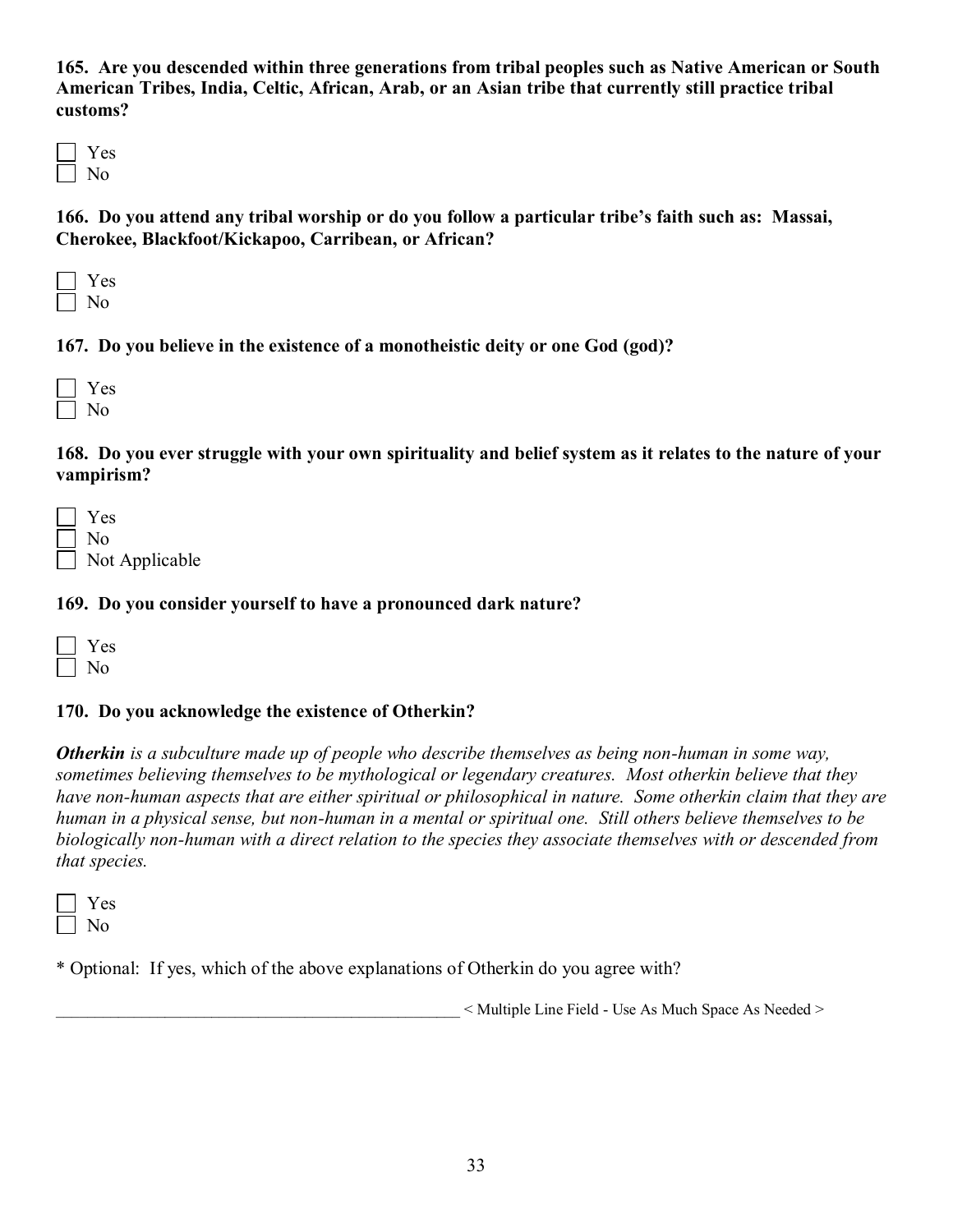**165. Are you descended within three generations from tribal peoples such as Native American or South American Tribes, India, Celtic, African, Arab, or an Asian tribe that currently still practice tribal customs?**

- [ ] Yes
- [ ] No

**166. Do you attend any tribal worship or do you follow a particular tribe's faith such as: Massai, Cherokee, Blackfoot/Kickapoo, Carribean, or African?**

- [ ] Yes
- [ ] No

**167. Do you believe in the existence of a monotheistic deity or one God (god)?**

- [ ] Yes
- [ ] No

**168. Do you ever struggle with your own spirituality and belief system as it relates to the nature of your vampirism?**

- [ ] Yes
- [ ] No
- [ ] Not Applicable

**169. Do you consider yourself to have a pronounced dark nature?**

- [ ] Yes
- [ ] No

**170. Do you acknowledge the existence of Otherkin?**

***Otherkin*** *is a subculture made up of people who describe themselves as being non-human in some way, sometimes believing themselves to be mythological or legendary creatures. Most otherkin believe that they have non-human aspects that are either spiritual or philosophical in nature. Some otherkin claim that they are human in a physical sense, but non-human in a mental or spiritual one. Still others believe themselves to be biologically non-human with a direct relation to the species they associate themselves with or descended from that species.*

- [ ] Yes
- [ ] No

\* Optional: If yes, which of the above explanations of Otherkin do you agree with?

__________________________________________________ < Multiple Line Field - Use As Much Space As Needed >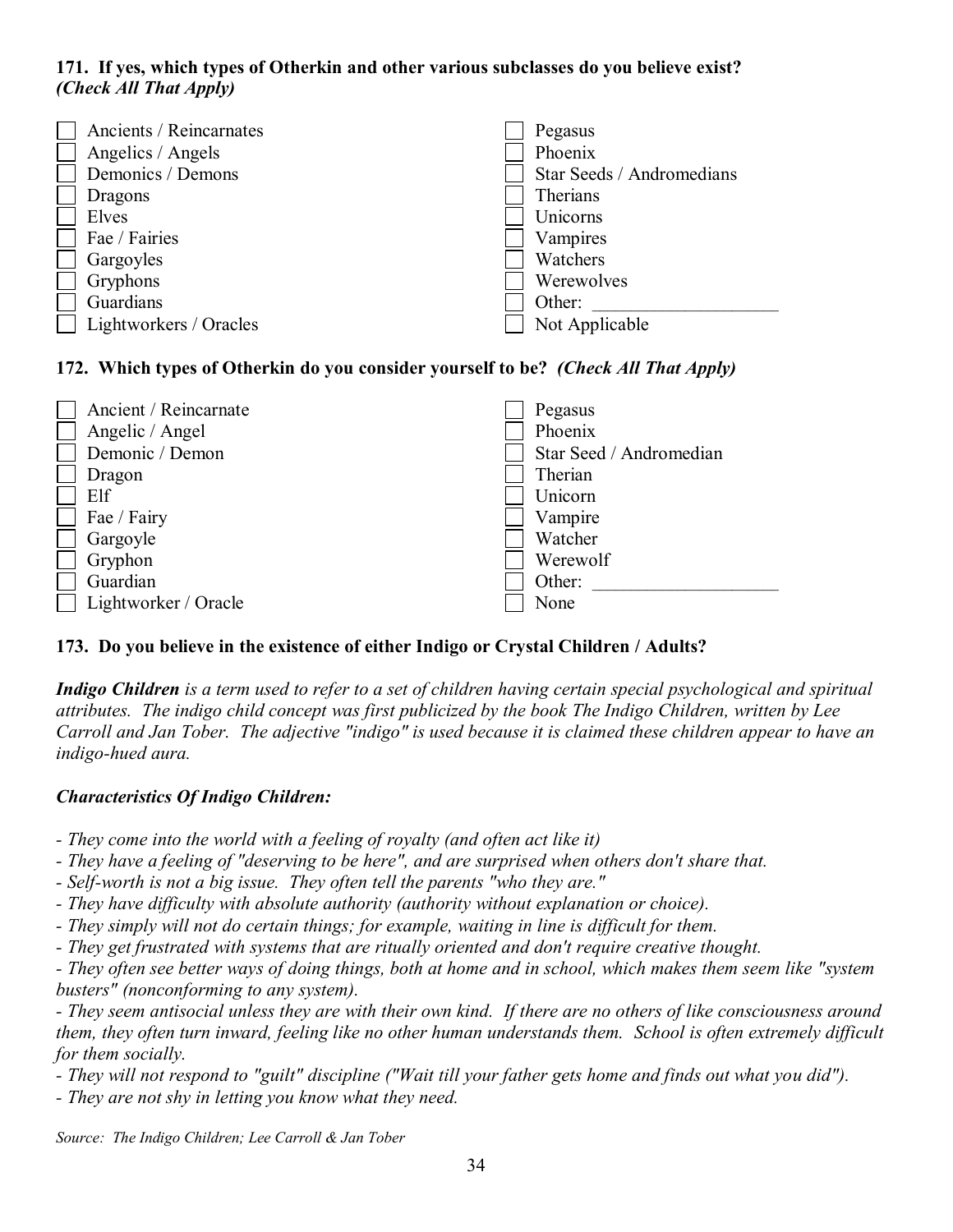**171. If yes, which types of Otherkin and other various subclasses do you believe exist?** ***(Check All That Apply)***

- [ ] Ancients / Reincarnates
- [ ] Angelics / Angels
- [ ] Demonics / Demons
- [ ] Dragons
- [ ] Elves
- [ ] Fae / Fairies
- [ ] Gargoyles
- [ ] Gryphons
- [ ] Guardians
- [ ] Lightworkers / Oracles
- [ ] Pegasus
- [ ] Phoenix
- [ ] Star Seeds / Andromedians
- [ ] Therians
- [ ] Unicorns
- [ ] Vampires
- [ ] Watchers
- [ ] Werewolves
- [ ] Other: ____________________
- [ ] Not Applicable

**172. Which types of Otherkin do you consider yourself to be?** ***(Check All That Apply)***

- [ ] Ancient / Reincarnate
- [ ] Angelic / Angel
- [ ] Demonic / Demon
- [ ] Dragon
- [ ] Elf
- [ ] Fae / Fairy
- [ ] Gargoyle
- [ ] Gryphon
- [ ] Guardian
- [ ] Lightworker / Oracle
- [ ] Pegasus
- [ ] Phoenix
- [ ] Star Seed / Andromedian
- [ ] Therian
- [ ] Unicorn
- [ ] Vampire
- [ ] Watcher
- [ ] Werewolf
- [ ] Other: ____________________
- [ ] None

**173. Do you believe in the existence of either Indigo or Crystal Children / Adults?**

***Indigo Children*** *is a term used to refer to a set of children having certain special psychological and spiritual attributes. The indigo child concept was first publicized by the book The Indigo Children, written by Lee Carroll and Jan Tober. The adjective "indigo" is used because it is claimed these children appear to have an indigo-hued aura.*

***Characteristics Of Indigo Children:***

- *They come into the world with a feeling of royalty (and often act like it)*
- *They have a feeling of "deserving to be here", and are surprised when others don't share that.*
- *Self-worth is not a big issue. They often tell the parents "who they are."*
- *They have difficulty with absolute authority (authority without explanation or choice).*
- *They simply will not do certain things; for example, waiting in line is difficult for them.*
- *They get frustrated with systems that are ritually oriented and don't require creative thought.*
- *They often see better ways of doing things, both at home and in school, which makes them seem like "system busters" (nonconforming to any system).*
- *They seem antisocial unless they are with their own kind. If there are no others of like consciousness around them, they often turn inward, feeling like no other human understands them. School is often extremely difficult for them socially.*
- *They will not respond to "guilt" discipline ("Wait till your father gets home and finds out what you did").*
- *They are not shy in letting you know what they need.*

*Source: The Indigo Children; Lee Carroll & Jan Tober*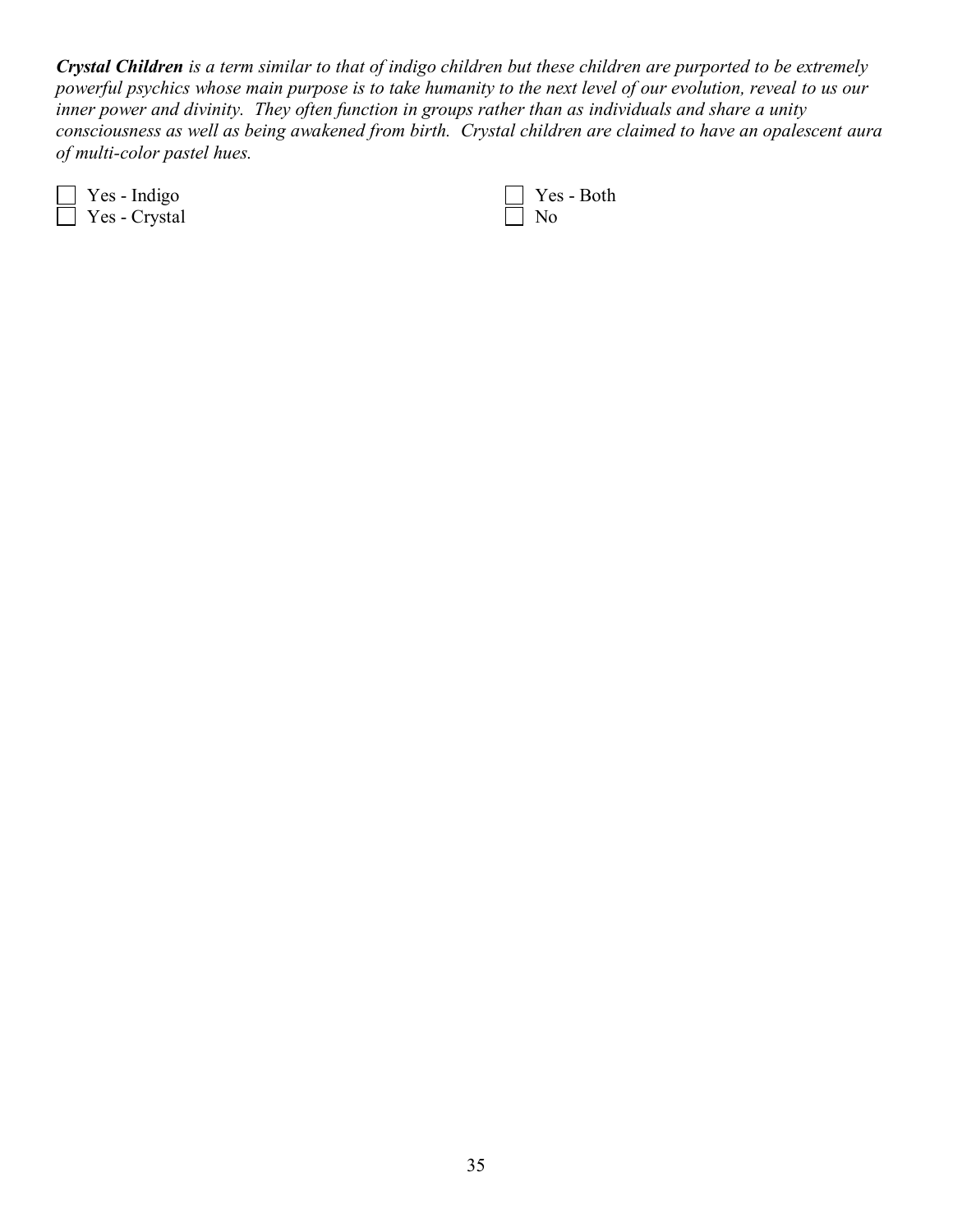***Crystal Children*** *is a term similar to that of indigo children but these children are purported to be extremely powerful psychics whose main purpose is to take humanity to the next level of our evolution, reveal to us our inner power and divinity. They often function in groups rather than as individuals and share a unity consciousness as well as being awakened from birth. Crystal children are claimed to have an opalescent aura of multi-color pastel hues.*

- [ ] Yes - Indigo
- [ ] Yes - Crystal
- [ ] Yes - Both
- [ ] No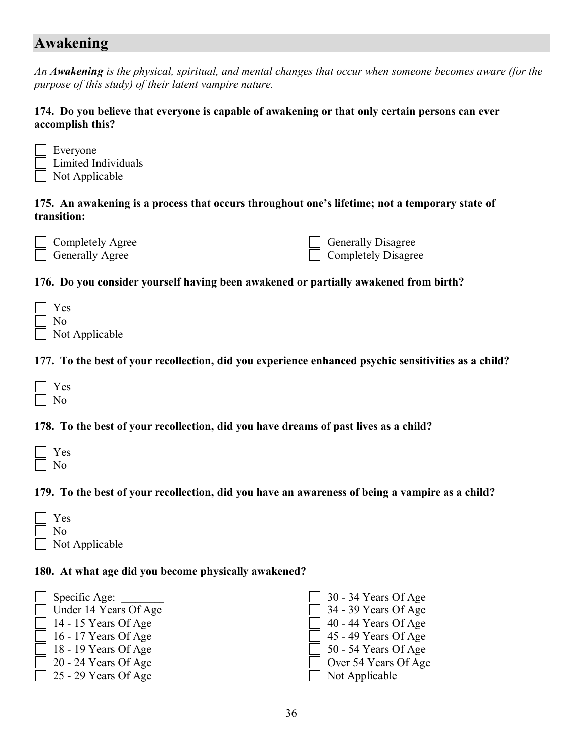## Awakening

*An **Awakening** is the physical, spiritual, and mental changes that occur when someone becomes aware (for the purpose of this study) of their latent vampire nature.*

**174. Do you believe that everyone is capable of awakening or that only certain persons can ever accomplish this?**

- [ ] Everyone
- [ ] Limited Individuals
- [ ] Not Applicable

**175. An awakening is a process that occurs throughout one's lifetime; not a temporary state of transition:**

- [ ] Completely Agree
- [ ] Generally Agree
- [ ] Generally Disagree
- [ ] Completely Disagree

**176. Do you consider yourself having been awakened or partially awakened from birth?**

- [ ] Yes
- [ ] No
- [ ] Not Applicable

**177. To the best of your recollection, did you experience enhanced psychic sensitivities as a child?**

- [ ] Yes
- [ ] No

**178. To the best of your recollection, did you have dreams of past lives as a child?**

- [ ] Yes
- [ ] No

**179. To the best of your recollection, did you have an awareness of being a vampire as a child?**

- [ ] Yes
- [ ] No
- [ ] Not Applicable

**180. At what age did you become physically awakened?**

- [ ] Specific Age: _______
- [ ] Under 14 Years Of Age
- [ ] 14 - 15 Years Of Age
- [ ] 16 - 17 Years Of Age
- [ ] 18 - 19 Years Of Age
- [ ] 20 - 24 Years Of Age
- [ ] 25 - 29 Years Of Age
- [ ] 30 - 34 Years Of Age
- [ ] 34 - 39 Years Of Age
- [ ] 40 - 44 Years Of Age
- [ ] 45 - 49 Years Of Age
- [ ] 50 - 54 Years Of Age
- [ ] Over 54 Years Of Age
- [ ] Not Applicable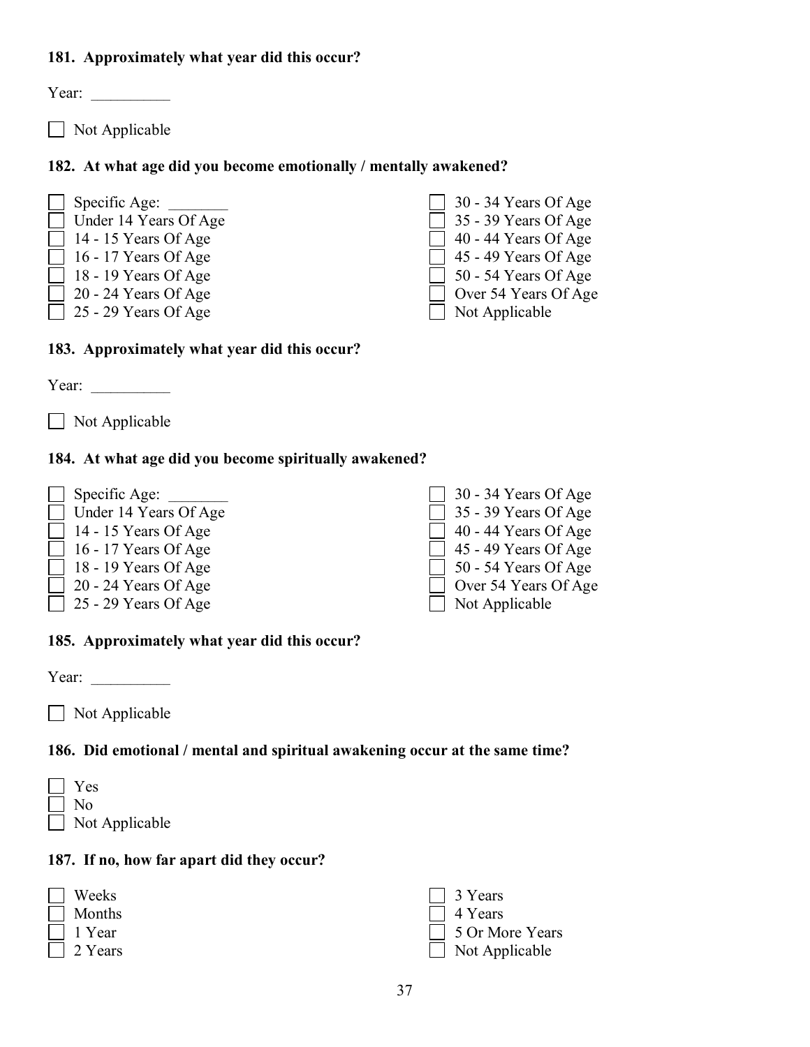**181. Approximately what year did this occur?**

Year: __________

☐ Not Applicable

**182. At what age did you become emotionally / mentally awakened?**

☐ Specific Age: _______
☐ Under 14 Years Of Age
☐ 14 - 15 Years Of Age
☐ 16 - 17 Years Of Age
☐ 18 - 19 Years Of Age
☐ 20 - 24 Years Of Age
☐ 25 - 29 Years Of Age
☐ 30 - 34 Years Of Age
☐ 35 - 39 Years Of Age
☐ 40 - 44 Years Of Age
☐ 45 - 49 Years Of Age
☐ 50 - 54 Years Of Age
☐ Over 54 Years Of Age
☐ Not Applicable

**183. Approximately what year did this occur?**

Year: __________

☐ Not Applicable

**184. At what age did you become spiritually awakened?**

☐ Specific Age: _______
☐ Under 14 Years Of Age
☐ 14 - 15 Years Of Age
☐ 16 - 17 Years Of Age
☐ 18 - 19 Years Of Age
☐ 20 - 24 Years Of Age
☐ 25 - 29 Years Of Age
☐ 30 - 34 Years Of Age
☐ 35 - 39 Years Of Age
☐ 40 - 44 Years Of Age
☐ 45 - 49 Years Of Age
☐ 50 - 54 Years Of Age
☐ Over 54 Years Of Age
☐ Not Applicable

**185. Approximately what year did this occur?**

Year: __________

☐ Not Applicable

**186. Did emotional / mental and spiritual awakening occur at the same time?**

☐ Yes
☐ No
☐ Not Applicable

**187. If no, how far apart did they occur?**

☐ Weeks
☐ Months
☐ 1 Year
☐ 2 Years
☐ 3 Years
☐ 4 Years
☐ 5 Or More Years
☐ Not Applicable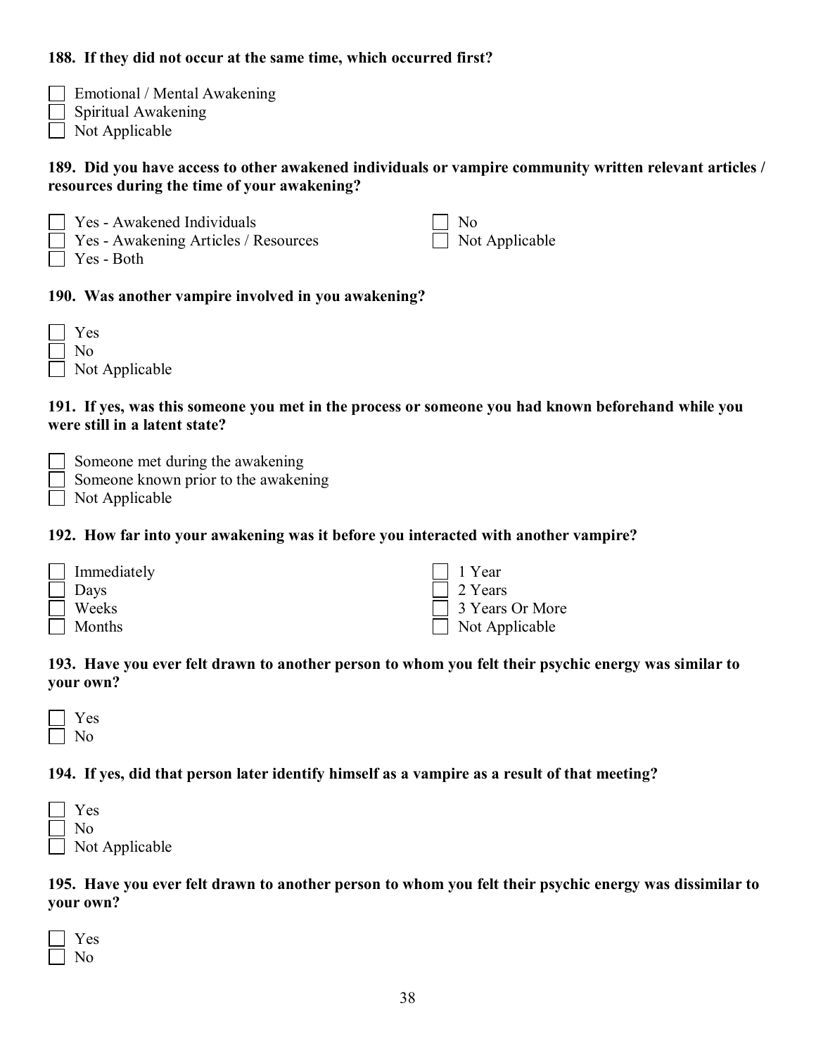**188. If they did not occur at the same time, which occurred first?**

- [ ] Emotional / Mental Awakening
- [ ] Spiritual Awakening
- [ ] Not Applicable

**189. Did you have access to other awakened individuals or vampire community written relevant articles / resources during the time of your awakening?**

- [ ] Yes - Awakened Individuals
- [ ] Yes - Awakening Articles / Resources
- [ ] Yes - Both
- [ ] No
- [ ] Not Applicable

**190. Was another vampire involved in you awakening?**

- [ ] Yes
- [ ] No
- [ ] Not Applicable

**191. If yes, was this someone you met in the process or someone you had known beforehand while you were still in a latent state?**

- [ ] Someone met during the awakening
- [ ] Someone known prior to the awakening
- [ ] Not Applicable

**192. How far into your awakening was it before you interacted with another vampire?**

- [ ] Immediately
- [ ] Days
- [ ] Weeks
- [ ] Months
- [ ] 1 Year
- [ ] 2 Years
- [ ] 3 Years Or More
- [ ] Not Applicable

**193. Have you ever felt drawn to another person to whom you felt their psychic energy was similar to your own?**

- [ ] Yes
- [ ] No

**194. If yes, did that person later identify himself as a vampire as a result of that meeting?**

- [ ] Yes
- [ ] No
- [ ] Not Applicable

**195. Have you ever felt drawn to another person to whom you felt their psychic energy was dissimilar to your own?**

- [ ] Yes
- [ ] No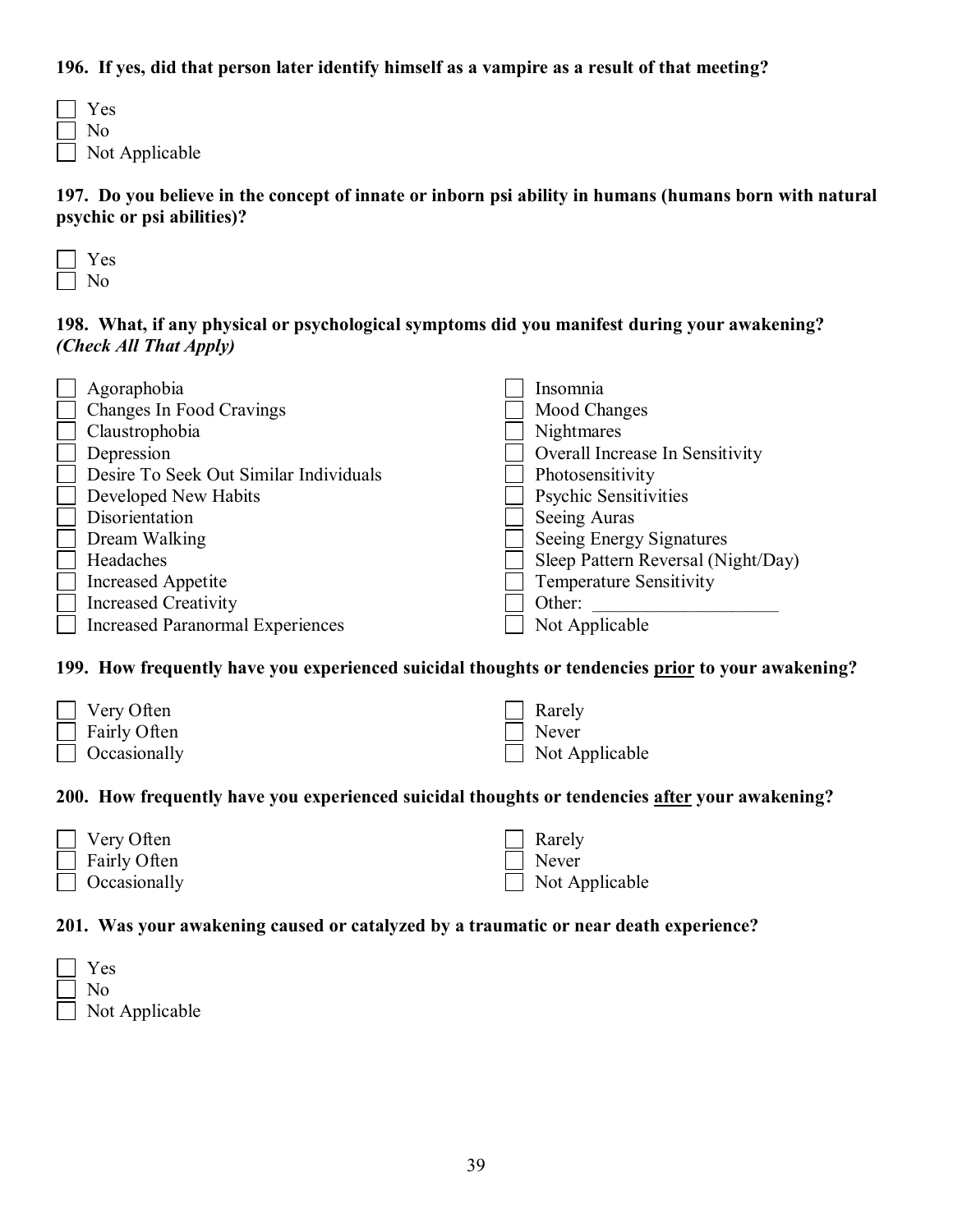**196. If yes, did that person later identify himself as a vampire as a result of that meeting?**

- [ ] Yes
- [ ] No
- [ ] Not Applicable

**197. Do you believe in the concept of innate or inborn psi ability in humans (humans born with natural psychic or psi abilities)?**

- [ ] Yes
- [ ] No

**198. What, if any physical or psychological symptoms did you manifest during your awakening?** ***(Check All That Apply)***

- [ ] Agoraphobia
- [ ] Changes In Food Cravings
- [ ] Claustrophobia
- [ ] Depression
- [ ] Desire To Seek Out Similar Individuals
- [ ] Developed New Habits
- [ ] Disorientation
- [ ] Dream Walking
- [ ] Headaches
- [ ] Increased Appetite
- [ ] Increased Creativity
- [ ] Increased Paranormal Experiences
- [ ] Insomnia
- [ ] Mood Changes
- [ ] Nightmares
- [ ] Overall Increase In Sensitivity
- [ ] Photosensitivity
- [ ] Psychic Sensitivities
- [ ] Seeing Auras
- [ ] Seeing Energy Signatures
- [ ] Sleep Pattern Reversal (Night/Day)
- [ ] Temperature Sensitivity
- [ ] Other: ____________________
- [ ] Not Applicable

**199. How frequently have you experienced suicidal thoughts or tendencies prior to your awakening?**

- [ ] Very Often
- [ ] Fairly Often
- [ ] Occasionally
- [ ] Rarely
- [ ] Never
- [ ] Not Applicable

**200. How frequently have you experienced suicidal thoughts or tendencies after your awakening?**

- [ ] Very Often
- [ ] Fairly Often
- [ ] Occasionally
- [ ] Rarely
- [ ] Never
- [ ] Not Applicable

**201. Was your awakening caused or catalyzed by a traumatic or near death experience?**

- [ ] Yes
- [ ] No
- [ ] Not Applicable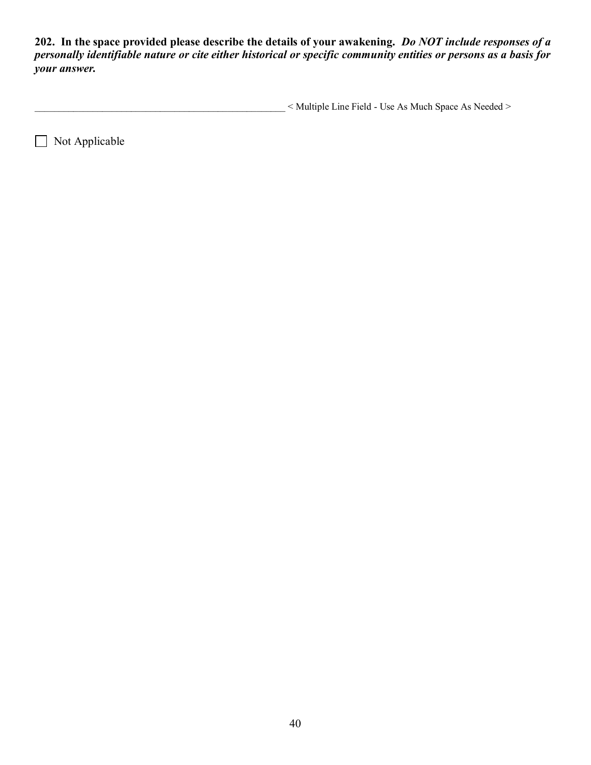**202. In the space provided please describe the details of your awakening.** ***Do NOT include responses of a personally identifiable nature or cite either historical or specific community entities or persons as a basis for your answer.***

__________________________________________________ < Multiple Line Field - Use As Much Space As Needed >

☐ Not Applicable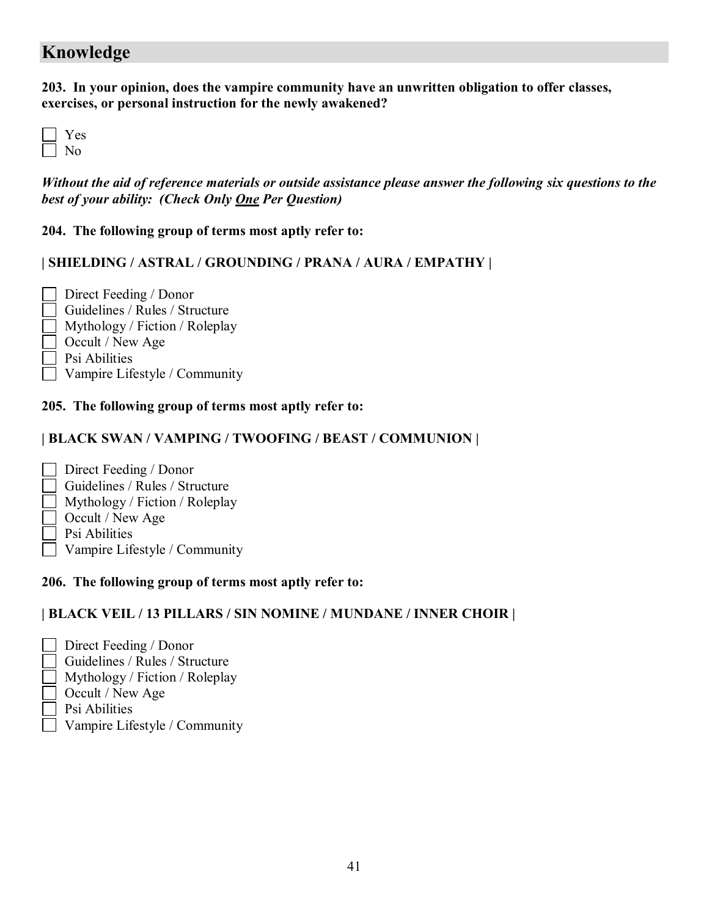## Knowledge

**203. In your opinion, does the vampire community have an unwritten obligation to offer classes, exercises, or personal instruction for the newly awakened?**

- [ ] Yes
- [ ] No

***Without the aid of reference materials or outside assistance please answer the following six questions to the best of your ability: (Check Only <u>One</u> Per Question)***

**204. The following group of terms most aptly refer to:**

**| SHIELDING / ASTRAL / GROUNDING / PRANA / AURA / EMPATHY |**

- [ ] Direct Feeding / Donor
- [ ] Guidelines / Rules / Structure
- [ ] Mythology / Fiction / Roleplay
- [ ] Occult / New Age
- [ ] Psi Abilities
- [ ] Vampire Lifestyle / Community

**205. The following group of terms most aptly refer to:**

**| BLACK SWAN / VAMPING / TWOOFING / BEAST / COMMUNION |**

- [ ] Direct Feeding / Donor
- [ ] Guidelines / Rules / Structure
- [ ] Mythology / Fiction / Roleplay
- [ ] Occult / New Age
- [ ] Psi Abilities
- [ ] Vampire Lifestyle / Community

**206. The following group of terms most aptly refer to:**

**| BLACK VEIL / 13 PILLARS / SIN NOMINE / MUNDANE / INNER CHOIR |**

- [ ] Direct Feeding / Donor
- [ ] Guidelines / Rules / Structure
- [ ] Mythology / Fiction / Roleplay
- [ ] Occult / New Age
- [ ] Psi Abilities
- [ ] Vampire Lifestyle / Community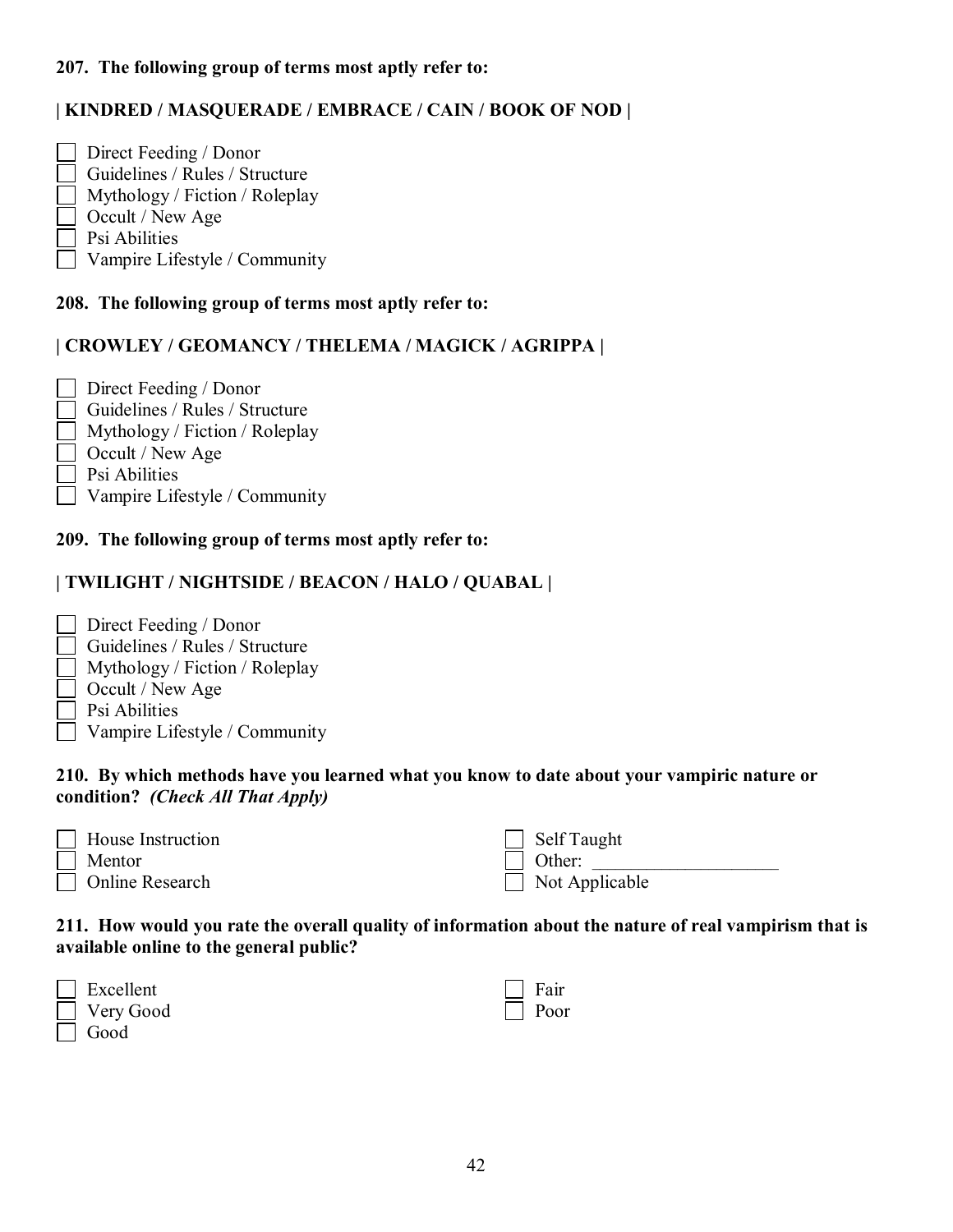**207. The following group of terms most aptly refer to:**

**| KINDRED / MASQUERADE / EMBRACE / CAIN / BOOK OF NOD |**

- [ ] Direct Feeding / Donor
- [ ] Guidelines / Rules / Structure
- [ ] Mythology / Fiction / Roleplay
- [ ] Occult / New Age
- [ ] Psi Abilities
- [ ] Vampire Lifestyle / Community

**208. The following group of terms most aptly refer to:**

**| CROWLEY / GEOMANCY / THELEMA / MAGICK / AGRIPPA |**

- [ ] Direct Feeding / Donor
- [ ] Guidelines / Rules / Structure
- [ ] Mythology / Fiction / Roleplay
- [ ] Occult / New Age
- [ ] Psi Abilities
- [ ] Vampire Lifestyle / Community

**209. The following group of terms most aptly refer to:**

**| TWILIGHT / NIGHTSIDE / BEACON / HALO / QUABAL |**

- [ ] Direct Feeding / Donor
- [ ] Guidelines / Rules / Structure
- [ ] Mythology / Fiction / Roleplay
- [ ] Occult / New Age
- [ ] Psi Abilities
- [ ] Vampire Lifestyle / Community

**210. By which methods have you learned what you know to date about your vampiric nature or condition?** ***(Check All That Apply)***

- [ ] House Instruction
- [ ] Mentor
- [ ] Online Research
- [ ] Self Taught
- [ ] Other: ____________________
- [ ] Not Applicable

**211. How would you rate the overall quality of information about the nature of real vampirism that is available online to the general public?**

- [ ] Excellent
- [ ] Very Good
- [ ] Good
- [ ] Fair
- [ ] Poor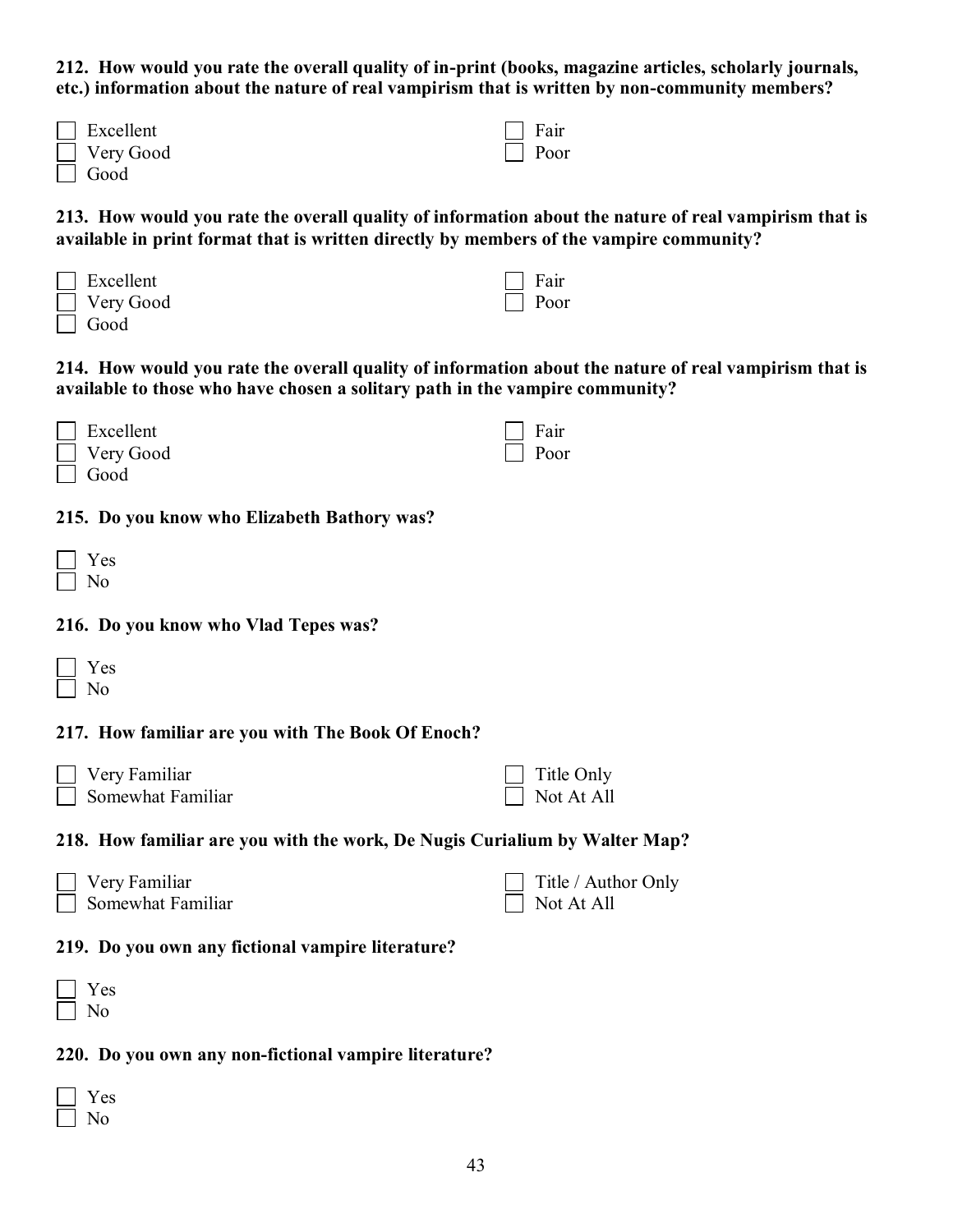**212. How would you rate the overall quality of in-print (books, magazine articles, scholarly journals, etc.) information about the nature of real vampirism that is written by non-community members?**

- [ ] Excellent
- [ ] Very Good
- [ ] Good
- [ ] Fair
- [ ] Poor

**213. How would you rate the overall quality of information about the nature of real vampirism that is available in print format that is written directly by members of the vampire community?**

- [ ] Excellent
- [ ] Very Good
- [ ] Good
- [ ] Fair
- [ ] Poor

**214. How would you rate the overall quality of information about the nature of real vampirism that is available to those who have chosen a solitary path in the vampire community?**

- [ ] Excellent
- [ ] Very Good
- [ ] Good
- [ ] Fair
- [ ] Poor

**215. Do you know who Elizabeth Bathory was?**

- [ ] Yes
- [ ] No

**216. Do you know who Vlad Tepes was?**

- [ ] Yes
- [ ] No

**217. How familiar are you with The Book Of Enoch?**

- [ ] Very Familiar
- [ ] Somewhat Familiar
- [ ] Title Only
- [ ] Not At All

**218. How familiar are you with the work, De Nugis Curialium by Walter Map?**

- [ ] Very Familiar
- [ ] Somewhat Familiar
- [ ] Title / Author Only
- [ ] Not At All

**219. Do you own any fictional vampire literature?**

- [ ] Yes
- [ ] No

**220. Do you own any non-fictional vampire literature?**

- [ ] Yes
- [ ] No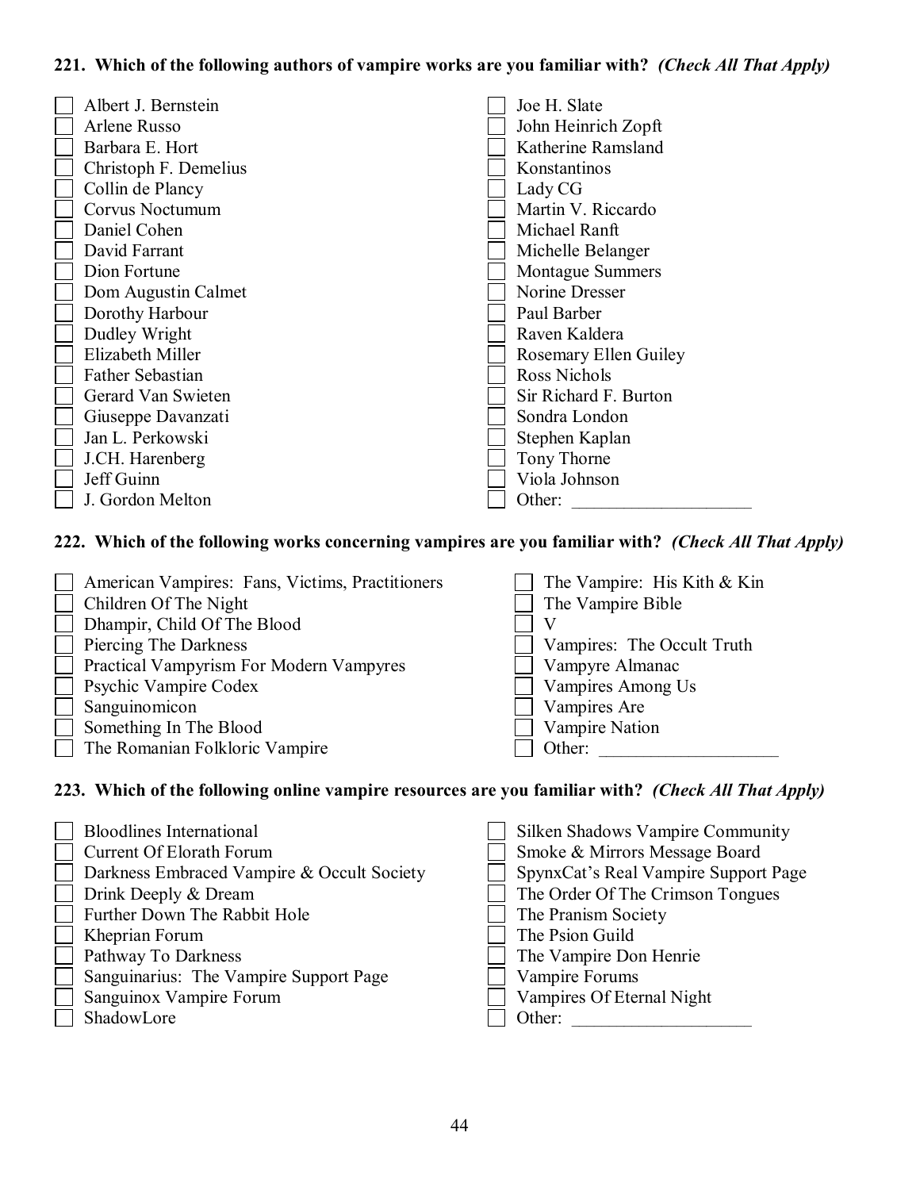**221. Which of the following authors of vampire works are you familiar with?** ***(Check All That Apply)***

- ☐ Albert J. Bernstein
- ☐ Arlene Russo
- ☐ Barbara E. Hort
- ☐ Christoph F. Demelius
- ☐ Collin de Plancy
- ☐ Corvus Noctumum
- ☐ Daniel Cohen
- ☐ David Farrant
- ☐ Dion Fortune
- ☐ Dom Augustin Calmet
- ☐ Dorothy Harbour
- ☐ Dudley Wright
- ☐ Elizabeth Miller
- ☐ Father Sebastian
- ☐ Gerard Van Swieten
- ☐ Giuseppe Davanzati
- ☐ Jan L. Perkowski
- ☐ J.CH. Harenberg
- ☐ Jeff Guinn
- ☐ J. Gordon Melton
- ☐ Joe H. Slate
- ☐ John Heinrich Zopft
- ☐ Katherine Ramsland
- ☐ Konstantinos
- ☐ Lady CG
- ☐ Martin V. Riccardo
- ☐ Michael Ranft
- ☐ Michelle Belanger
- ☐ Montague Summers
- ☐ Norine Dresser
- ☐ Paul Barber
- ☐ Raven Kaldera
- ☐ Rosemary Ellen Guiley
- ☐ Ross Nichols
- ☐ Sir Richard F. Burton
- ☐ Sondra London
- ☐ Stephen Kaplan
- ☐ Tony Thorne
- ☐ Viola Johnson
- ☐ Other: ____________________

**222. Which of the following works concerning vampires are you familiar with?** ***(Check All That Apply)***

- ☐ American Vampires: Fans, Victims, Practitioners
- ☐ Children Of The Night
- ☐ Dhampir, Child Of The Blood
- ☐ Piercing The Darkness
- ☐ Practical Vampyrism For Modern Vampyres
- ☐ Psychic Vampire Codex
- ☐ Sanguinomicon
- ☐ Something In The Blood
- ☐ The Romanian Folkloric Vampire
- ☐ The Vampire: His Kith & Kin
- ☐ The Vampire Bible
- ☐ V
- ☐ Vampires: The Occult Truth
- ☐ Vampyre Almanac
- ☐ Vampires Among Us
- ☐ Vampires Are
- ☐ Vampire Nation
- ☐ Other: ____________________

**223. Which of the following online vampire resources are you familiar with?** ***(Check All That Apply)***

- ☐ Bloodlines International
- ☐ Current Of Elorath Forum
- ☐ Darkness Embraced Vampire & Occult Society
- ☐ Drink Deeply & Dream
- ☐ Further Down The Rabbit Hole
- ☐ Kheprian Forum
- ☐ Pathway To Darkness
- ☐ Sanguinarius: The Vampire Support Page
- ☐ Sanguinox Vampire Forum
- ☐ ShadowLore
- ☐ Silken Shadows Vampire Community
- ☐ Smoke & Mirrors Message Board
- ☐ SpynxCat's Real Vampire Support Page
- ☐ The Order Of The Crimson Tongues
- ☐ The Pranism Society
- ☐ The Psion Guild
- ☐ The Vampire Don Henrie
- ☐ Vampire Forums
- ☐ Vampires Of Eternal Night
- ☐ Other: ____________________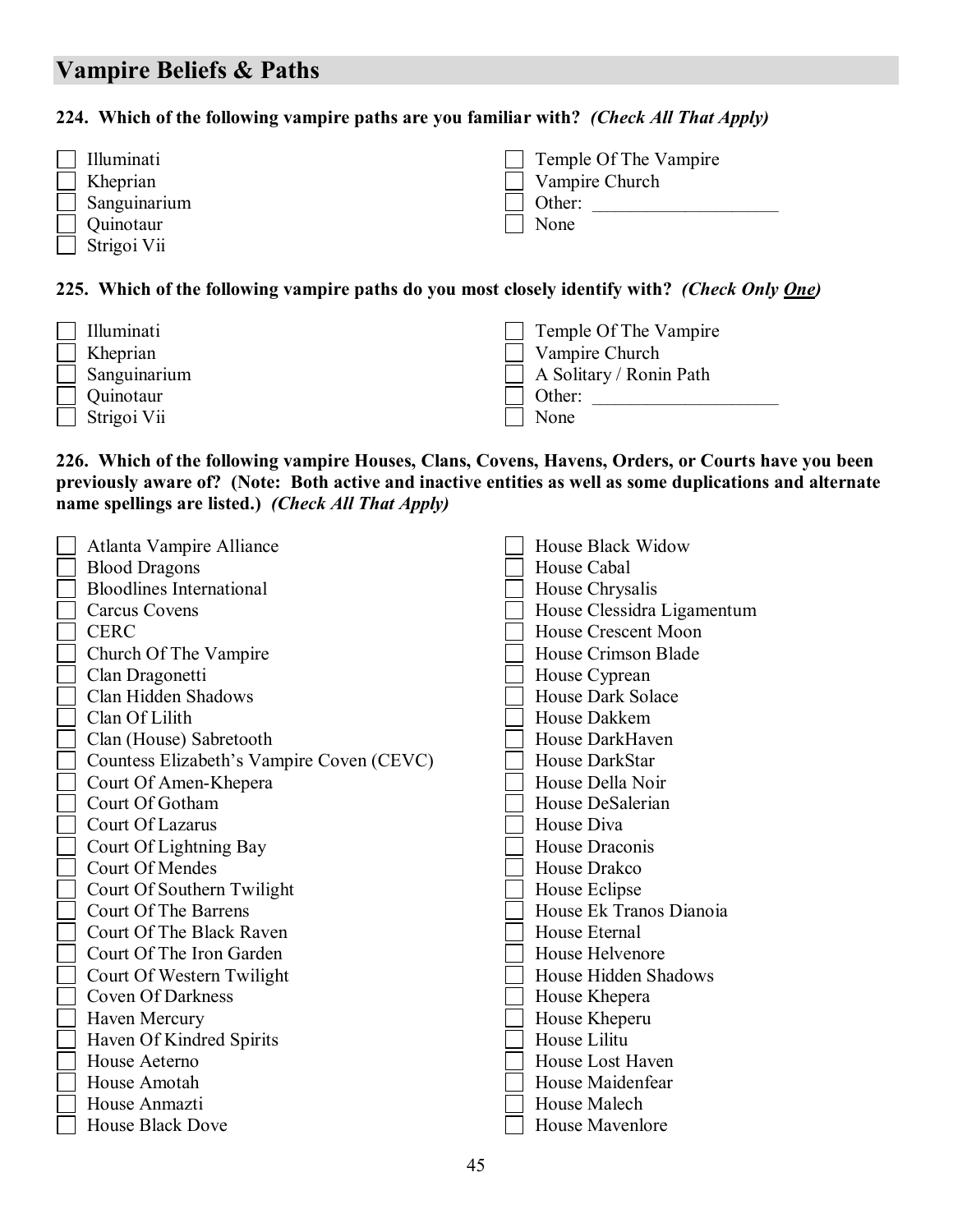## Vampire Beliefs & Paths

**224. Which of the following vampire paths are you familiar with?** ***(Check All That Apply)***

- [ ] Illuminati
- [ ] Khepprian
- [ ] Sanguinarium
- [ ] Quinotaur
- [ ] Strigoi Vii
- [ ] Temple Of The Vampire
- [ ] Vampire Church
- [ ] Other: ____________________
- [ ] None

**225. Which of the following vampire paths do you most closely identify with?** ***(Check Only One)***

- [ ] Illuminati
- [ ] Khepprian
- [ ] Sanguinarium
- [ ] Quinotaur
- [ ] Strigoi Vii
- [ ] Temple Of The Vampire
- [ ] Vampire Church
- [ ] A Solitary / Ronin Path
- [ ] Other: ____________________
- [ ] None

**226. Which of the following vampire Houses, Clans, Covens, Havens, Orders, or Courts have you been previously aware of? (Note: Both active and inactive entities as well as some duplications and alternate name spellings are listed.)** ***(Check All That Apply)***

- [ ] Atlanta Vampire Alliance
- [ ] Blood Dragons
- [ ] Bloodlines International
- [ ] Carcus Covens
- [ ] CERC
- [ ] Church Of The Vampire
- [ ] Clan Dragonetti
- [ ] Clan Hidden Shadows
- [ ] Clan Of Lilith
- [ ] Clan (House) Sabretooth
- [ ] Countess Elizabeth's Vampire Coven (CEVC)
- [ ] Court Of Amen-Khepera
- [ ] Court Of Gotham
- [ ] Court Of Lazarus
- [ ] Court Of Lightning Bay
- [ ] Court Of Mendes
- [ ] Court Of Southern Twilight
- [ ] Court Of The Barrens
- [ ] Court Of The Black Raven
- [ ] Court Of The Iron Garden
- [ ] Court Of Western Twilight
- [ ] Coven Of Darkness
- [ ] Haven Mercury
- [ ] Haven Of Kindred Spirits
- [ ] House Aeterno
- [ ] House Amotah
- [ ] House Anmazti
- [ ] House Black Dove
- [ ] House Black Widow
- [ ] House Cabal
- [ ] House Chrysalis
- [ ] House Clessidra Ligamentum
- [ ] House Crescent Moon
- [ ] House Crimson Blade
- [ ] House Cyprean
- [ ] House Dark Solace
- [ ] House Dakkem
- [ ] House DarkHaven
- [ ] House DarkStar
- [ ] House Della Noir
- [ ] House DeSalerian
- [ ] House Diva
- [ ] House Draconis
- [ ] House Drakco
- [ ] House Eclipse
- [ ] House Ek Tranos Dianoia
- [ ] House Eternal
- [ ] House Helvenore
- [ ] House Hidden Shadows
- [ ] House Khepera
- [ ] House Kheperu
- [ ] House Lilitu
- [ ] House Lost Haven
- [ ] House Maidenfear
- [ ] House Malech
- [ ] House Mavenlore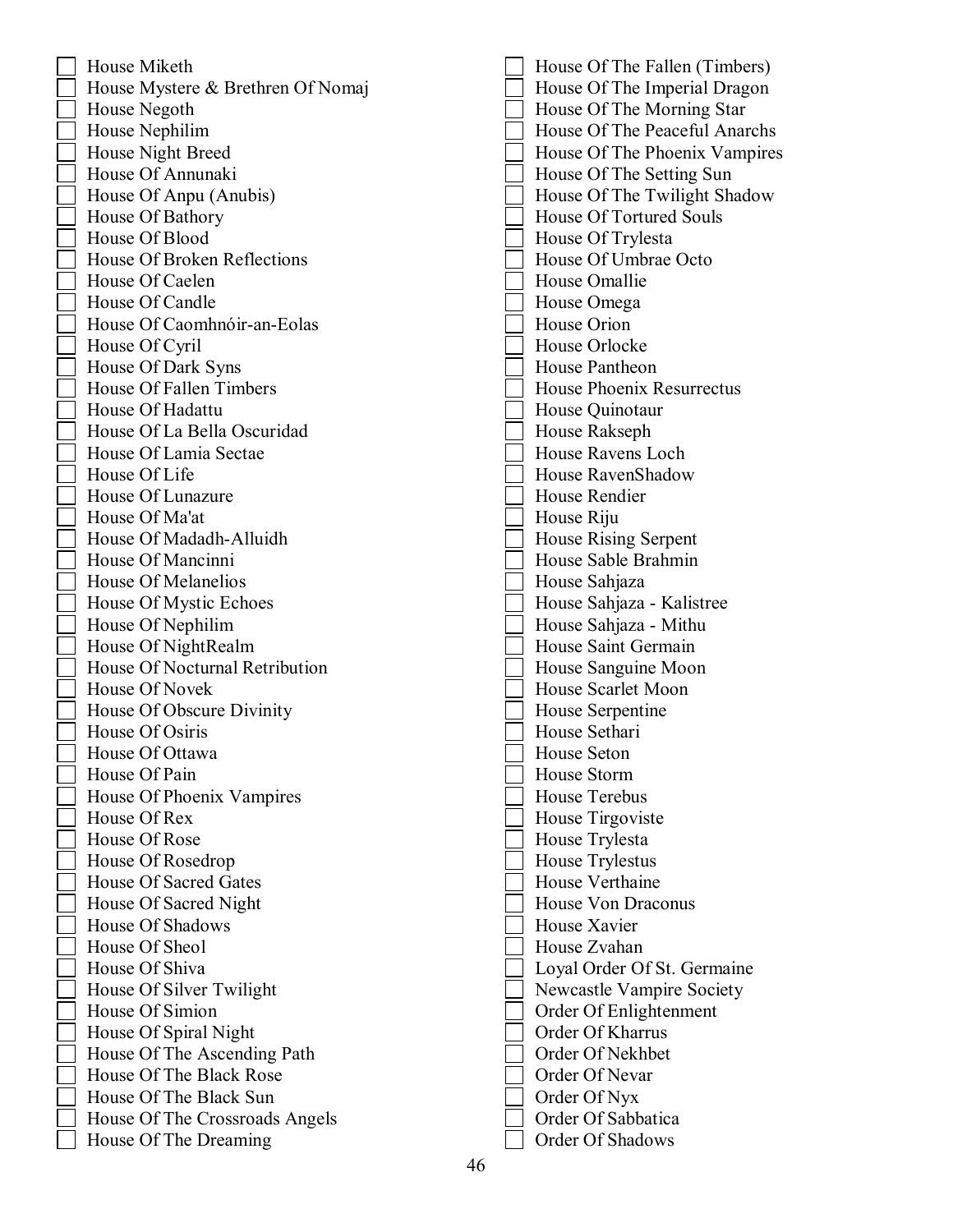- [ ] House Miketh
- [ ] House Mystere & Brethren Of Nomaj
- [ ] House Negoth
- [ ] House Nephilim
- [ ] House Night Breed
- [ ] House Of Annunaki
- [ ] House Of Anpu (Anubis)
- [ ] House Of Bathory
- [ ] House Of Blood
- [ ] House Of Broken Reflections
- [ ] House Of Caelen
- [ ] House Of Candle
- [ ] House Of Caomhnóir-an-Eolas
- [ ] House Of Cyril
- [ ] House Of Dark Syns
- [ ] House Of Fallen Timbers
- [ ] House Of Hadattu
- [ ] House Of La Bella Oscuridad
- [ ] House Of Lamia Sectae
- [ ] House Of Life
- [ ] House Of Lunazure
- [ ] House Of Ma'at
- [ ] House Of Madadh-Alluidh
- [ ] House Of Mancinni
- [ ] House Of Melanelios
- [ ] House Of Mystic Echoes
- [ ] House Of Nephilim
- [ ] House Of NightRealm
- [ ] House Of Nocturnal Retribution
- [ ] House Of Novek
- [ ] House Of Obscure Divinity
- [ ] House Of Osiris
- [ ] House Of Ottawa
- [ ] House Of Pain
- [ ] House Of Phoenix Vampires
- [ ] House Of Rex
- [ ] House Of Rose
- [ ] House Of Rosedrop
- [ ] House Of Sacred Gates
- [ ] House Of Sacred Night
- [ ] House Of Shadows
- [ ] House Of Sheol
- [ ] House Of Shiva
- [ ] House Of Silver Twilight
- [ ] House Of Simion
- [ ] House Of Spiral Night
- [ ] House Of The Ascending Path
- [ ] House Of The Black Rose
- [ ] House Of The Black Sun
- [ ] House Of The Crossroads Angels
- [ ] House Of The Dreaming
- [ ] House Of The Fallen (Timbers)
- [ ] House Of The Imperial Dragon
- [ ] House Of The Morning Star
- [ ] House Of The Peaceful Anarchs
- [ ] House Of The Phoenix Vampires
- [ ] House Of The Setting Sun
- [ ] House Of The Twilight Shadow
- [ ] House Of Tortured Souls
- [ ] House Of Trylesta
- [ ] House Of Umbrae Octo
- [ ] House Omallie
- [ ] House Omega
- [ ] House Orion
- [ ] House Orlocke
- [ ] House Pantheon
- [ ] House Phoenix Resurrectus
- [ ] House Quinotaur
- [ ] House Rakseph
- [ ] House Ravens Loch
- [ ] House RavenShadow
- [ ] House Rendier
- [ ] House Riju
- [ ] House Rising Serpent
- [ ] House Sable Brahmin
- [ ] House Sahjaza
- [ ] House Sahjaza - Kalistree
- [ ] House Sahjaza - Mithu
- [ ] House Saint Germain
- [ ] House Sanguine Moon
- [ ] House Scarlet Moon
- [ ] House Serpentine
- [ ] House Sethari
- [ ] House Seton
- [ ] House Storm
- [ ] House Terebus
- [ ] House Tirgoviste
- [ ] House Trylesta
- [ ] House Trylestus
- [ ] House Verthaine
- [ ] House Von Draconus
- [ ] House Xavier
- [ ] House Zvahan
- [ ] Loyal Order Of St. Germaine
- [ ] Newcastle Vampire Society
- [ ] Order Of Enlightenment
- [ ] Order Of Kharrus
- [ ] Order Of Nekhbet
- [ ] Order Of Nevar
- [ ] Order Of Nyx
- [ ] Order Of Sabbatica
- [ ] Order Of Shadows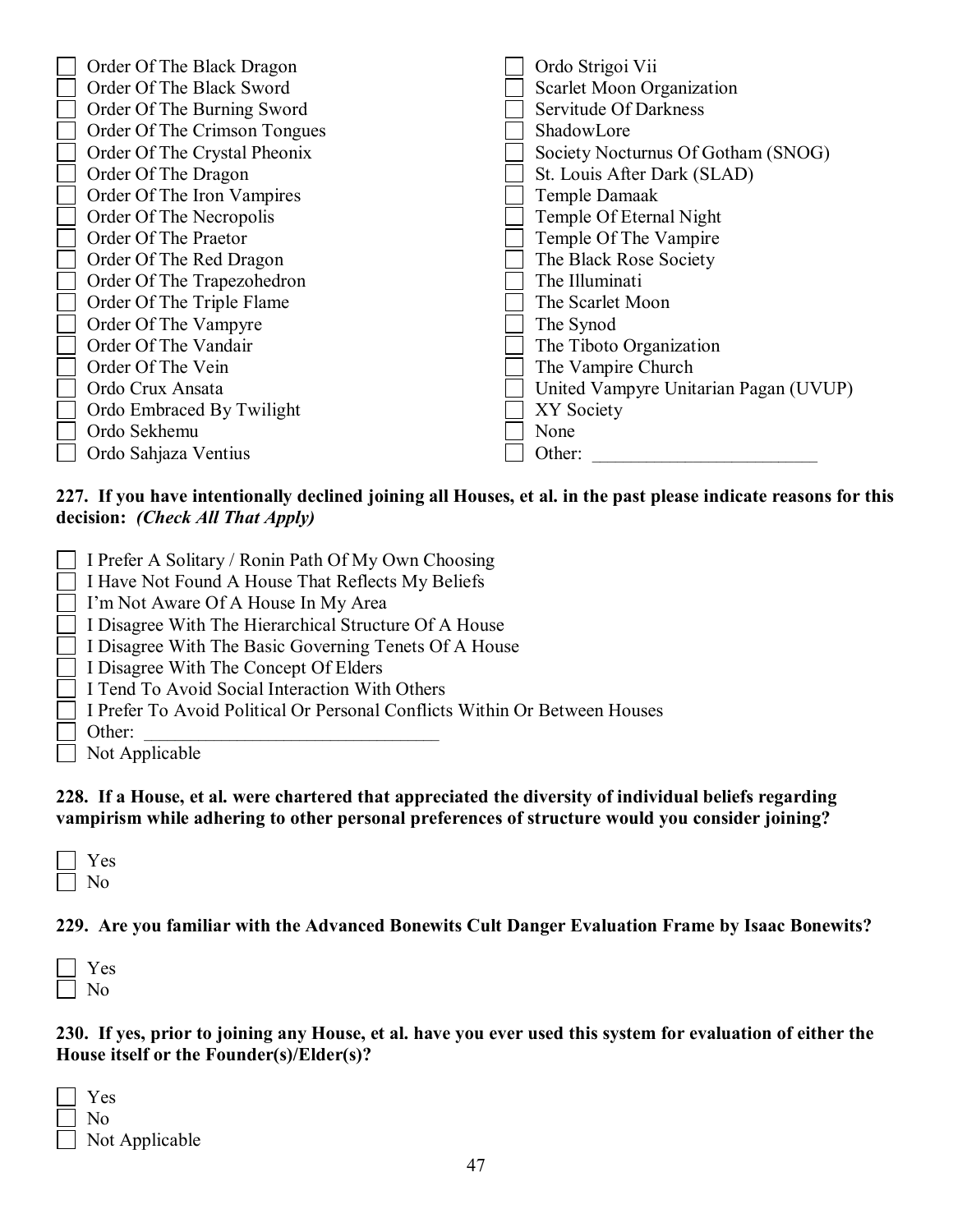- [ ] Order Of The Black Dragon
- [ ] Order Of The Black Sword
- [ ] Order Of The Burning Sword
- [ ] Order Of The Crimson Tongues
- [ ] Order Of The Crystal Pheonix
- [ ] Order Of The Dragon
- [ ] Order Of The Iron Vampires
- [ ] Order Of The Necropolis
- [ ] Order Of The Praetor
- [ ] Order Of The Red Dragon
- [ ] Order Of The Trapezohedron
- [ ] Order Of The Triple Flame
- [ ] Order Of The Vampyre
- [ ] Order Of The Vandair
- [ ] Order Of The Vein
- [ ] Ordo Crux Ansata
- [ ] Ordo Embraced By Twilight
- [ ] Ordo Sekhemu
- [ ] Ordo Sahjaza Ventius
- [ ] Ordo Strigoi Vii
- [ ] Scarlet Moon Organization
- [ ] Servitude Of Darkness
- [ ] ShadowLore
- [ ] Society Nocturnus Of Gotham (SNOG)
- [ ] St. Louis After Dark (SLAD)
- [ ] Temple Damaak
- [ ] Temple Of Eternal Night
- [ ] Temple Of The Vampire
- [ ] The Black Rose Society
- [ ] The Illuminati
- [ ] The Scarlet Moon
- [ ] The Synod
- [ ] The Tiboto Organization
- [ ] The Vampire Church
- [ ] United Vampyre Unitarian Pagan (UVUP)
- [ ] XY Society
- [ ] None
- [ ] Other: ________________________

**227. If you have intentionally declined joining all Houses, et al. in the past please indicate reasons for this decision:** ***(Check All That Apply)***

- [ ] I Prefer A Solitary / Ronin Path Of My Own Choosing
- [ ] I Have Not Found A House That Reflects My Beliefs
- [ ] I'm Not Aware Of A House In My Area
- [ ] I Disagree With The Hierarchical Structure Of A House
- [ ] I Disagree With The Basic Governing Tenets Of A House
- [ ] I Disagree With The Concept Of Elders
- [ ] I Tend To Avoid Social Interaction With Others
- [ ] I Prefer To Avoid Political Or Personal Conflicts Within Or Between Houses
- [ ] Other: ________________________________
- [ ] Not Applicable

**228. If a House, et al. were chartered that appreciated the diversity of individual beliefs regarding vampirism while adhering to other personal preferences of structure would you consider joining?**

- [ ] Yes
- [ ] No

**229. Are you familiar with the Advanced Bonewits Cult Danger Evaluation Frame by Isaac Bonewits?**

- [ ] Yes
- [ ] No

**230. If yes, prior to joining any House, et al. have you ever used this system for evaluation of either the House itself or the Founder(s)/Elder(s)?**

- [ ] Yes
- [ ] No
- [ ] Not Applicable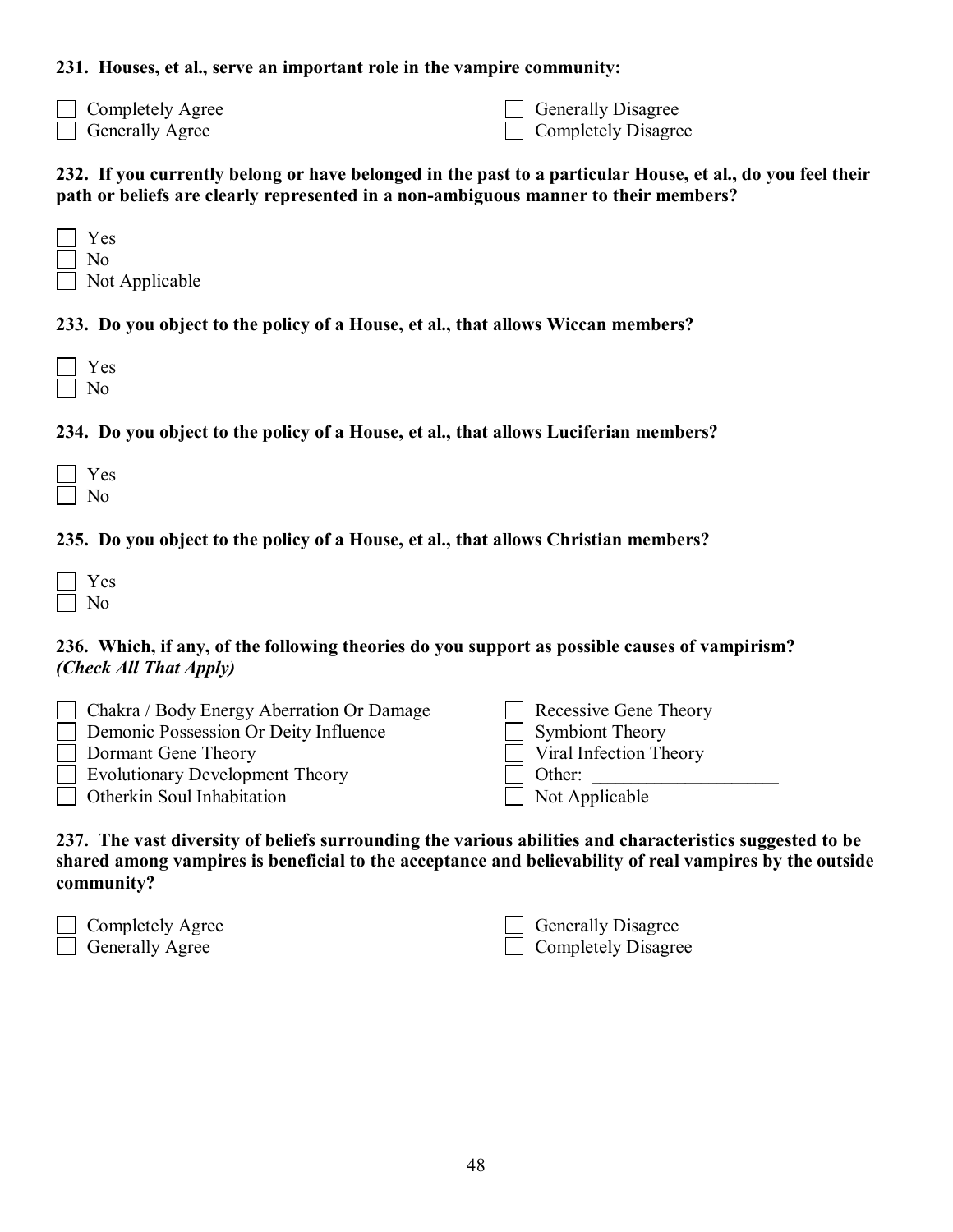**231. Houses, et al., serve an important role in the vampire community:**

- [ ] Completely Agree
- [ ] Generally Agree
- [ ] Generally Disagree
- [ ] Completely Disagree

**232. If you currently belong or have belonged in the past to a particular House, et al., do you feel their path or beliefs are clearly represented in a non-ambiguous manner to their members?**

- [ ] Yes
- [ ] No
- [ ] Not Applicable

**233. Do you object to the policy of a House, et al., that allows Wiccan members?**

- [ ] Yes
- [ ] No

**234. Do you object to the policy of a House, et al., that allows Luciferian members?**

- [ ] Yes
- [ ] No

**235. Do you object to the policy of a House, et al., that allows Christian members?**

- [ ] Yes
- [ ] No

**236. Which, if any, of the following theories do you support as possible causes of vampirism?** ***(Check All That Apply)***

- [ ] Chakra / Body Energy Aberration Or Damage
- [ ] Demonic Possession Or Deity Influence
- [ ] Dormant Gene Theory
- [ ] Evolutionary Development Theory
- [ ] Otherkin Soul Inhabitation
- [ ] Recessive Gene Theory
- [ ] Symbiont Theory
- [ ] Viral Infection Theory
- [ ] Other: ____________________
- [ ] Not Applicable

**237. The vast diversity of beliefs surrounding the various abilities and characteristics suggested to be shared among vampires is beneficial to the acceptance and believability of real vampires by the outside community?**

- [ ] Completely Agree
- [ ] Generally Agree
- [ ] Generally Disagree
- [ ] Completely Disagree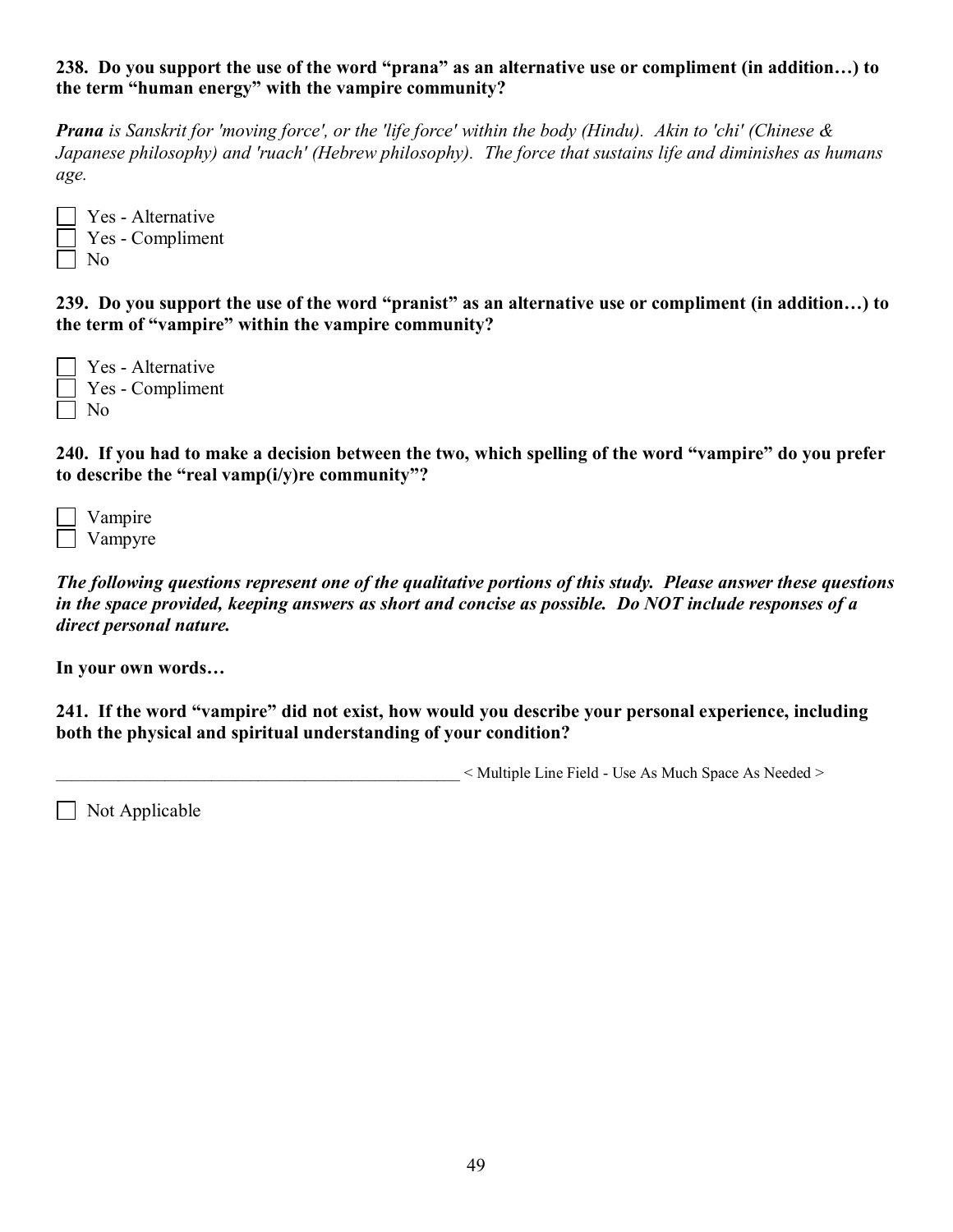**238. Do you support the use of the word "prana" as an alternative use or compliment (in addition…) to the term "human energy" with the vampire community?**

***Prana*** *is Sanskrit for 'moving force', or the 'life force' within the body (Hindu). Akin to 'chi' (Chinese & Japanese philosophy) and 'ruach' (Hebrew philosophy). The force that sustains life and diminishes as humans age.*

- [ ] Yes - Alternative
- [ ] Yes - Compliment
- [ ] No

**239. Do you support the use of the word "pranist" as an alternative use or compliment (in addition…) to the term of "vampire" within the vampire community?**

- [ ] Yes - Alternative
- [ ] Yes - Compliment
- [ ] No

**240. If you had to make a decision between the two, which spelling of the word "vampire" do you prefer to describe the "real vamp(i/y)re community"?**

- [ ] Vampire
- [ ] Vampyre

***The following questions represent one of the qualitative portions of this study. Please answer these questions in the space provided, keeping answers as short and concise as possible. Do NOT include responses of a direct personal nature.***

**In your own words…**

**241. If the word "vampire" did not exist, how would you describe your personal experience, including both the physical and spiritual understanding of your condition?**

__________________________________________________ < Multiple Line Field - Use As Much Space As Needed >

- [ ] Not Applicable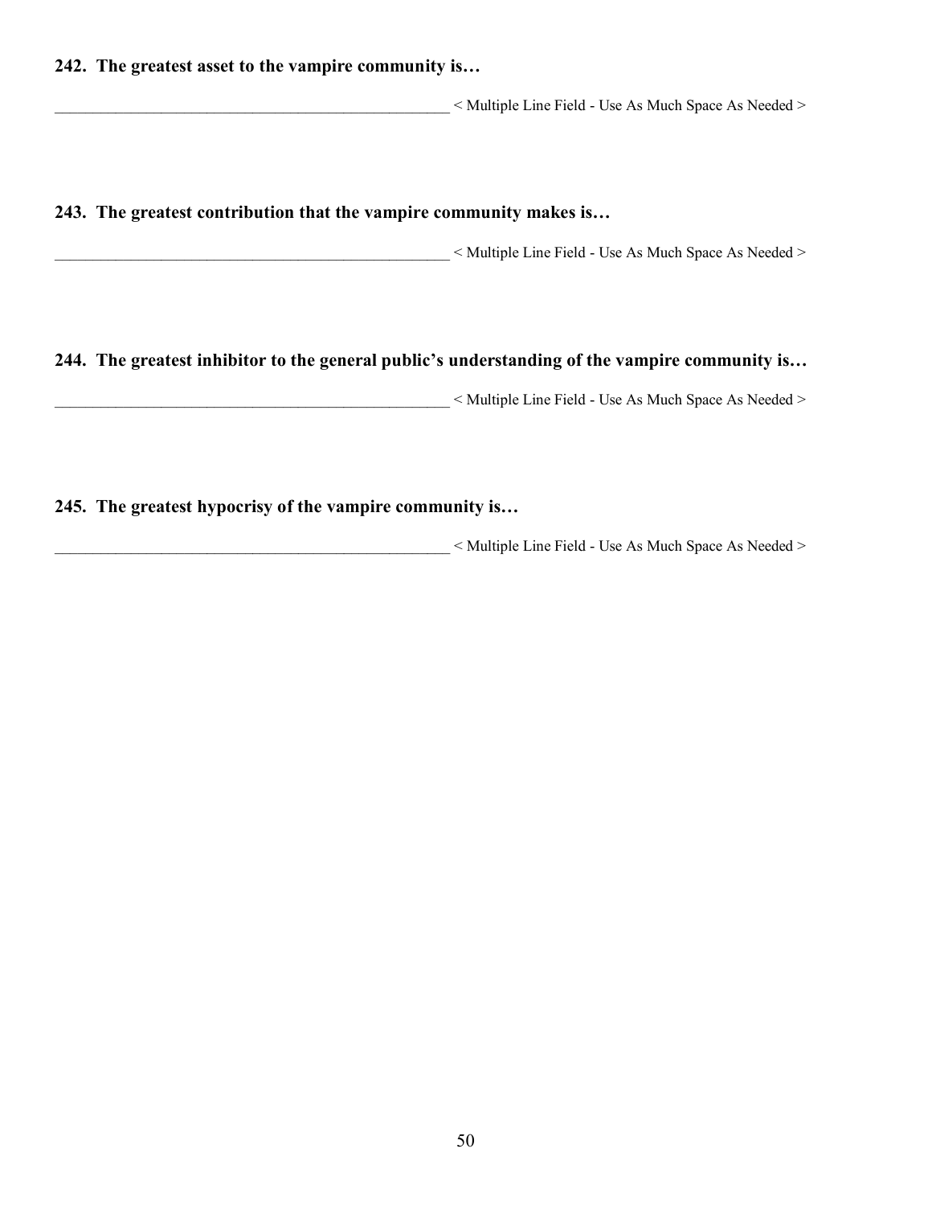**242. The greatest asset to the vampire community is…**

_____________________________________________________ < Multiple Line Field - Use As Much Space As Needed >

**243. The greatest contribution that the vampire community makes is…**

_____________________________________________________ < Multiple Line Field - Use As Much Space As Needed >

**244. The greatest inhibitor to the general public's understanding of the vampire community is…**

_____________________________________________________ < Multiple Line Field - Use As Much Space As Needed >

**245. The greatest hypocrisy of the vampire community is…**

_____________________________________________________ < Multiple Line Field - Use As Much Space As Needed >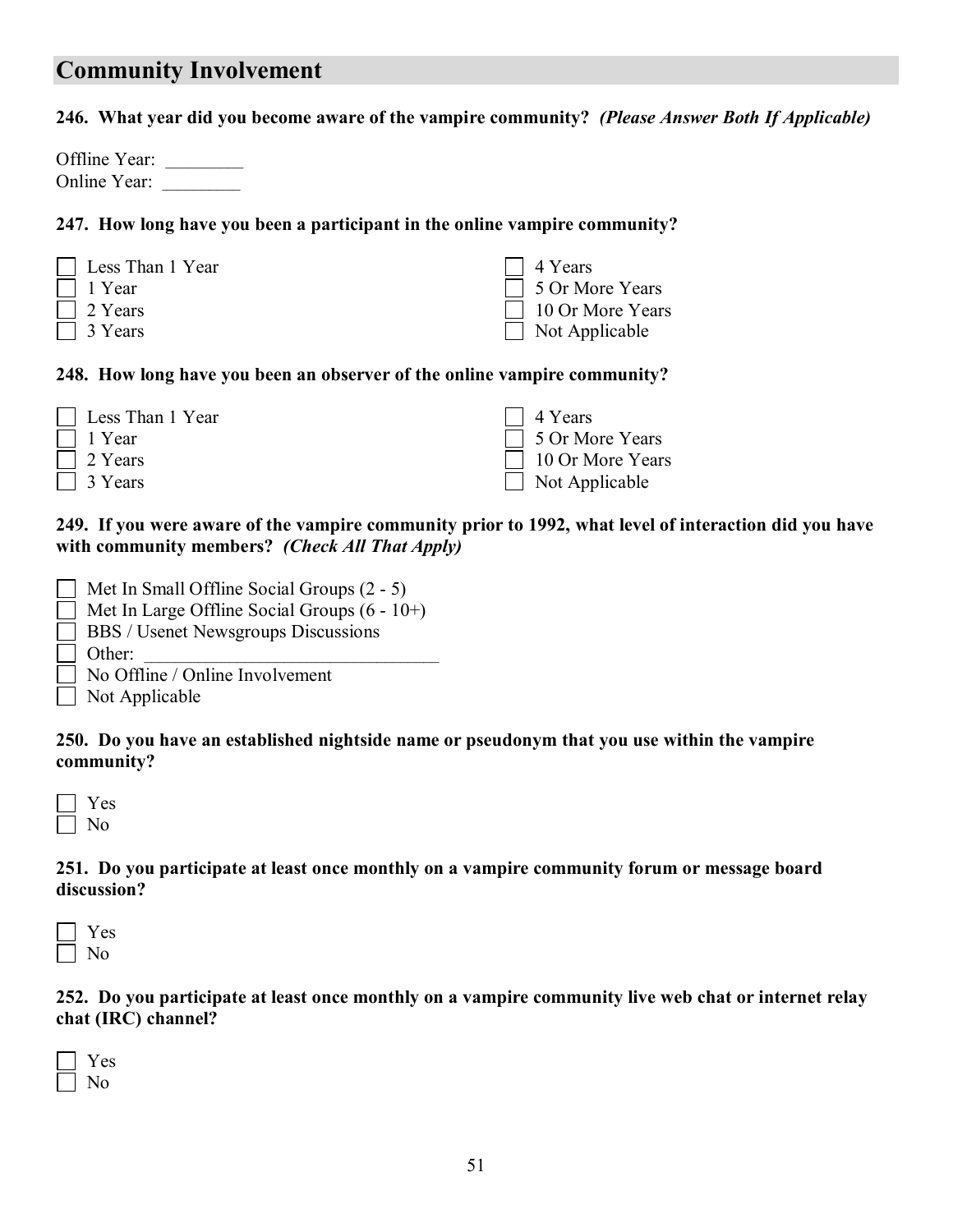## Community Involvement

**246. What year did you become aware of the vampire community?** ***(Please Answer Both If Applicable)***

Offline Year: ________
Online Year: ________

**247. How long have you been a participant in the online vampire community?**

- ☐ Less Than 1 Year
- ☐ 1 Year
- ☐ 2 Years
- ☐ 3 Years
- ☐ 4 Years
- ☐ 5 Or More Years
- ☐ 10 Or More Years
- ☐ Not Applicable

**248. How long have you been an observer of the online vampire community?**

- ☐ Less Than 1 Year
- ☐ 1 Year
- ☐ 2 Years
- ☐ 3 Years
- ☐ 4 Years
- ☐ 5 Or More Years
- ☐ 10 Or More Years
- ☐ Not Applicable

**249. If you were aware of the vampire community prior to 1992, what level of interaction did you have with community members?** ***(Check All That Apply)***

- ☐ Met In Small Offline Social Groups (2 - 5)
- ☐ Met In Large Offline Social Groups (6 - 10+)
- ☐ BBS / Usenet Newsgroups Discussions
- ☐ Other: ________________________________
- ☐ No Offline / Online Involvement
- ☐ Not Applicable

**250. Do you have an established nightside name or pseudonym that you use within the vampire community?**

- ☐ Yes
- ☐ No

**251. Do you participate at least once monthly on a vampire community forum or message board discussion?**

- ☐ Yes
- ☐ No

**252. Do you participate at least once monthly on a vampire community live web chat or internet relay chat (IRC) channel?**

- ☐ Yes
- ☐ No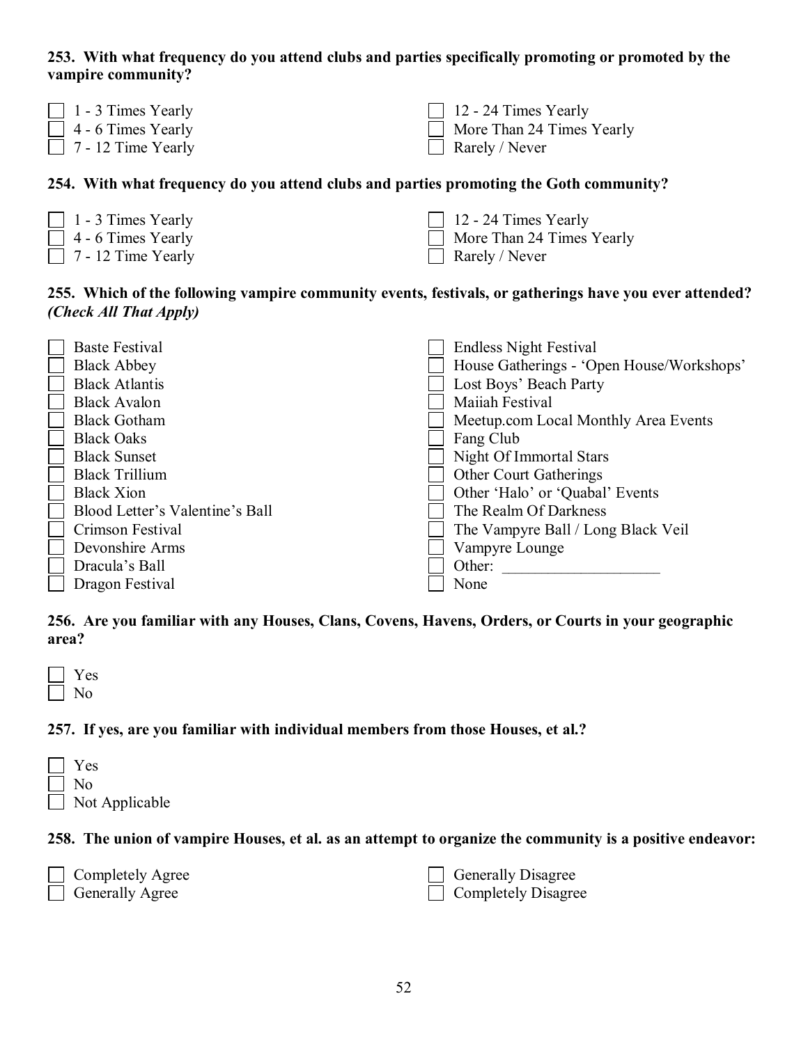**253. With what frequency do you attend clubs and parties specifically promoting or promoted by the vampire community?**

- [ ] 1 - 3 Times Yearly
- [ ] 4 - 6 Times Yearly
- [ ] 7 - 12 Time Yearly
- [ ] 12 - 24 Times Yearly
- [ ] More Than 24 Times Yearly
- [ ] Rarely / Never

**254. With what frequency do you attend clubs and parties promoting the Goth community?**

- [ ] 1 - 3 Times Yearly
- [ ] 4 - 6 Times Yearly
- [ ] 7 - 12 Time Yearly
- [ ] 12 - 24 Times Yearly
- [ ] More Than 24 Times Yearly
- [ ] Rarely / Never

**255. Which of the following vampire community events, festivals, or gatherings have you ever attended? *(Check All That Apply)***

- [ ] Baste Festival
- [ ] Black Abbey
- [ ] Black Atlantis
- [ ] Black Avalon
- [ ] Black Gotham
- [ ] Black Oaks
- [ ] Black Sunset
- [ ] Black Trillium
- [ ] Black Xion
- [ ] Blood Letter's Valentine's Ball
- [ ] Crimson Festival
- [ ] Devonshire Arms
- [ ] Dracula's Ball
- [ ] Dragon Festival
- [ ] Endless Night Festival
- [ ] House Gatherings - 'Open House/Workshops'
- [ ] Lost Boys' Beach Party
- [ ] Maiiah Festival
- [ ] Meetup.com Local Monthly Area Events
- [ ] Fang Club
- [ ] Night Of Immortal Stars
- [ ] Other Court Gatherings
- [ ] Other 'Halo' or 'Quabal' Events
- [ ] The Realm Of Darkness
- [ ] The Vampyre Ball / Long Black Veil
- [ ] Vampyre Lounge
- [ ] Other: ____________________
- [ ] None

**256. Are you familiar with any Houses, Clans, Covens, Havens, Orders, or Courts in your geographic area?**

- [ ] Yes
- [ ] No

**257. If yes, are you familiar with individual members from those Houses, et al.?**

- [ ] Yes
- [ ] No
- [ ] Not Applicable

**258. The union of vampire Houses, et al. as an attempt to organize the community is a positive endeavor:**

- [ ] Completely Agree
- [ ] Generally Agree
- [ ] Generally Disagree
- [ ] Completely Disagree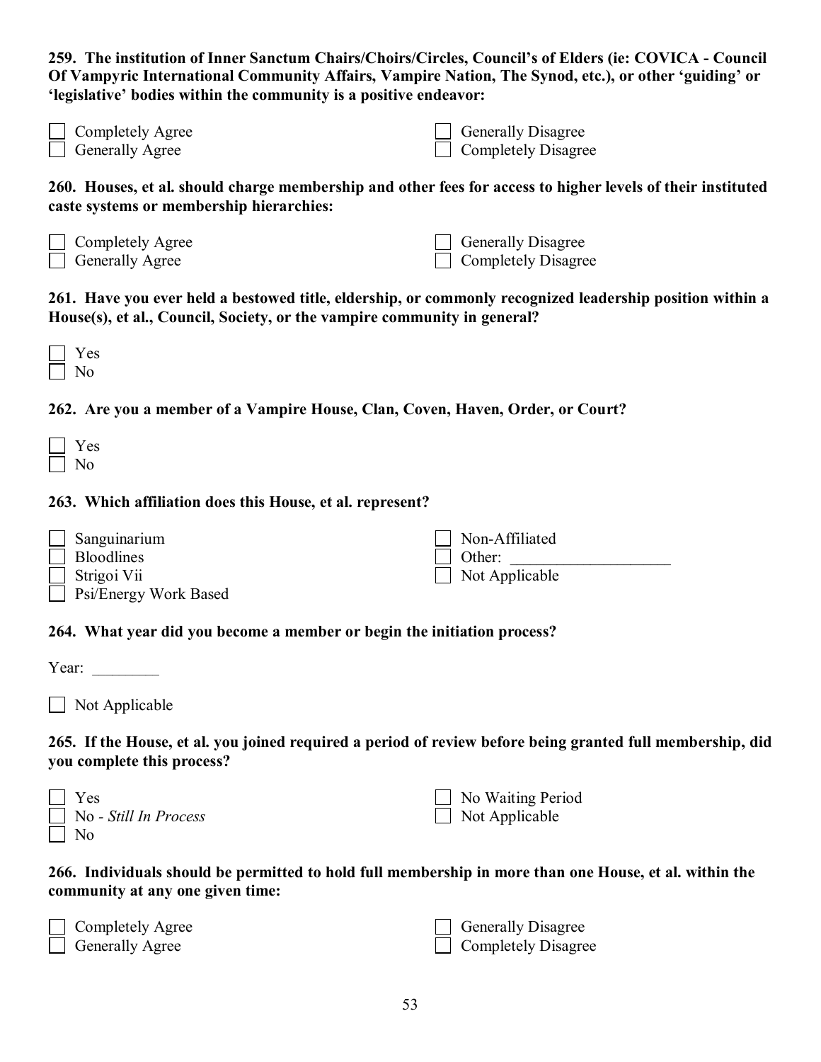**259. The institution of Inner Sanctum Chairs/Choirs/Circles, Council's of Elders (ie: COVICA - Council Of Vampyric International Community Affairs, Vampire Nation, The Synod, etc.), or other 'guiding' or 'legislative' bodies within the community is a positive endeavor:**

- ☐ Completely Agree
- ☐ Generally Agree
- ☐ Generally Disagree
- ☐ Completely Disagree

**260. Houses, et al. should charge membership and other fees for access to higher levels of their instituted caste systems or membership hierarchies:**

- ☐ Completely Agree
- ☐ Generally Agree
- ☐ Generally Disagree
- ☐ Completely Disagree

**261. Have you ever held a bestowed title, eldership, or commonly recognized leadership position within a House(s), et al., Council, Society, or the vampire community in general?**

- ☐ Yes
- ☐ No

**262. Are you a member of a Vampire House, Clan, Coven, Haven, Order, or Court?**

- ☐ Yes
- ☐ No

**263. Which affiliation does this House, et al. represent?**

- ☐ Sanguinarium
- ☐ Bloodlines
- ☐ Strigoi Vii
- ☐ Psi/Energy Work Based
- ☐ Non-Affiliated
- ☐ Other: ____________________
- ☐ Not Applicable

**264. What year did you become a member or begin the initiation process?**

Year: ________

- ☐ Not Applicable

**265. If the House, et al. you joined required a period of review before being granted full membership, did you complete this process?**

- ☐ Yes
- ☐ No - *Still In Process*
- ☐ No
- ☐ No Waiting Period
- ☐ Not Applicable

**266. Individuals should be permitted to hold full membership in more than one House, et al. within the community at any one given time:**

- ☐ Completely Agree
- ☐ Generally Agree
- ☐ Generally Disagree
- ☐ Completely Disagree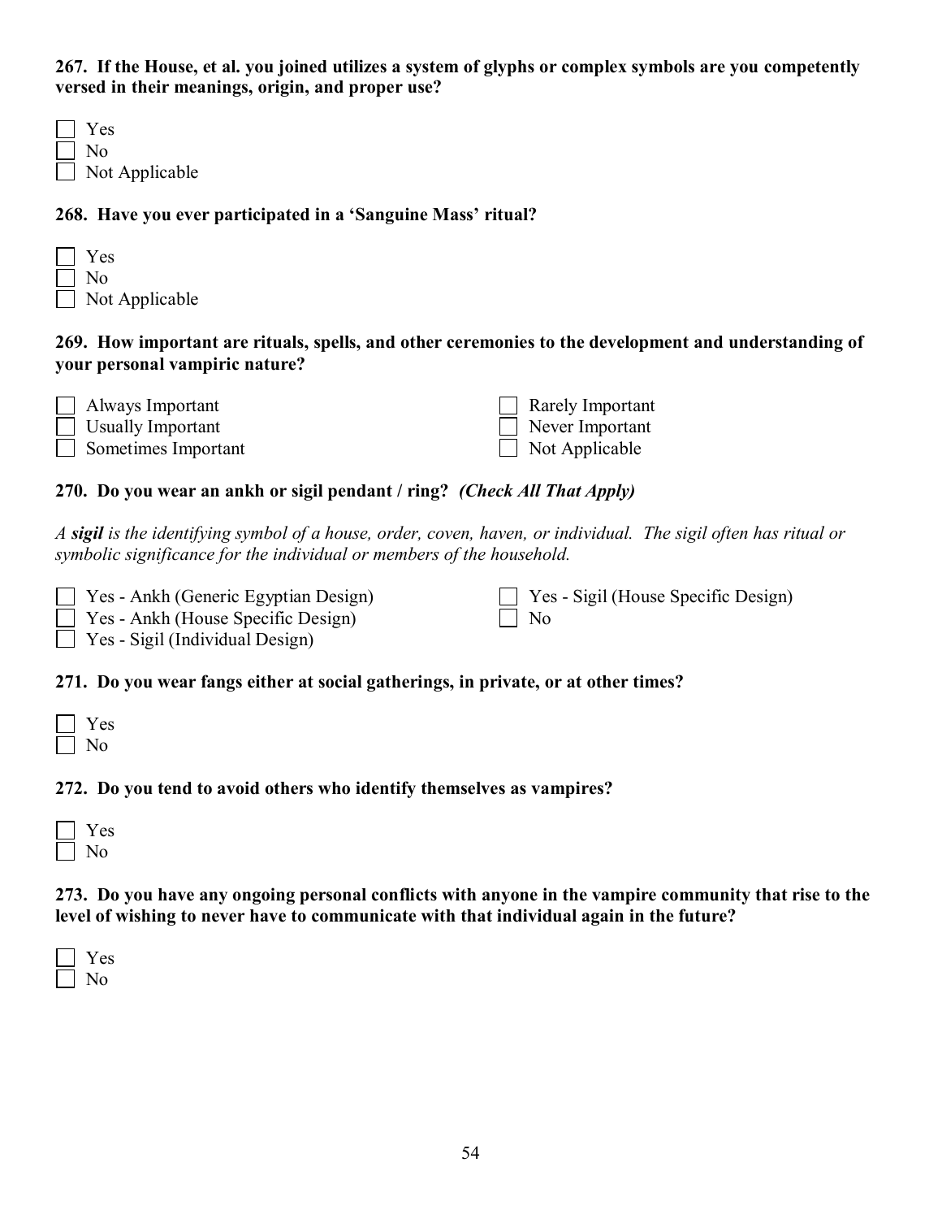**267. If the House, et al. you joined utilizes a system of glyphs or complex symbols are you competently versed in their meanings, origin, and proper use?**

- ☐ Yes
- ☐ No
- ☐ Not Applicable

**268. Have you ever participated in a 'Sanguine Mass' ritual?**

- ☐ Yes
- ☐ No
- ☐ Not Applicable

**269. How important are rituals, spells, and other ceremonies to the development and understanding of your personal vampiric nature?**

- ☐ Always Important
- ☐ Usually Important
- ☐ Sometimes Important
- ☐ Rarely Important
- ☐ Never Important
- ☐ Not Applicable

**270. Do you wear an ankh or sigil pendant / ring?** ***(Check All That Apply)***

*A* ***sigil*** *is the identifying symbol of a house, order, coven, haven, or individual. The sigil often has ritual or symbolic significance for the individual or members of the household.*

- ☐ Yes - Ankh (Generic Egyptian Design)
- ☐ Yes - Ankh (House Specific Design)
- ☐ Yes - Sigil (Individual Design)
- ☐ Yes - Sigil (House Specific Design)
- ☐ No

**271. Do you wear fangs either at social gatherings, in private, or at other times?**

- ☐ Yes
- ☐ No

**272. Do you tend to avoid others who identify themselves as vampires?**

- ☐ Yes
- ☐ No

**273. Do you have any ongoing personal conflicts with anyone in the vampire community that rise to the level of wishing to never have to communicate with that individual again in the future?**

- ☐ Yes
- ☐ No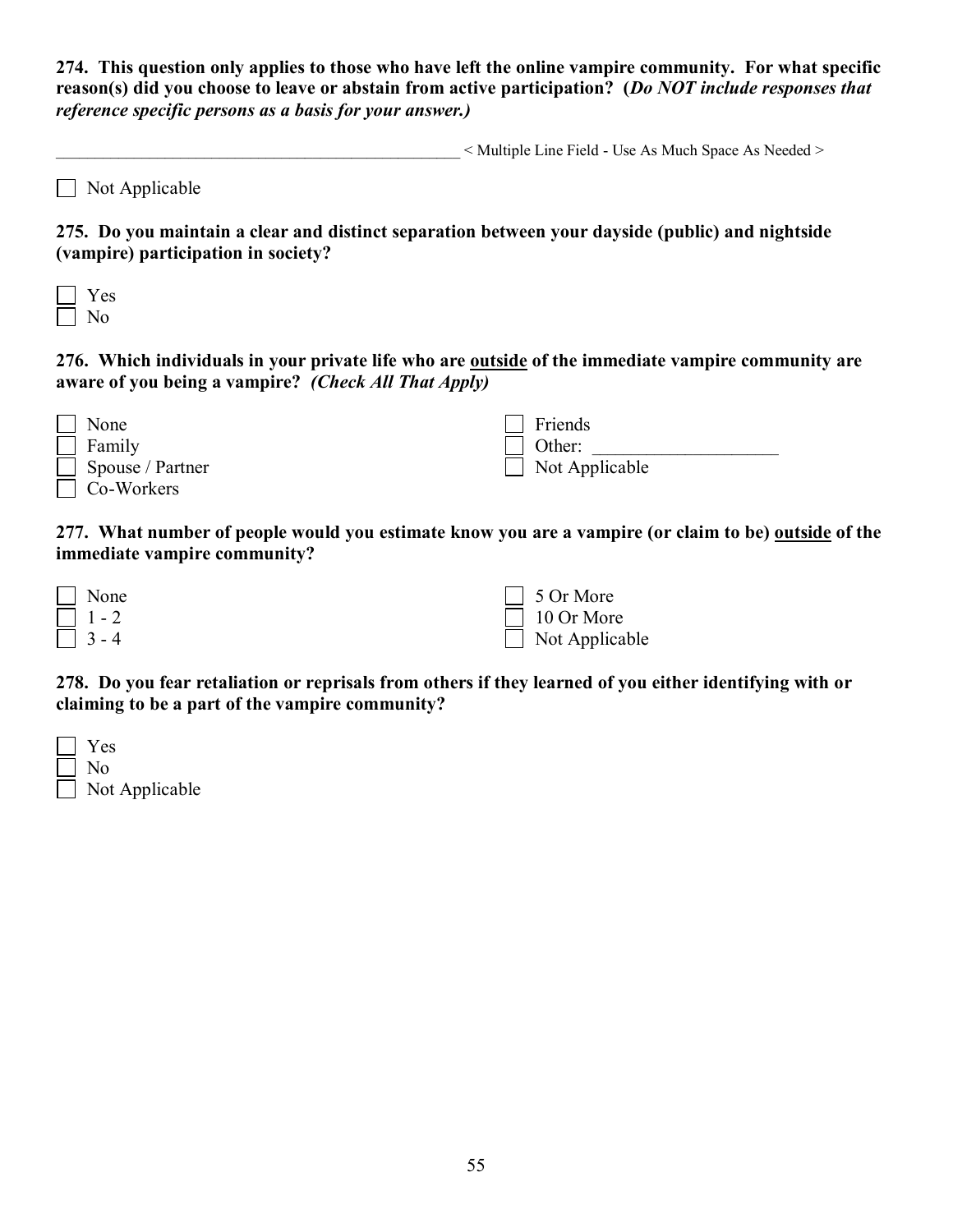**274. This question only applies to those who have left the online vampire community. For what specific reason(s) did you choose to leave or abstain from active participation? (*Do NOT include responses that reference specific persons as a basis for your answer.)***

___________________________________________________ < Multiple Line Field - Use As Much Space As Needed >

- [ ] Not Applicable

**275. Do you maintain a clear and distinct separation between your dayside (public) and nightside (vampire) participation in society?**

- [ ] Yes
- [ ] No

**276. Which individuals in your private life who are <u>outside</u> of the immediate vampire community are aware of you being a vampire? *(Check All That Apply)***

- [ ] None
- [ ] Family
- [ ] Spouse / Partner
- [ ] Co-Workers
- [ ] Friends
- [ ] Other: ____________________
- [ ] Not Applicable

**277. What number of people would you estimate know you are a vampire (or claim to be) <u>outside</u> of the immediate vampire community?**

- [ ] None
- [ ] 1 - 2
- [ ] 3 - 4
- [ ] 5 Or More
- [ ] 10 Or More
- [ ] Not Applicable

**278. Do you fear retaliation or reprisals from others if they learned of you either identifying with or claiming to be a part of the vampire community?**

- [ ] Yes
- [ ] No
- [ ] Not Applicable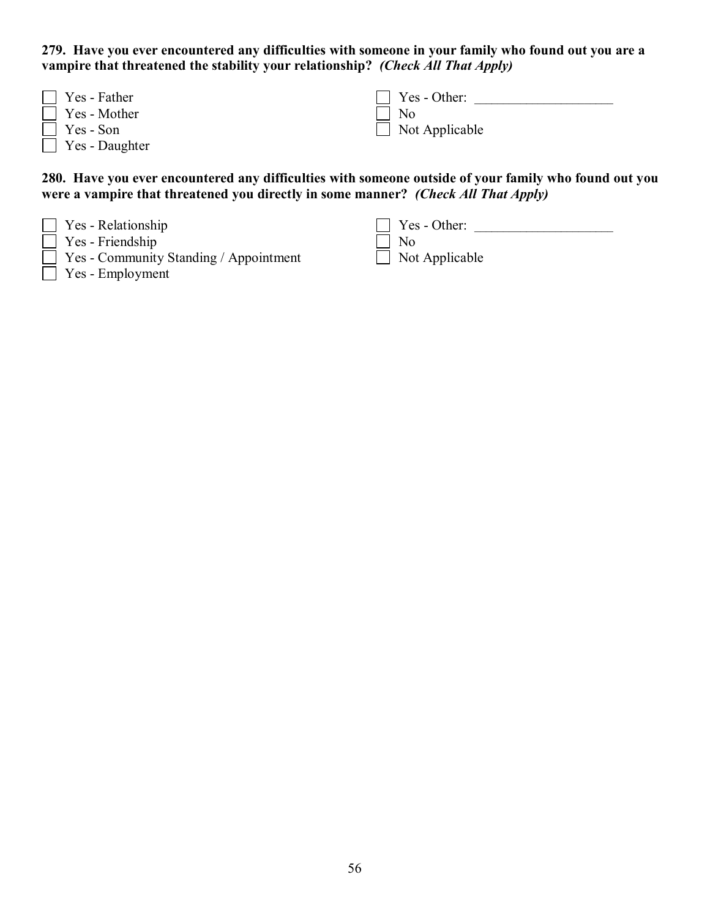**279. Have you ever encountered any difficulties with someone in your family who found out you are a vampire that threatened the stability your relationship?** ***(Check All That Apply)***

- [ ] Yes - Father
- [ ] Yes - Mother
- [ ] Yes - Son
- [ ] Yes - Daughter
- [ ] Yes - Other: ____________________
- [ ] No
- [ ] Not Applicable

**280. Have you ever encountered any difficulties with someone outside of your family who found out you were a vampire that threatened you directly in some manner?** ***(Check All That Apply)***

- [ ] Yes - Relationship
- [ ] Yes - Friendship
- [ ] Yes - Community Standing / Appointment
- [ ] Yes - Employment
- [ ] Yes - Other: ____________________
- [ ] No
- [ ] Not Applicable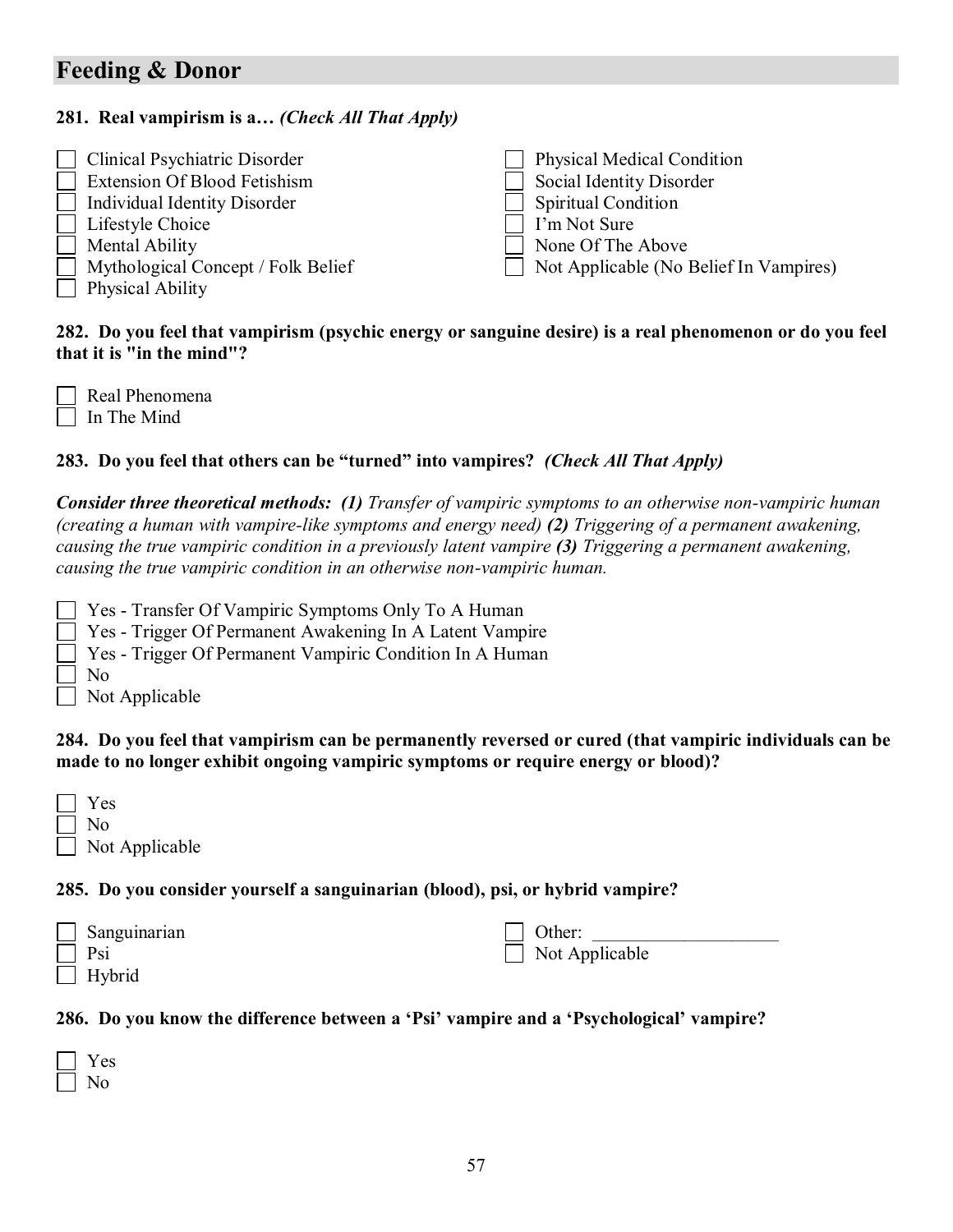## Feeding & Donor

**281. Real vampirism is a…** ***(Check All That Apply)***

- [ ] Clinical Psychiatric Disorder
- [ ] Extension Of Blood Fetishism
- [ ] Individual Identity Disorder
- [ ] Lifestyle Choice
- [ ] Mental Ability
- [ ] Mythological Concept / Folk Belief
- [ ] Physical Ability
- [ ] Physical Medical Condition
- [ ] Social Identity Disorder
- [ ] Spiritual Condition
- [ ] I'm Not Sure
- [ ] None Of The Above
- [ ] Not Applicable (No Belief In Vampires)

**282. Do you feel that vampirism (psychic energy or sanguine desire) is a real phenomenon or do you feel that it is "in the mind"?**

- [ ] Real Phenomena
- [ ] In The Mind

**283. Do you feel that others can be "turned" into vampires?** ***(Check All That Apply)***

***Consider three theoretical methods:*** ***(1)*** *Transfer of vampiric symptoms to an otherwise non-vampiric human (creating a human with vampire-like symptoms and energy need)* ***(2)*** *Triggering of a permanent awakening, causing the true vampiric condition in a previously latent vampire* ***(3)*** *Triggering a permanent awakening, causing the true vampiric condition in an otherwise non-vampiric human.*

- [ ] Yes - Transfer Of Vampiric Symptoms Only To A Human
- [ ] Yes - Trigger Of Permanent Awakening In A Latent Vampire
- [ ] Yes - Trigger Of Permanent Vampiric Condition In A Human
- [ ] No
- [ ] Not Applicable

**284. Do you feel that vampirism can be permanently reversed or cured (that vampiric individuals can be made to no longer exhibit ongoing vampiric symptoms or require energy or blood)?**

- [ ] Yes
- [ ] No
- [ ] Not Applicable

**285. Do you consider yourself a sanguinarian (blood), psi, or hybrid vampire?**

- [ ] Sanguinarian
- [ ] Psi
- [ ] Hybrid
- [ ] Other: ____________________
- [ ] Not Applicable

**286. Do you know the difference between a 'Psi' vampire and a 'Psychological' vampire?**

- [ ] Yes
- [ ] No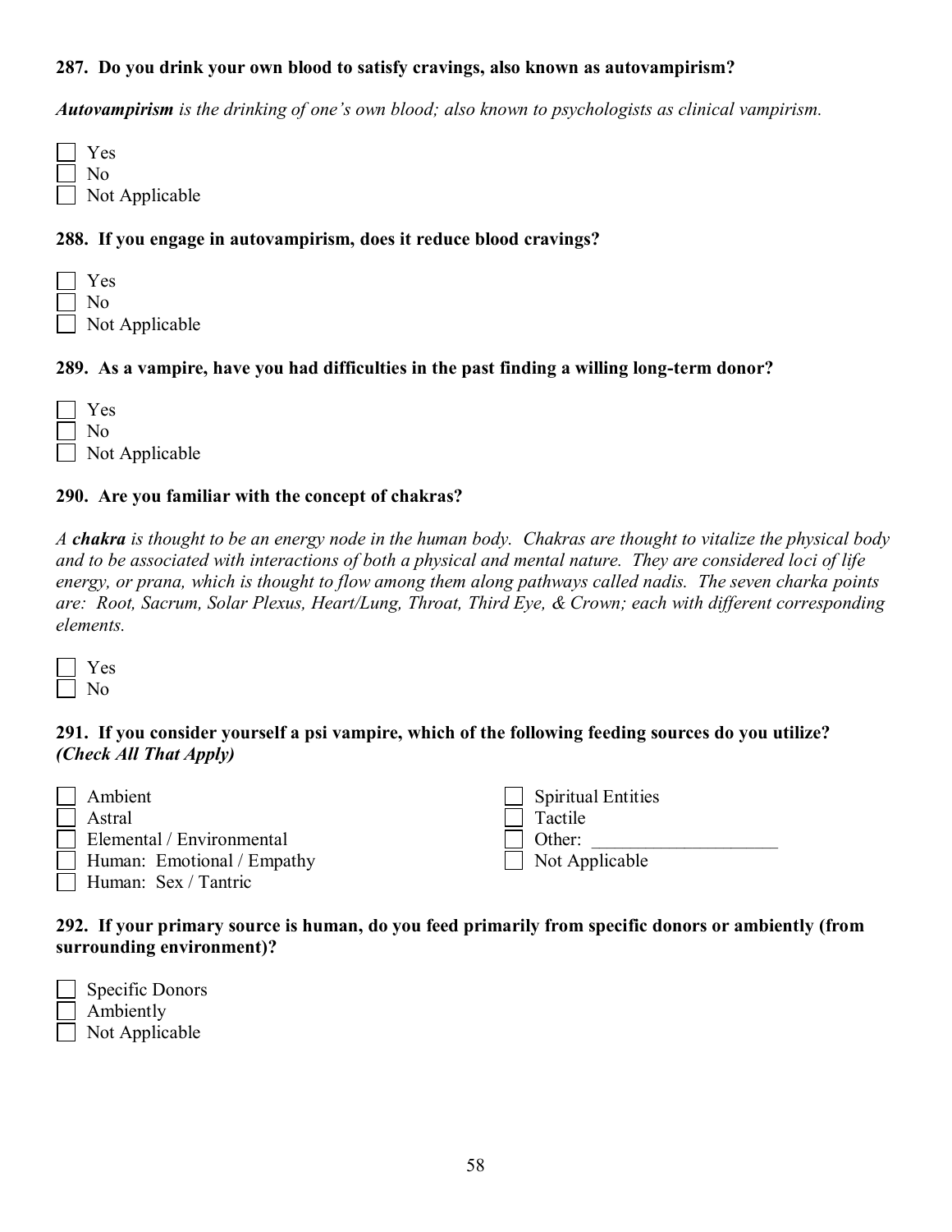**287. Do you drink your own blood to satisfy cravings, also known as autovampirism?**

***Autovampirism** is the drinking of one's own blood; also known to psychologists as clinical vampirism.*

- [ ] Yes
- [ ] No
- [ ] Not Applicable

**288. If you engage in autovampirism, does it reduce blood cravings?**

- [ ] Yes
- [ ] No
- [ ] Not Applicable

**289. As a vampire, have you had difficulties in the past finding a willing long-term donor?**

- [ ] Yes
- [ ] No
- [ ] Not Applicable

**290. Are you familiar with the concept of chakras?**

*A **chakra** is thought to be an energy node in the human body. Chakras are thought to vitalize the physical body and to be associated with interactions of both a physical and mental nature. They are considered loci of life energy, or prana, which is thought to flow among them along pathways called nadis. The seven charka points are: Root, Sacrum, Solar Plexus, Heart/Lung, Throat, Third Eye, & Crown; each with different corresponding elements.*

- [ ] Yes
- [ ] No

**291. If you consider yourself a psi vampire, which of the following feeding sources do you utilize? *(Check All That Apply)***

- [ ] Ambient
- [ ] Astral
- [ ] Elemental / Environmental
- [ ] Human: Emotional / Empathy
- [ ] Human: Sex / Tantric
- [ ] Spiritual Entities
- [ ] Tactile
- [ ] Other: ____________________
- [ ] Not Applicable

**292. If your primary source is human, do you feed primarily from specific donors or ambiently (from surrounding environment)?**

- [ ] Specific Donors
- [ ] Ambiently
- [ ] Not Applicable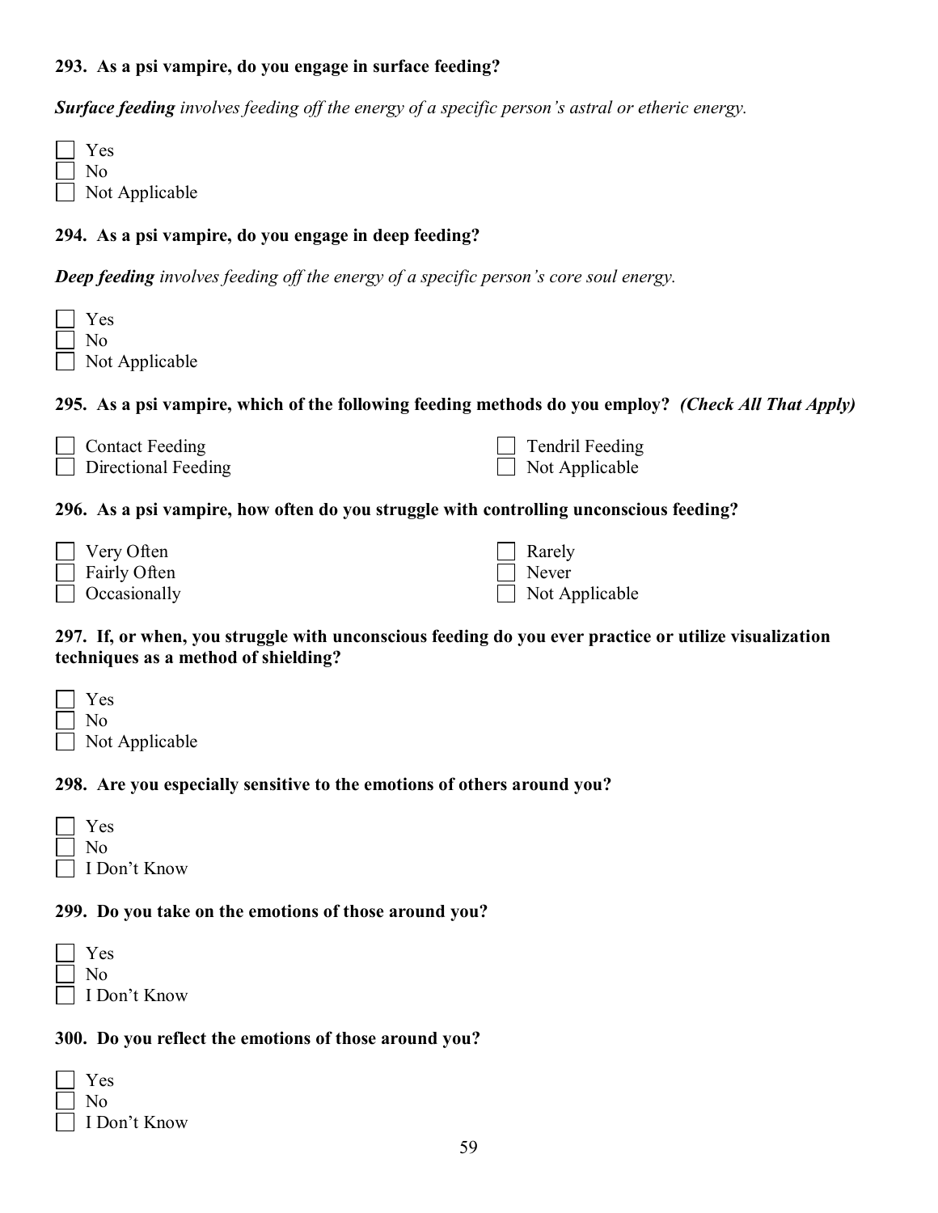**293. As a psi vampire, do you engage in surface feeding?**

***Surface feeding*** *involves feeding off the energy of a specific person's astral or etheric energy.*

- ☐ Yes
- ☐ No
- ☐ Not Applicable

**294. As a psi vampire, do you engage in deep feeding?**

***Deep feeding*** *involves feeding off the energy of a specific person's core soul energy.*

- ☐ Yes
- ☐ No
- ☐ Not Applicable

**295. As a psi vampire, which of the following feeding methods do you employ?** ***(Check All That Apply)***

- ☐ Contact Feeding
- ☐ Directional Feeding
- ☐ Tendril Feeding
- ☐ Not Applicable

**296. As a psi vampire, how often do you struggle with controlling unconscious feeding?**

- ☐ Very Often
- ☐ Fairly Often
- ☐ Occasionally
- ☐ Rarely
- ☐ Never
- ☐ Not Applicable

**297. If, or when, you struggle with unconscious feeding do you ever practice or utilize visualization techniques as a method of shielding?**

- ☐ Yes
- ☐ No
- ☐ Not Applicable

**298. Are you especially sensitive to the emotions of others around you?**

- ☐ Yes
- ☐ No
- ☐ I Don't Know

**299. Do you take on the emotions of those around you?**

- ☐ Yes
- ☐ No
- ☐ I Don't Know

**300. Do you reflect the emotions of those around you?**

- ☐ Yes
- ☐ No
- ☐ I Don't Know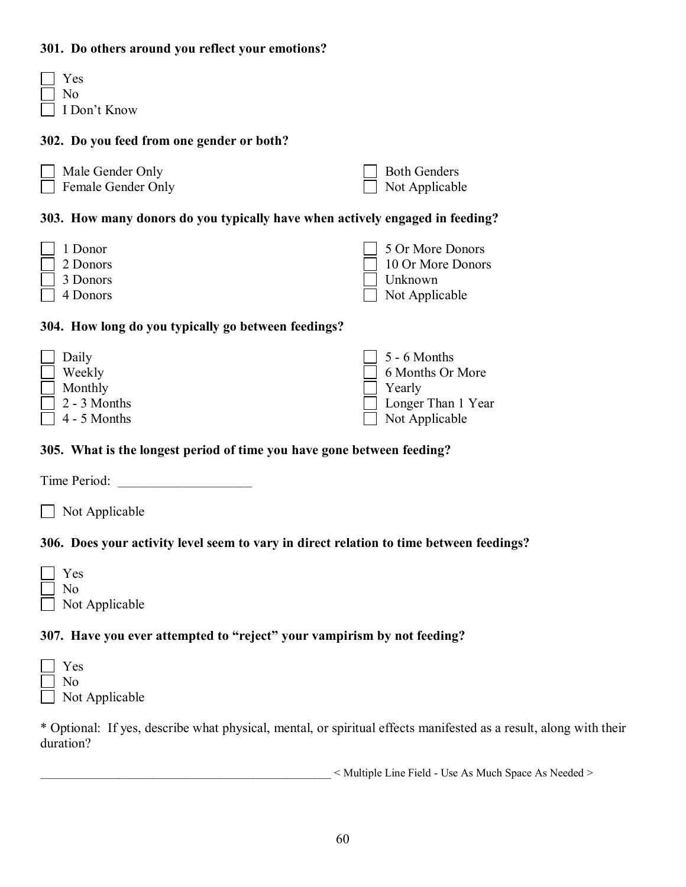**301. Do others around you reflect your emotions?**

- [ ] Yes
- [ ] No
- [ ] I Don't Know

**302. Do you feed from one gender or both?**

- [ ] Male Gender Only
- [ ] Female Gender Only
- [ ] Both Genders
- [ ] Not Applicable

**303. How many donors do you typically have when actively engaged in feeding?**

- [ ] 1 Donor
- [ ] 2 Donors
- [ ] 3 Donors
- [ ] 4 Donors
- [ ] 5 Or More Donors
- [ ] 10 Or More Donors
- [ ] Unknown
- [ ] Not Applicable

**304. How long do you typically go between feedings?**

- [ ] Daily
- [ ] Weekly
- [ ] Monthly
- [ ] 2 - 3 Months
- [ ] 4 - 5 Months
- [ ] 5 - 6 Months
- [ ] 6 Months Or More
- [ ] Yearly
- [ ] Longer Than 1 Year
- [ ] Not Applicable

**305. What is the longest period of time you have gone between feeding?**

Time Period: ____________________

- [ ] Not Applicable

**306. Does your activity level seem to vary in direct relation to time between feedings?**

- [ ] Yes
- [ ] No
- [ ] Not Applicable

**307. Have you ever attempted to "reject" your vampirism by not feeding?**

- [ ] Yes
- [ ] No
- [ ] Not Applicable

* Optional: If yes, describe what physical, mental, or spiritual effects manifested as a result, along with their duration?

_________________________________________________ < Multiple Line Field - Use As Much Space As Needed >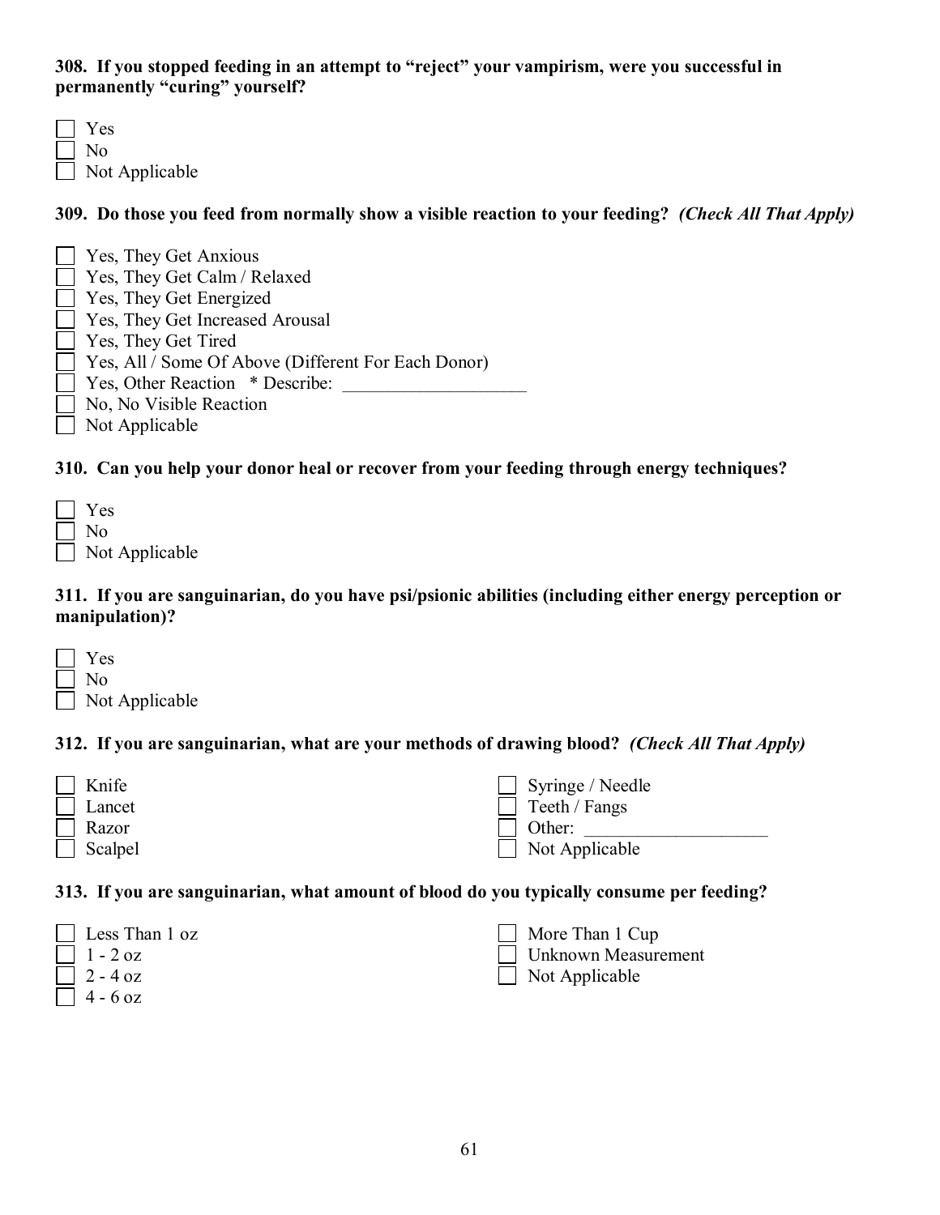**308. If you stopped feeding in an attempt to "reject" your vampirism, were you successful in permanently "curing" yourself?**

- [ ] Yes
- [ ] No
- [ ] Not Applicable

**309. Do those you feed from normally show a visible reaction to your feeding?** ***(Check All That Apply)***

- [ ] Yes, They Get Anxious
- [ ] Yes, They Get Calm / Relaxed
- [ ] Yes, They Get Energized
- [ ] Yes, They Get Increased Arousal
- [ ] Yes, They Get Tired
- [ ] Yes, All / Some Of Above (Different For Each Donor)
- [ ] Yes, Other Reaction * Describe: ____________________
- [ ] No, No Visible Reaction
- [ ] Not Applicable

**310. Can you help your donor heal or recover from your feeding through energy techniques?**

- [ ] Yes
- [ ] No
- [ ] Not Applicable

**311. If you are sanguinarian, do you have psi/psionic abilities (including either energy perception or manipulation)?**

- [ ] Yes
- [ ] No
- [ ] Not Applicable

**312. If you are sanguinarian, what are your methods of drawing blood?** ***(Check All That Apply)***

- [ ] Knife
- [ ] Lancet
- [ ] Razor
- [ ] Scalpel
- [ ] Syringe / Needle
- [ ] Teeth / Fangs
- [ ] Other: ____________________
- [ ] Not Applicable

**313. If you are sanguinarian, what amount of blood do you typically consume per feeding?**

- [ ] Less Than 1 oz
- [ ] 1 - 2 oz
- [ ] 2 - 4 oz
- [ ] 4 - 6 oz
- [ ] More Than 1 Cup
- [ ] Unknown Measurement
- [ ] Not Applicable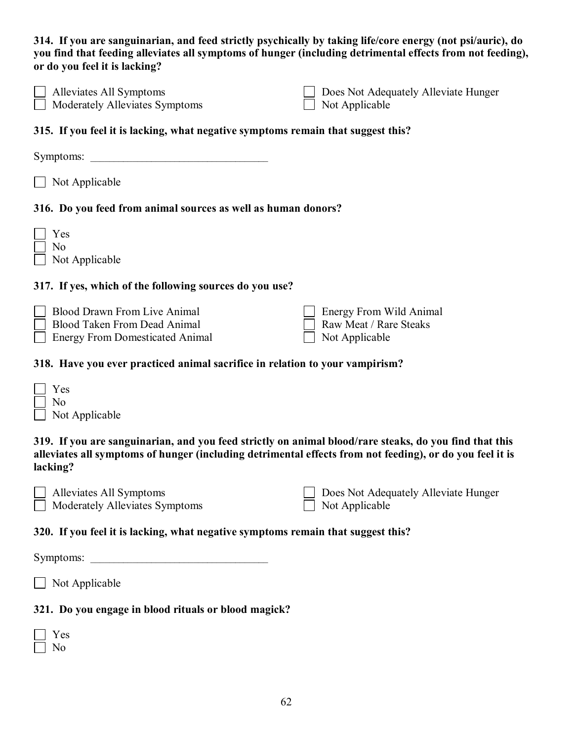**314. If you are sanguinarian, and feed strictly psychically by taking life/core energy (not psi/auric), do you find that feeding alleviates all symptoms of hunger (including detrimental effects from not feeding), or do you feel it is lacking?**

- [ ] Alleviates All Symptoms
- [ ] Moderately Alleviates Symptoms
- [ ] Does Not Adequately Alleviate Hunger
- [ ] Not Applicable

**315. If you feel it is lacking, what negative symptoms remain that suggest this?**

Symptoms: \_\_\_\_\_\_\_\_\_\_\_\_\_\_\_\_\_\_\_\_\_\_\_\_\_\_\_\_\_\_\_\_

- [ ] Not Applicable

**316. Do you feed from animal sources as well as human donors?**

- [ ] Yes
- [ ] No
- [ ] Not Applicable

**317. If yes, which of the following sources do you use?**

- [ ] Blood Drawn From Live Animal
- [ ] Blood Taken From Dead Animal
- [ ] Energy From Domesticated Animal
- [ ] Energy From Wild Animal
- [ ] Raw Meat / Rare Steaks
- [ ] Not Applicable

**318. Have you ever practiced animal sacrifice in relation to your vampirism?**

- [ ] Yes
- [ ] No
- [ ] Not Applicable

**319. If you are sanguinarian, and you feed strictly on animal blood/rare steaks, do you find that this alleviates all symptoms of hunger (including detrimental effects from not feeding), or do you feel it is lacking?**

- [ ] Alleviates All Symptoms
- [ ] Moderately Alleviates Symptoms
- [ ] Does Not Adequately Alleviate Hunger
- [ ] Not Applicable

**320. If you feel it is lacking, what negative symptoms remain that suggest this?**

Symptoms: \_\_\_\_\_\_\_\_\_\_\_\_\_\_\_\_\_\_\_\_\_\_\_\_\_\_\_\_\_\_\_\_

- [ ] Not Applicable

**321. Do you engage in blood rituals or blood magick?**

- [ ] Yes
- [ ] No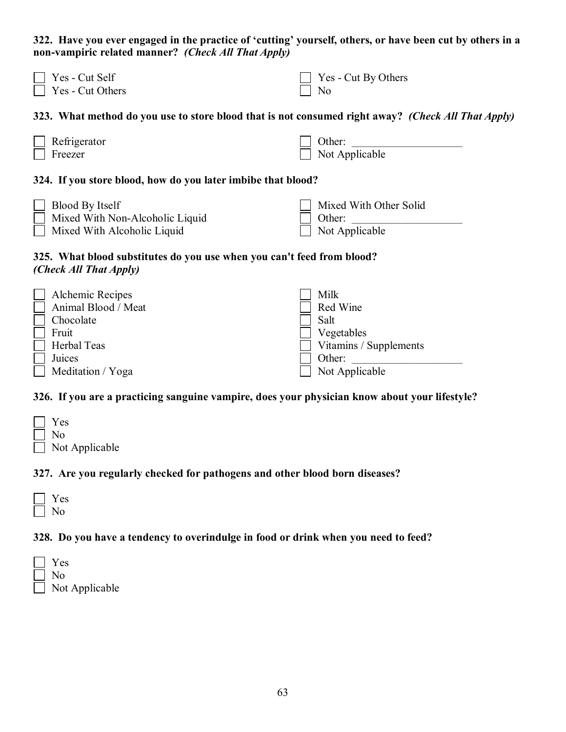**322. Have you ever engaged in the practice of 'cutting' yourself, others, or have been cut by others in a non-vampiric related manner?** ***(Check All That Apply)***

- [ ] Yes - Cut Self
- [ ] Yes - Cut Others
- [ ] Yes - Cut By Others
- [ ] No

**323. What method do you use to store blood that is not consumed right away?** ***(Check All That Apply)***

- [ ] Refrigerator
- [ ] Freezer
- [ ] Other: ____________________
- [ ] Not Applicable

**324. If you store blood, how do you later imbibe that blood?**

- [ ] Blood By Itself
- [ ] Mixed With Non-Alcoholic Liquid
- [ ] Mixed With Alcoholic Liquid
- [ ] Mixed With Other Solid
- [ ] Other: ____________________
- [ ] Not Applicable

**325. What blood substitutes do you use when you can't feed from blood?**
***(Check All That Apply)***

- [ ] Alchemic Recipes
- [ ] Animal Blood / Meat
- [ ] Chocolate
- [ ] Fruit
- [ ] Herbal Teas
- [ ] Juices
- [ ] Meditation / Yoga
- [ ] Milk
- [ ] Red Wine
- [ ] Salt
- [ ] Vegetables
- [ ] Vitamins / Supplements
- [ ] Other: ____________________
- [ ] Not Applicable

**326. If you are a practicing sanguine vampire, does your physician know about your lifestyle?**

- [ ] Yes
- [ ] No
- [ ] Not Applicable

**327. Are you regularly checked for pathogens and other blood born diseases?**

- [ ] Yes
- [ ] No

**328. Do you have a tendency to overindulge in food or drink when you need to feed?**

- [ ] Yes
- [ ] No
- [ ] Not Applicable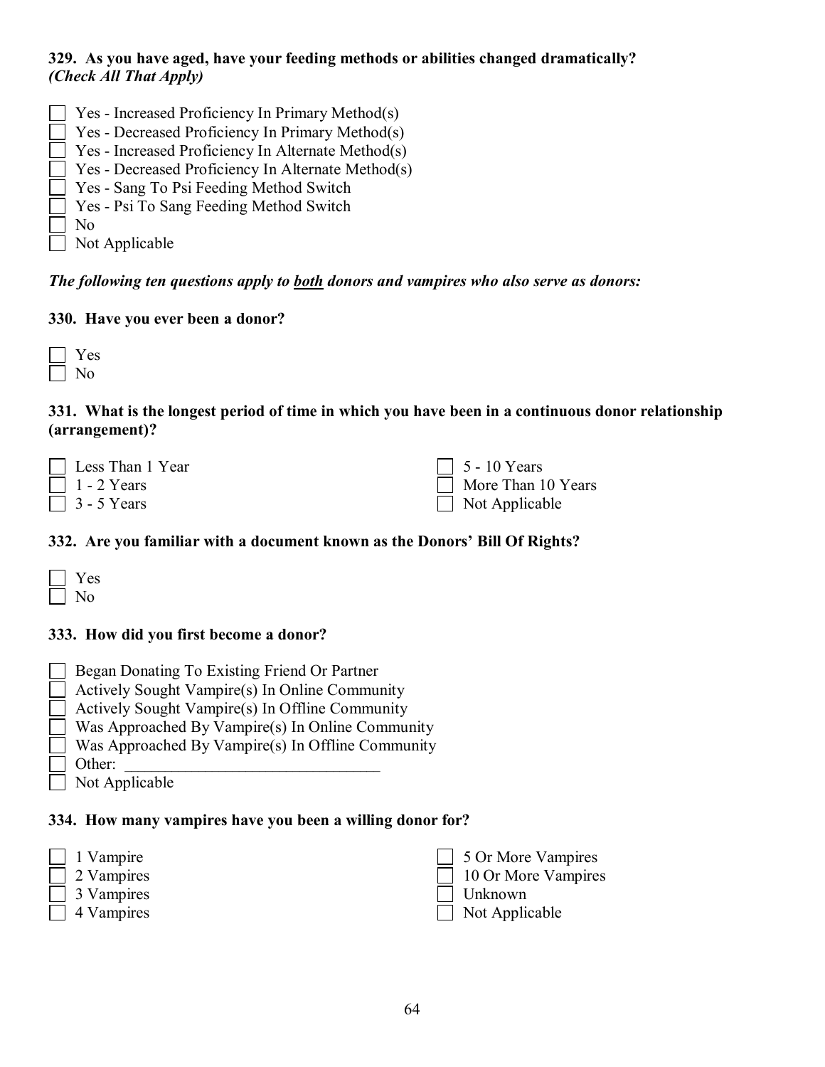**329. As you have aged, have your feeding methods or abilities changed dramatically?** ***(Check All That Apply)***

- [ ] Yes - Increased Proficiency In Primary Method(s)
- [ ] Yes - Decreased Proficiency In Primary Method(s)
- [ ] Yes - Increased Proficiency In Alternate Method(s)
- [ ] Yes - Decreased Proficiency In Alternate Method(s)
- [ ] Yes - Sang To Psi Feeding Method Switch
- [ ] Yes - Psi To Sang Feeding Method Switch
- [ ] No
- [ ] Not Applicable

***The following ten questions apply to <u>both</u> donors and vampires who also serve as donors:***

**330. Have you ever been a donor?**

- [ ] Yes
- [ ] No

**331. What is the longest period of time in which you have been in a continuous donor relationship (arrangement)?**

- [ ] Less Than 1 Year
- [ ] 1 - 2 Years
- [ ] 3 - 5 Years
- [ ] 5 - 10 Years
- [ ] More Than 10 Years
- [ ] Not Applicable

**332. Are you familiar with a document known as the Donors' Bill Of Rights?**

- [ ] Yes
- [ ] No

**333. How did you first become a donor?**

- [ ] Began Donating To Existing Friend Or Partner
- [ ] Actively Sought Vampire(s) In Online Community
- [ ] Actively Sought Vampire(s) In Offline Community
- [ ] Was Approached By Vampire(s) In Online Community
- [ ] Was Approached By Vampire(s) In Offline Community
- [ ] Other: ________________________________
- [ ] Not Applicable

**334. How many vampires have you been a willing donor for?**

- [ ] 1 Vampire
- [ ] 2 Vampires
- [ ] 3 Vampires
- [ ] 4 Vampires
- [ ] 5 Or More Vampires
- [ ] 10 Or More Vampires
- [ ] Unknown
- [ ] Not Applicable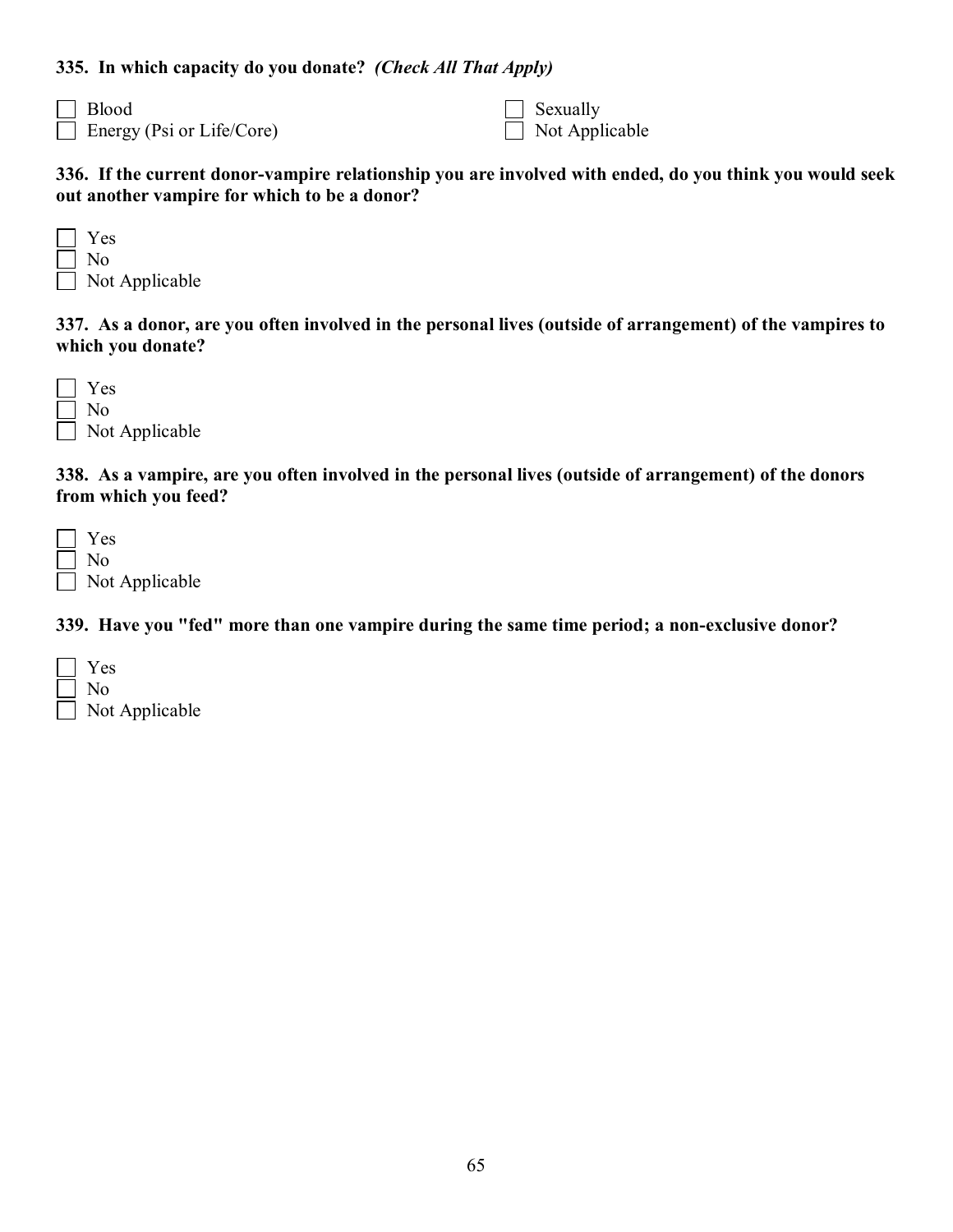**335. In which capacity do you donate?** ***(Check All That Apply)***

- [ ] Blood
- [ ] Energy (Psi or Life/Core)
- [ ] Sexually
- [ ] Not Applicable

**336. If the current donor-vampire relationship you are involved with ended, do you think you would seek out another vampire for which to be a donor?**

- [ ] Yes
- [ ] No
- [ ] Not Applicable

**337. As a donor, are you often involved in the personal lives (outside of arrangement) of the vampires to which you donate?**

- [ ] Yes
- [ ] No
- [ ] Not Applicable

**338. As a vampire, are you often involved in the personal lives (outside of arrangement) of the donors from which you feed?**

- [ ] Yes
- [ ] No
- [ ] Not Applicable

**339. Have you "fed" more than one vampire during the same time period; a non-exclusive donor?**

- [ ] Yes
- [ ] No
- [ ] Not Applicable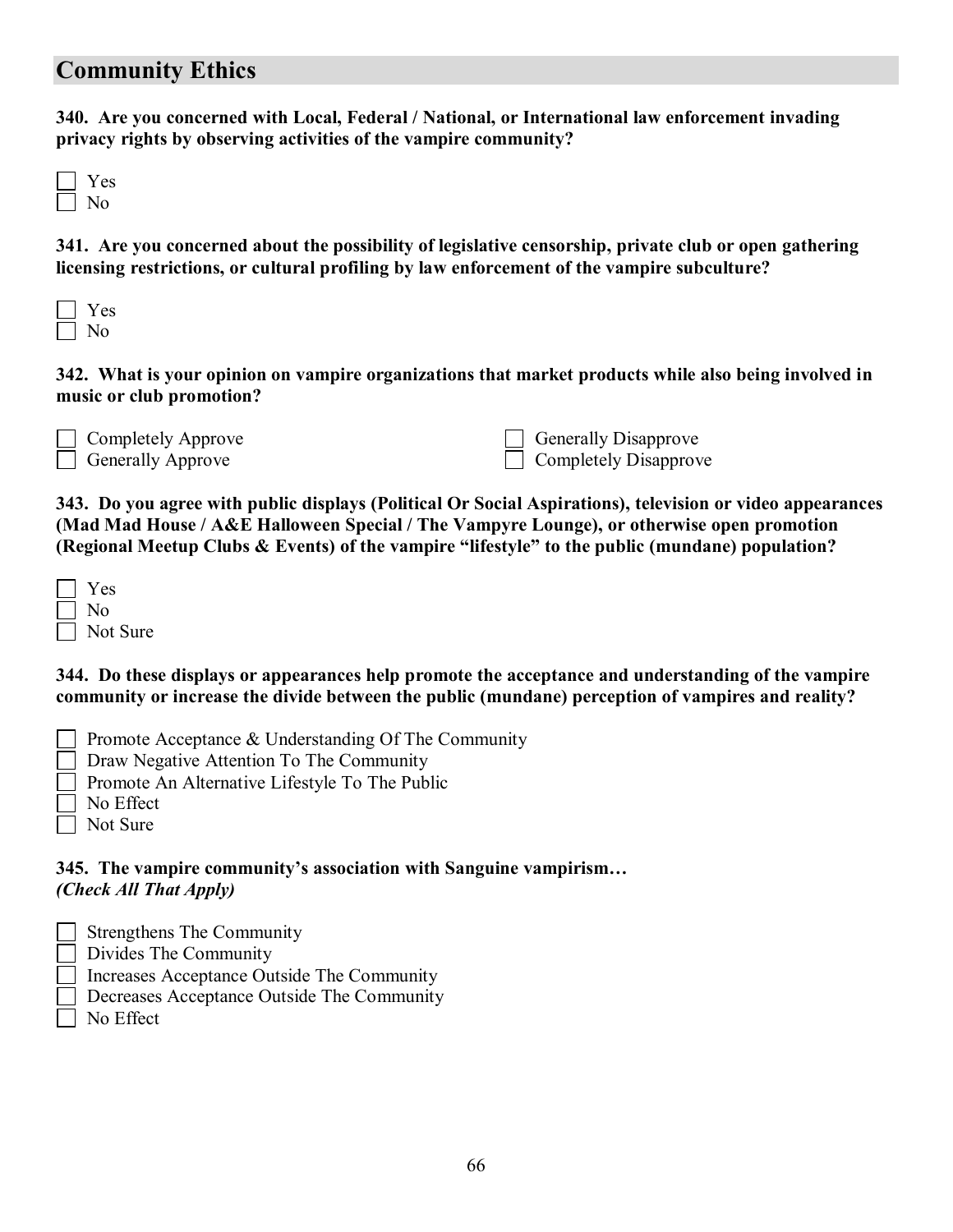## Community Ethics

**340. Are you concerned with Local, Federal / National, or International law enforcement invading privacy rights by observing activities of the vampire community?**

- [ ] Yes
- [ ] No

**341. Are you concerned about the possibility of legislative censorship, private club or open gathering licensing restrictions, or cultural profiling by law enforcement of the vampire subculture?**

- [ ] Yes
- [ ] No

**342. What is your opinion on vampire organizations that market products while also being involved in music or club promotion?**

- [ ] Completely Approve
- [ ] Generally Approve
- [ ] Generally Disapprove
- [ ] Completely Disapprove

**343. Do you agree with public displays (Political Or Social Aspirations), television or video appearances (Mad Mad House / A&E Halloween Special / The Vampyre Lounge), or otherwise open promotion (Regional Meetup Clubs & Events) of the vampire "lifestyle" to the public (mundane) population?**

- [ ] Yes
- [ ] No
- [ ] Not Sure

**344. Do these displays or appearances help promote the acceptance and understanding of the vampire community or increase the divide between the public (mundane) perception of vampires and reality?**

- [ ] Promote Acceptance & Understanding Of The Community
- [ ] Draw Negative Attention To The Community
- [ ] Promote An Alternative Lifestyle To The Public
- [ ] No Effect
- [ ] Not Sure

**345. The vampire community's association with Sanguine vampirism…**
***(Check All That Apply)***

- [ ] Strengthens The Community
- [ ] Divides The Community
- [ ] Increases Acceptance Outside The Community
- [ ] Decreases Acceptance Outside The Community
- [ ] No Effect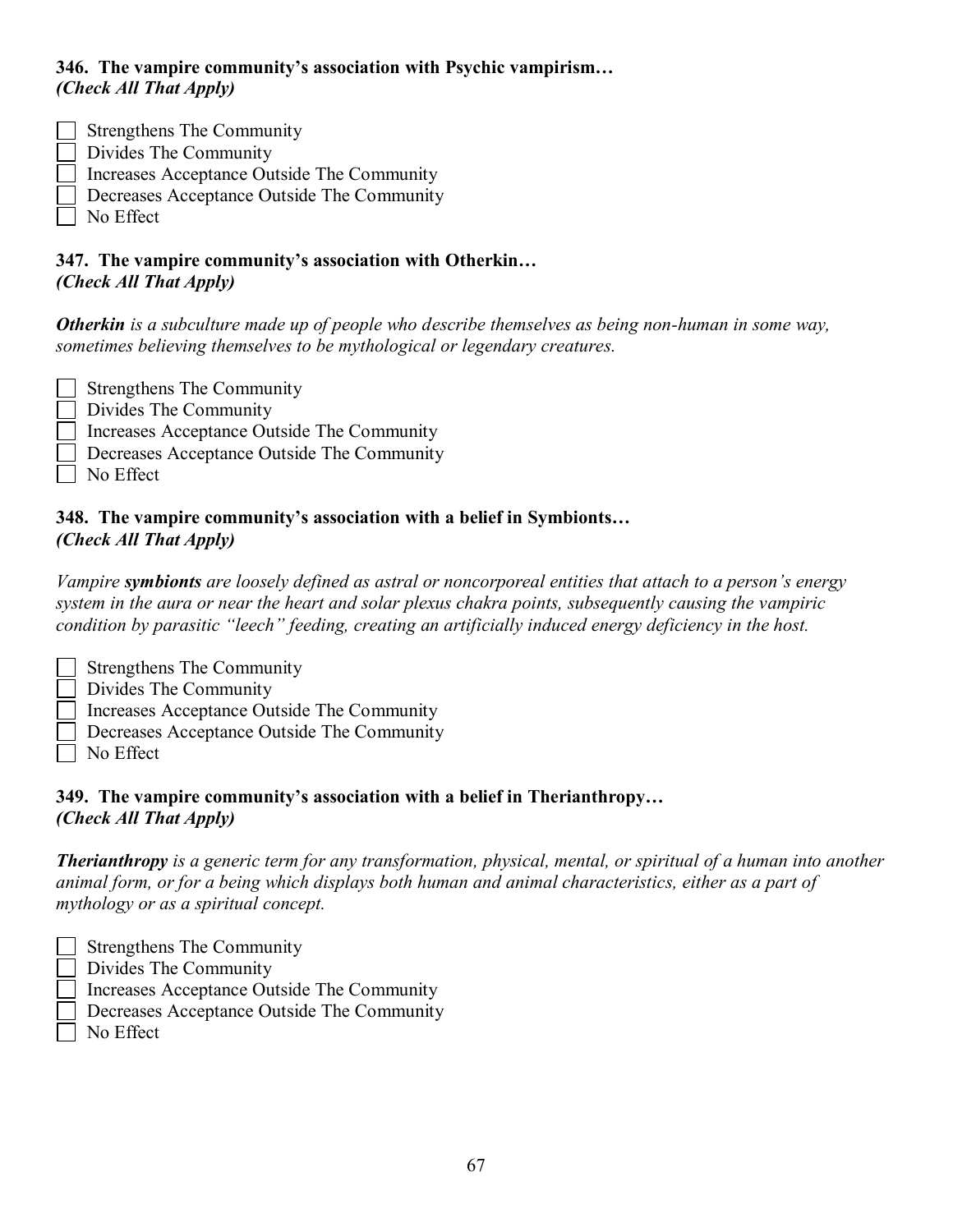**346. The vampire community's association with Psychic vampirism…**
***(Check All That Apply)***

- [ ] Strengthens The Community
- [ ] Divides The Community
- [ ] Increases Acceptance Outside The Community
- [ ] Decreases Acceptance Outside The Community
- [ ] No Effect

**347. The vampire community's association with Otherkin…**
***(Check All That Apply)***

***Otherkin*** *is a subculture made up of people who describe themselves as being non-human in some way, sometimes believing themselves to be mythological or legendary creatures.*

- [ ] Strengthens The Community
- [ ] Divides The Community
- [ ] Increases Acceptance Outside The Community
- [ ] Decreases Acceptance Outside The Community
- [ ] No Effect

**348. The vampire community's association with a belief in Symbionts…**
***(Check All That Apply)***

*Vampire* ***symbionts*** *are loosely defined as astral or noncorporeal entities that attach to a person's energy system in the aura or near the heart and solar plexus chakra points, subsequently causing the vampiric condition by parasitic "leech" feeding, creating an artificially induced energy deficiency in the host.*

- [ ] Strengthens The Community
- [ ] Divides The Community
- [ ] Increases Acceptance Outside The Community
- [ ] Decreases Acceptance Outside The Community
- [ ] No Effect

**349. The vampire community's association with a belief in Therianthropy…**
***(Check All That Apply)***

***Therianthropy*** *is a generic term for any transformation, physical, mental, or spiritual of a human into another animal form, or for a being which displays both human and animal characteristics, either as a part of mythology or as a spiritual concept.*

- [ ] Strengthens The Community
- [ ] Divides The Community
- [ ] Increases Acceptance Outside The Community
- [ ] Decreases Acceptance Outside The Community
- [ ] No Effect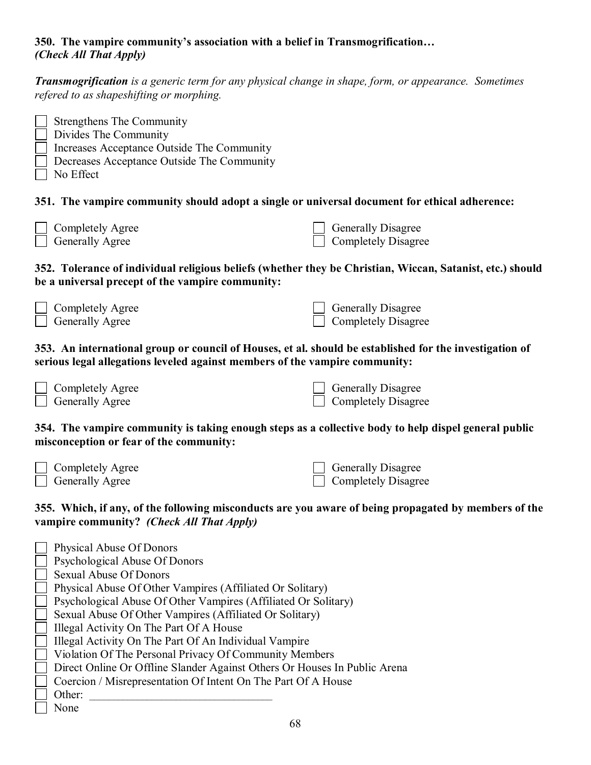**350. The vampire community's association with a belief in Transmogrification…**
***(Check All That Apply)***

***Transmogrification*** *is a generic term for any physical change in shape, form, or appearance. Sometimes refered to as shapeshifting or morphing.*

- [ ] Strengthens The Community
- [ ] Divides The Community
- [ ] Increases Acceptance Outside The Community
- [ ] Decreases Acceptance Outside The Community
- [ ] No Effect

**351. The vampire community should adopt a single or universal document for ethical adherence:**

- [ ] Completely Agree
- [ ] Generally Agree
- [ ] Generally Disagree
- [ ] Completely Disagree

**352. Tolerance of individual religious beliefs (whether they be Christian, Wiccan, Satanist, etc.) should be a universal precept of the vampire community:**

- [ ] Completely Agree
- [ ] Generally Agree
- [ ] Generally Disagree
- [ ] Completely Disagree

**353. An international group or council of Houses, et al. should be established for the investigation of serious legal allegations leveled against members of the vampire community:**

- [ ] Completely Agree
- [ ] Generally Agree
- [ ] Generally Disagree
- [ ] Completely Disagree

**354. The vampire community is taking enough steps as a collective body to help dispel general public misconception or fear of the community:**

- [ ] Completely Agree
- [ ] Generally Agree
- [ ] Generally Disagree
- [ ] Completely Disagree

**355. Which, if any, of the following misconducts are you aware of being propagated by members of the vampire community?** ***(Check All That Apply)***

- [ ] Physical Abuse Of Donors
- [ ] Psychological Abuse Of Donors
- [ ] Sexual Abuse Of Donors
- [ ] Physical Abuse Of Other Vampires (Affiliated Or Solitary)
- [ ] Psychological Abuse Of Other Vampires (Affiliated Or Solitary)
- [ ] Sexual Abuse Of Other Vampires (Affiliated Or Solitary)
- [ ] Illegal Activity On The Part Of A House
- [ ] Illegal Activity On The Part Of An Individual Vampire
- [ ] Violation Of The Personal Privacy Of Community Members
- [ ] Direct Online Or Offline Slander Against Others Or Houses In Public Arena
- [ ] Coercion / Misrepresentation Of Intent On The Part Of A House
- [ ] Other: ________________________________
- [ ] None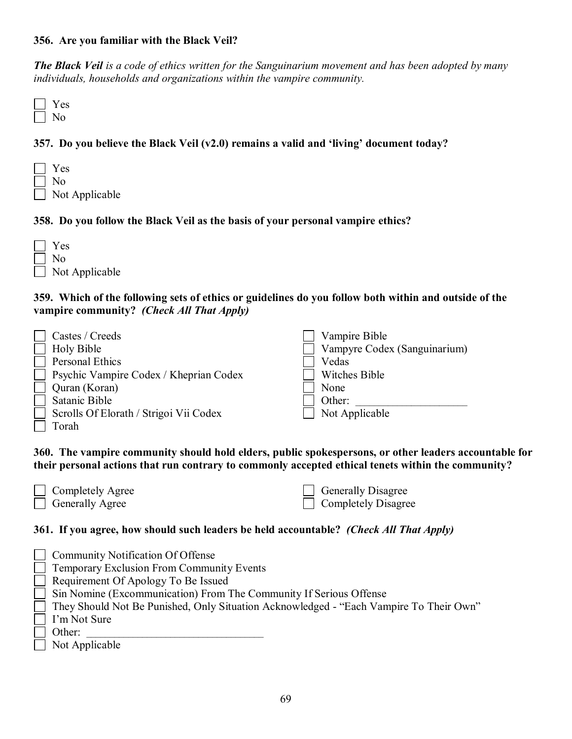**356. Are you familiar with the Black Veil?**

***The Black Veil*** *is a code of ethics written for the Sanguinarium movement and has been adopted by many individuals, households and organizations within the vampire community.*

- [ ] Yes
- [ ] No

**357. Do you believe the Black Veil (v2.0) remains a valid and 'living' document today?**

- [ ] Yes
- [ ] No
- [ ] Not Applicable

**358. Do you follow the Black Veil as the basis of your personal vampire ethics?**

- [ ] Yes
- [ ] No
- [ ] Not Applicable

**359. Which of the following sets of ethics or guidelines do you follow both within and outside of the vampire community?** ***(Check All That Apply)***

- [ ] Castes / Creeds
- [ ] Holy Bible
- [ ] Personal Ethics
- [ ] Psychic Vampire Codex / Kheprian Codex
- [ ] Quran (Koran)
- [ ] Satanic Bible
- [ ] Scrolls Of Elorath / Strigoi Vii Codex
- [ ] Torah
- [ ] Vampire Bible
- [ ] Vampyre Codex (Sanguinarium)
- [ ] Vedas
- [ ] Witches Bible
- [ ] None
- [ ] Other: ____________________
- [ ] Not Applicable

**360. The vampire community should hold elders, public spokespersons, or other leaders accountable for their personal actions that run contrary to commonly accepted ethical tenets within the community?**

- [ ] Completely Agree
- [ ] Generally Agree
- [ ] Generally Disagree
- [ ] Completely Disagree

**361. If you agree, how should such leaders be held accountable?** ***(Check All That Apply)***

- [ ] Community Notification Of Offense
- [ ] Temporary Exclusion From Community Events
- [ ] Requirement Of Apology To Be Issued
- [ ] Sin Nomine (Excommunication) From The Community If Serious Offense
- [ ] They Should Not Be Punished, Only Situation Acknowledged - "Each Vampire To Their Own"
- [ ] I'm Not Sure
- [ ] Other: ________________________________
- [ ] Not Applicable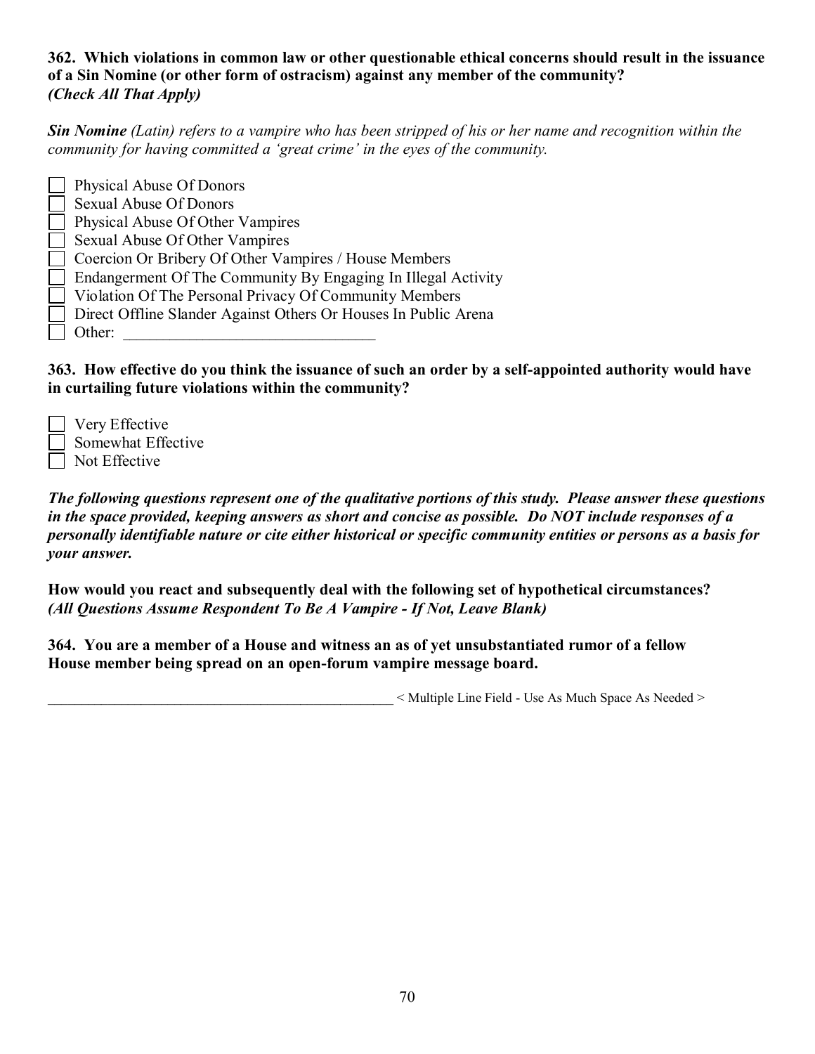**362. Which violations in common law or other questionable ethical concerns should result in the issuance of a Sin Nomine (or other form of ostracism) against any member of the community?**
***(Check All That Apply)***

***Sin Nomine*** *(Latin) refers to a vampire who has been stripped of his or her name and recognition within the community for having committed a 'great crime' in the eyes of the community.*

- [ ] Physical Abuse Of Donors
- [ ] Sexual Abuse Of Donors
- [ ] Physical Abuse Of Other Vampires
- [ ] Sexual Abuse Of Other Vampires
- [ ] Coercion Or Bribery Of Other Vampires / House Members
- [ ] Endangerment Of The Community By Engaging In Illegal Activity
- [ ] Violation Of The Personal Privacy Of Community Members
- [ ] Direct Offline Slander Against Others Or Houses In Public Arena
- [ ] Other: ________________________________

**363. How effective do you think the issuance of such an order by a self-appointed authority would have in curtailing future violations within the community?**

- [ ] Very Effective
- [ ] Somewhat Effective
- [ ] Not Effective

***The following questions represent one of the qualitative portions of this study. Please answer these questions in the space provided, keeping answers as short and concise as possible. Do NOT include responses of a personally identifiable nature or cite either historical or specific community entities or persons as a basis for your answer.***

**How would you react and subsequently deal with the following set of hypothetical circumstances?**
***(All Questions Assume Respondent To Be A Vampire - If Not, Leave Blank)***

**364. You are a member of a House and witness an as of yet unsubstantiated rumor of a fellow House member being spread on an open-forum vampire message board.**

__________________________________________________ < Multiple Line Field - Use As Much Space As Needed >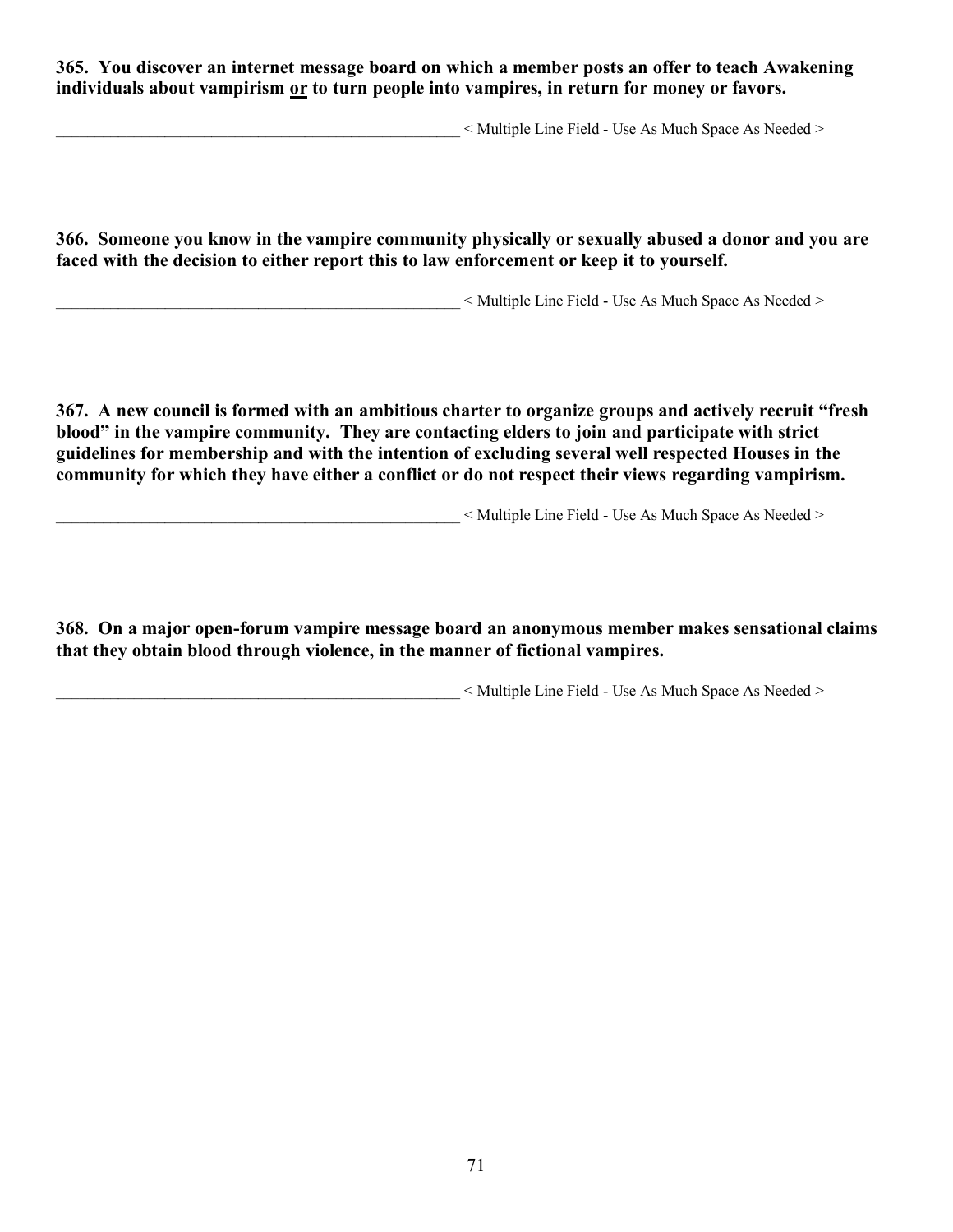**365. You discover an internet message board on which a member posts an offer to teach Awakening individuals about vampirism <u>or</u> to turn people into vampires, in return for money or favors.**

___________________________________________________ < Multiple Line Field - Use As Much Space As Needed >

**366. Someone you know in the vampire community physically or sexually abused a donor and you are faced with the decision to either report this to law enforcement or keep it to yourself.**

___________________________________________________ < Multiple Line Field - Use As Much Space As Needed >

**367. A new council is formed with an ambitious charter to organize groups and actively recruit "fresh blood" in the vampire community. They are contacting elders to join and participate with strict guidelines for membership and with the intention of excluding several well respected Houses in the community for which they have either a conflict or do not respect their views regarding vampirism.**

___________________________________________________ < Multiple Line Field - Use As Much Space As Needed >

**368. On a major open-forum vampire message board an anonymous member makes sensational claims that they obtain blood through violence, in the manner of fictional vampires.**

___________________________________________________ < Multiple Line Field - Use As Much Space As Needed >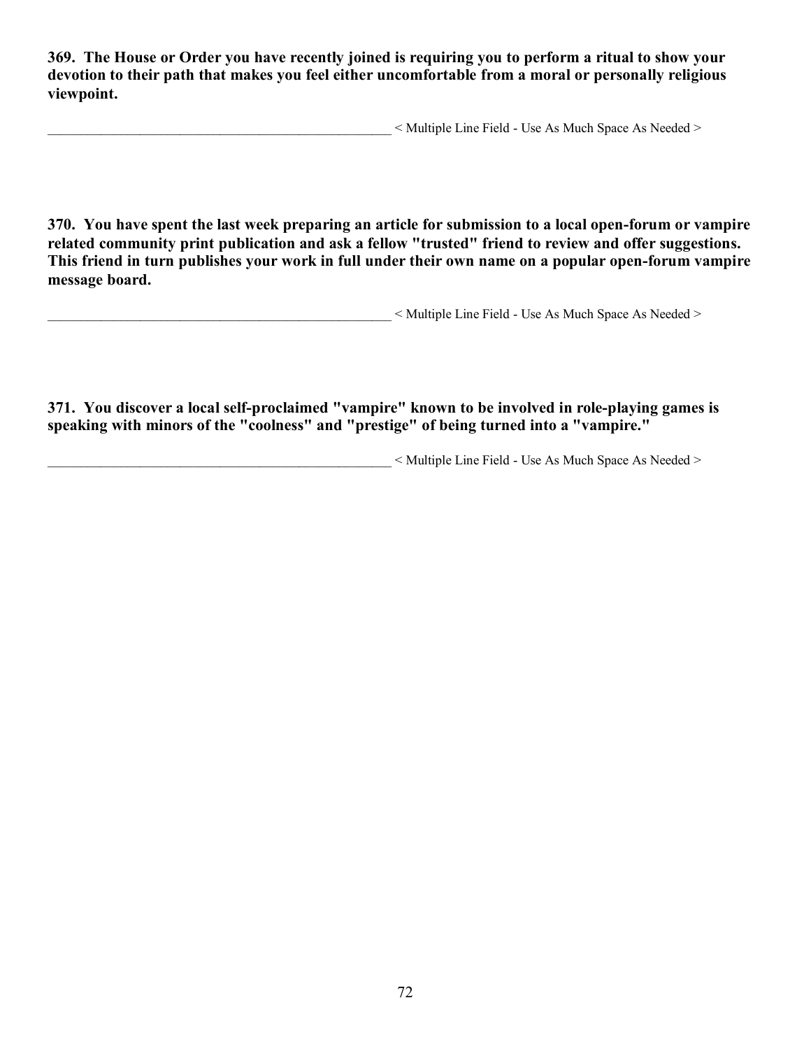**369. The House or Order you have recently joined is requiring you to perform a ritual to show your devotion to their path that makes you feel either uncomfortable from a moral or personally religious viewpoint.**

____________________________________________________ < Multiple Line Field - Use As Much Space As Needed >

**370. You have spent the last week preparing an article for submission to a local open-forum or vampire related community print publication and ask a fellow "trusted" friend to review and offer suggestions. This friend in turn publishes your work in full under their own name on a popular open-forum vampire message board.**

____________________________________________________ < Multiple Line Field - Use As Much Space As Needed >

**371. You discover a local self-proclaimed "vampire" known to be involved in role-playing games is speaking with minors of the "coolness" and "prestige" of being turned into a "vampire."**

____________________________________________________ < Multiple Line Field - Use As Much Space As Needed >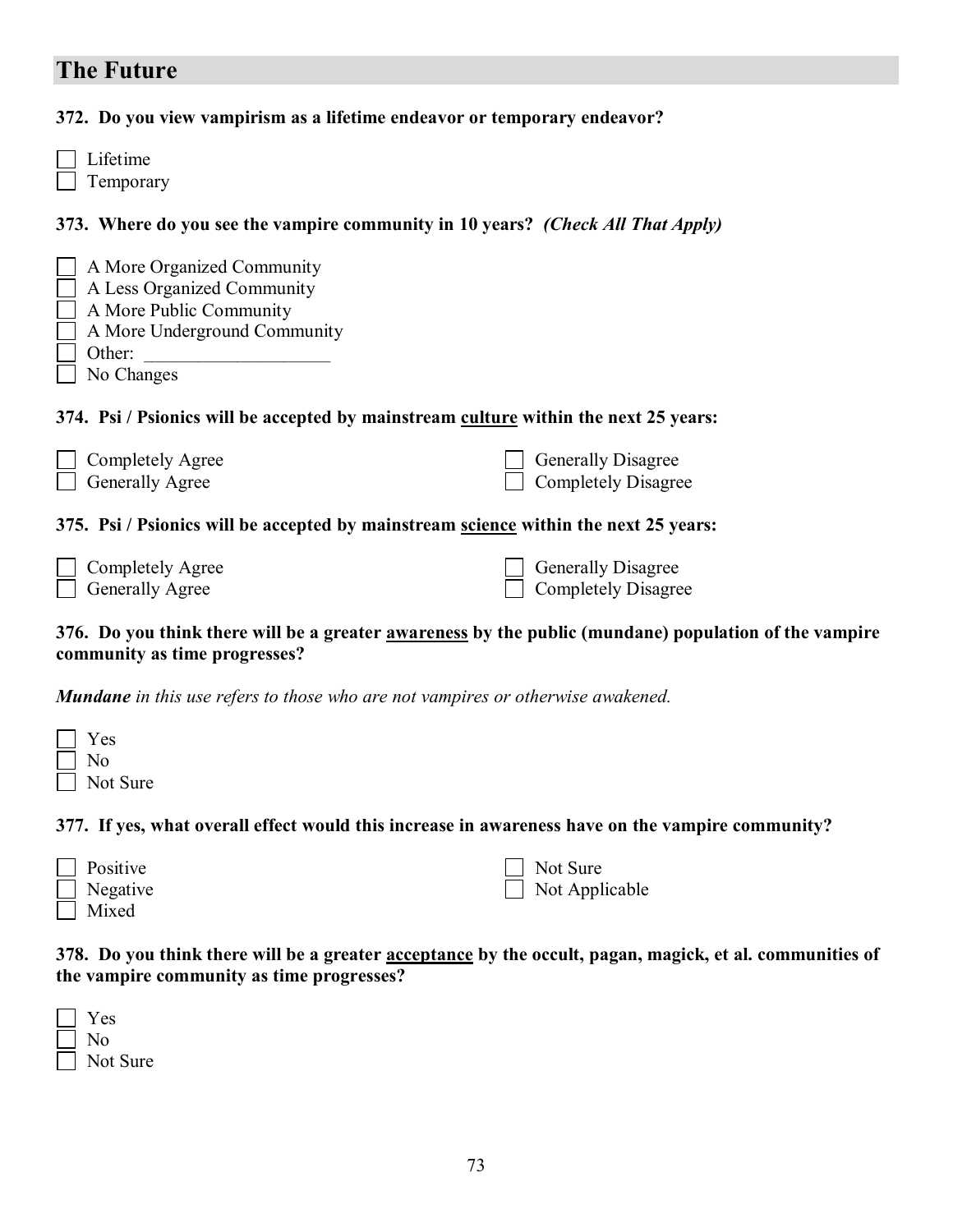## The Future

**372. Do you view vampirism as a lifetime endeavor or temporary endeavor?**

- [ ] Lifetime
- [ ] Temporary

**373. Where do you see the vampire community in 10 years?** ***(Check All That Apply)***

- [ ] A More Organized Community
- [ ] A Less Organized Community
- [ ] A More Public Community
- [ ] A More Underground Community
- [ ] Other: ____________________
- [ ] No Changes

**374. Psi / Psionics will be accepted by mainstream <u>culture</u> within the next 25 years:**

- [ ] Completely Agree
- [ ] Generally Agree
- [ ] Generally Disagree
- [ ] Completely Disagree

**375. Psi / Psionics will be accepted by mainstream <u>science</u> within the next 25 years:**

- [ ] Completely Agree
- [ ] Generally Agree
- [ ] Generally Disagree
- [ ] Completely Disagree

**376. Do you think there will be a greater <u>awareness</u> by the public (mundane) population of the vampire community as time progresses?**

***Mundane*** *in this use refers to those who are not vampires or otherwise awakened.*

- [ ] Yes
- [ ] No
- [ ] Not Sure

**377. If yes, what overall effect would this increase in awareness have on the vampire community?**

- [ ] Positive
- [ ] Negative
- [ ] Mixed
- [ ] Not Sure
- [ ] Not Applicable

**378. Do you think there will be a greater <u>acceptance</u> by the occult, pagan, magick, et al. communities of the vampire community as time progresses?**

- [ ] Yes
- [ ] No
- [ ] Not Sure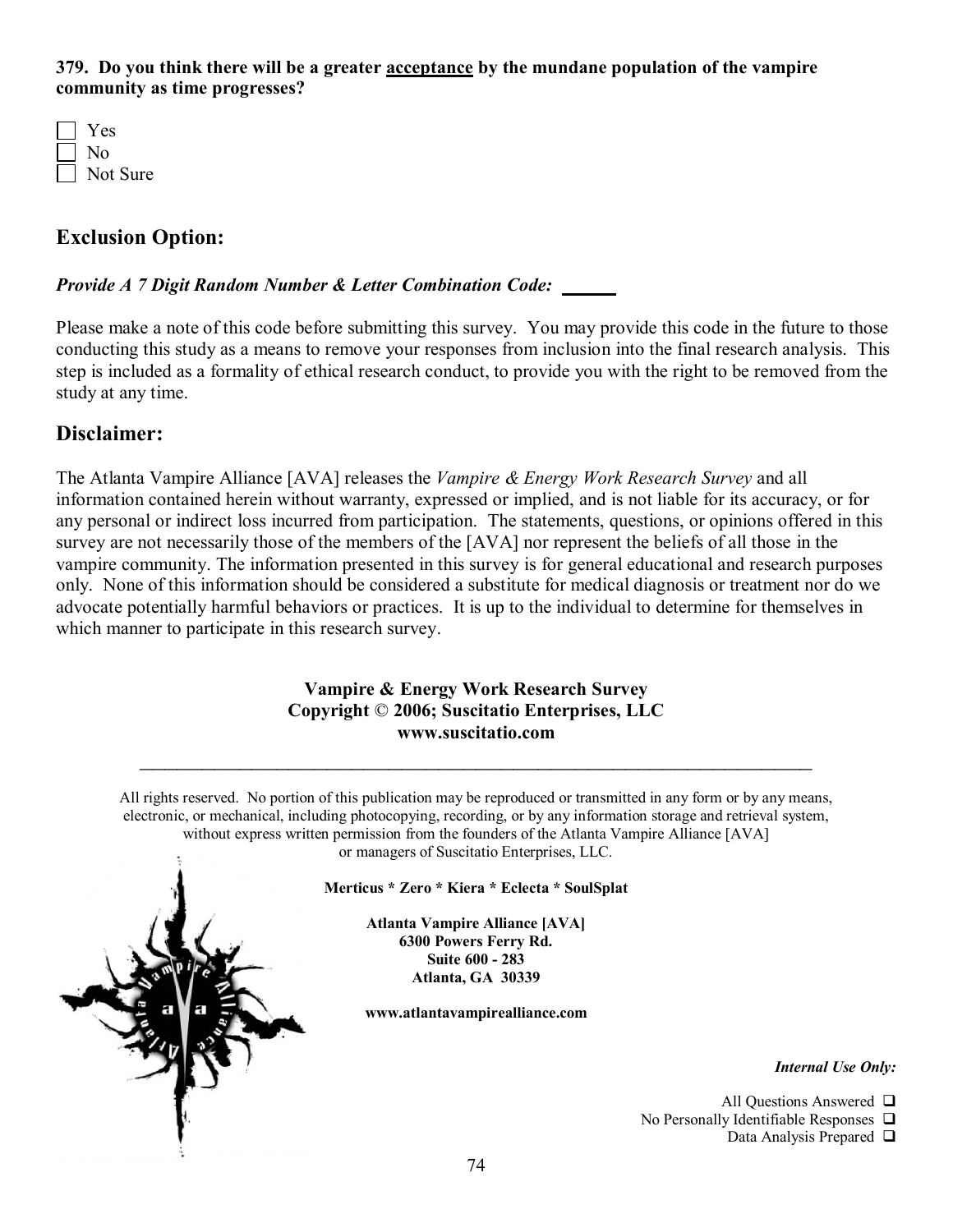**379. Do you think there will be a greater <u>acceptance</u> by the mundane population of the vampire community as time progresses?**

- [ ] Yes
- [ ] No
- [ ] Not Sure

## Exclusion Option:

***Provide A 7 Digit Random Number & Letter Combination Code:*** ______

Please make a note of this code before submitting this survey. You may provide this code in the future to those conducting this study as a means to remove your responses from inclusion into the final research analysis. This step is included as a formality of ethical research conduct, to provide you with the right to be removed from the study at any time.

## Disclaimer:

The Atlanta Vampire Alliance [AVA] releases the *Vampire & Energy Work Research Survey* and all information contained herein without warranty, expressed or implied, and is not liable for its accuracy, or for any personal or indirect loss incurred from participation. The statements, questions, or opinions offered in this survey are not necessarily those of the members of the [AVA] nor represent the beliefs of all those in the vampire community. The information presented in this survey is for general educational and research purposes only. None of this information should be considered a substitute for medical diagnosis or treatment nor do we advocate potentially harmful behaviors or practices. It is up to the individual to determine for themselves in which manner to participate in this research survey.

**Vampire & Energy Work Research Survey**
**Copyright © 2006; Suscitatio Enterprises, LLC**
**www.suscitatio.com**

---

All rights reserved. No portion of this publication may be reproduced or transmitted in any form or by any means, electronic, or mechanical, including photocopying, recording, or by any information storage and retrieval system, without express written permission from the founders of the Atlanta Vampire Alliance [AVA] or managers of Suscitatio Enterprises, LLC.

**Merticus * Zero * Kiera * Eclecta * SoulSplat**

**Atlanta Vampire Alliance [AVA]**
**6300 Powers Ferry Rd.**
**Suite 600 - 283**
**Atlanta, GA 30339**

**www.atlantavampirealliance.com**

***Internal Use Only:***

All Questions Answered ❑
No Personally Identifiable Responses ❑
Data Analysis Prepared ❑